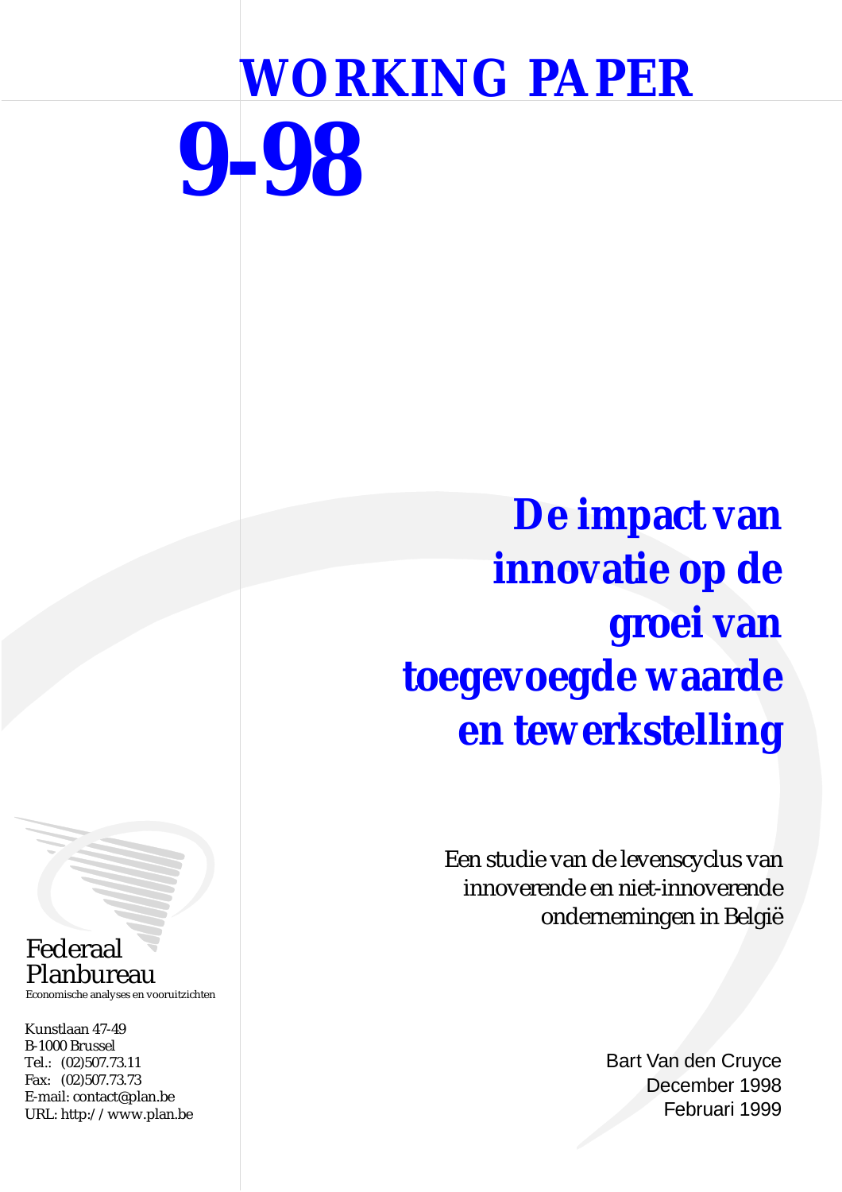# WORKING PAPER

# 9-98

# *De impact van innovatie op de groei van toegevoegde waarde en tewerkstelling*

Een studie van de levenscyclus van innoverende en niet-innoverende ondernemingen in België

Bart Van den Cruyce
December 1998
Februari 1999

Federaal Planbureau
Economische analyses en vooruitzichten

Kunstlaan 47-49
B-1000 Brussel
Tel.: (02)507.73.11
Fax: (02)507.73.73
E-mail: contact@plan.be
URL: http://www.plan.be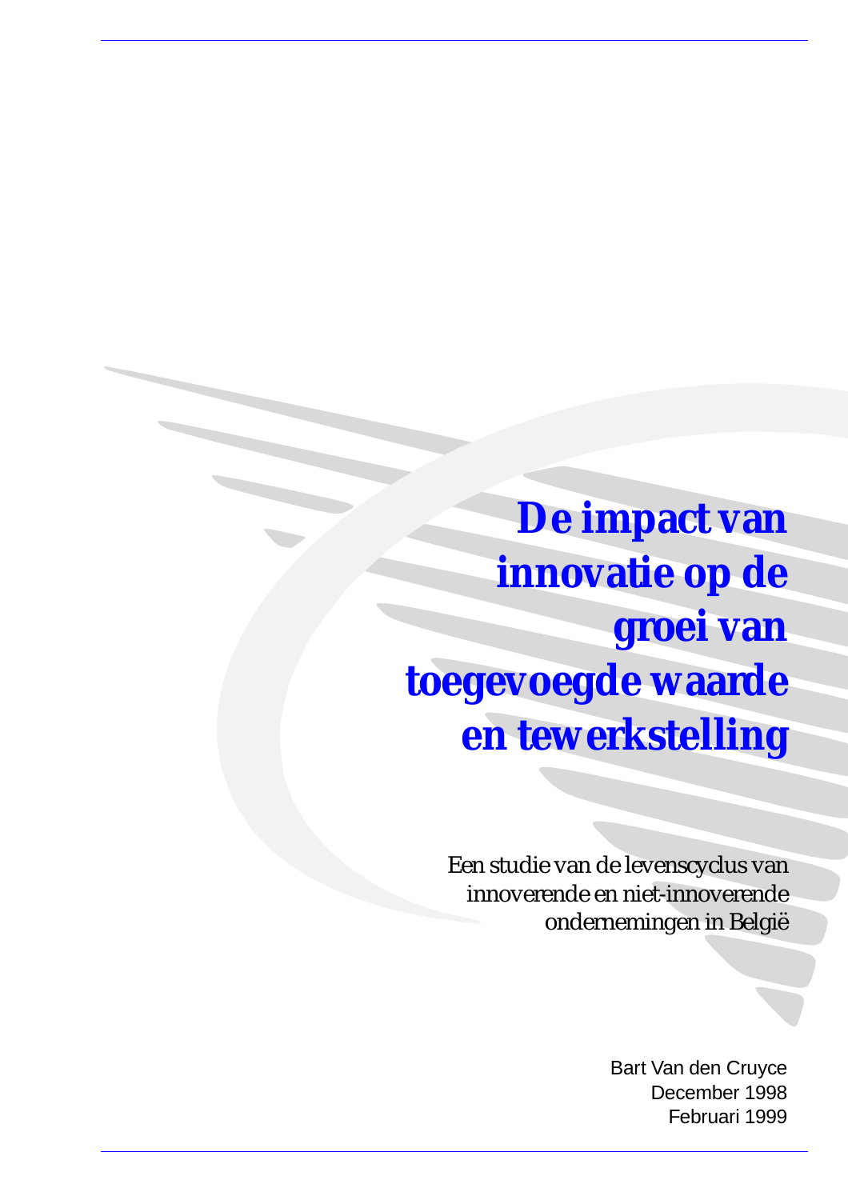# De impact van innovatie op de groei van toegevoegde waarde en tewerkstelling

Een studie van de levenscyclus van innoverende en niet-innoverende ondernemingen in België

Bart Van den Cruyce
December 1998
Februari 1999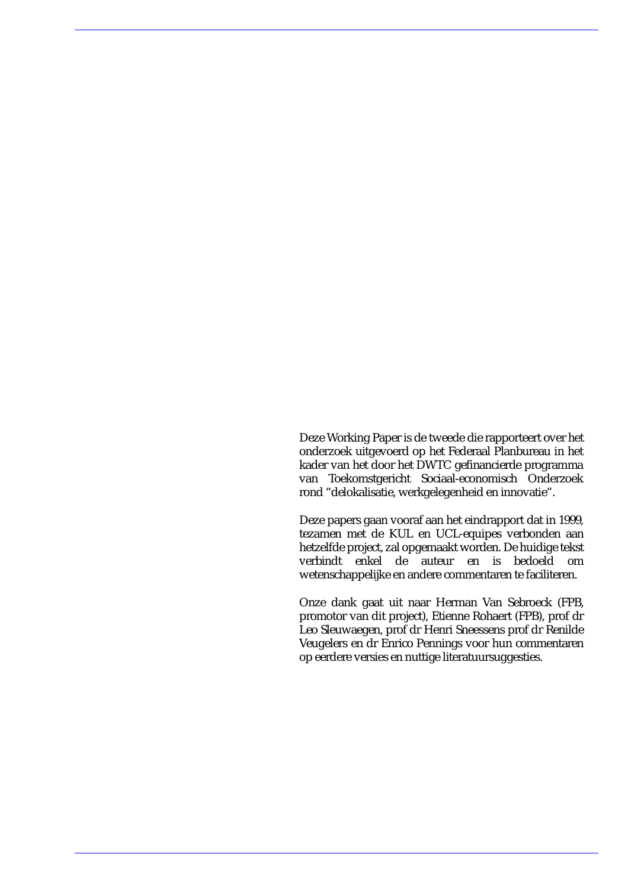Deze Working Paper is de tweede die rapporteert over het onderzoek uitgevoerd op het Federaal Planbureau in het kader van het door het DWTC gefinancierde programma van Toekomstgericht Sociaal-economisch Onderzoek rond “delokalisatie, werkgelegenheid en innovatie”.

Deze papers gaan vooraf aan het eindrapport dat in 1999, tezamen met de KUL en UCL-equipes verbonden aan hetzelfde project, zal opgemaakt worden. De huidige tekst verbindt enkel de auteur en is bedoeld om wetenschappelijke en andere commentaren te faciliteren.

Onze dank gaat uit naar Herman Van Sebroeck (FPB, promotor van dit project), Etienne Rohaert (FPB), prof dr Leo Sleuwaegen, prof dr Henri Sneessens prof dr Renilde Veugelers en dr Enrico Pennings voor hun commentaren op eerdere versies en nuttige literatuursuggesties.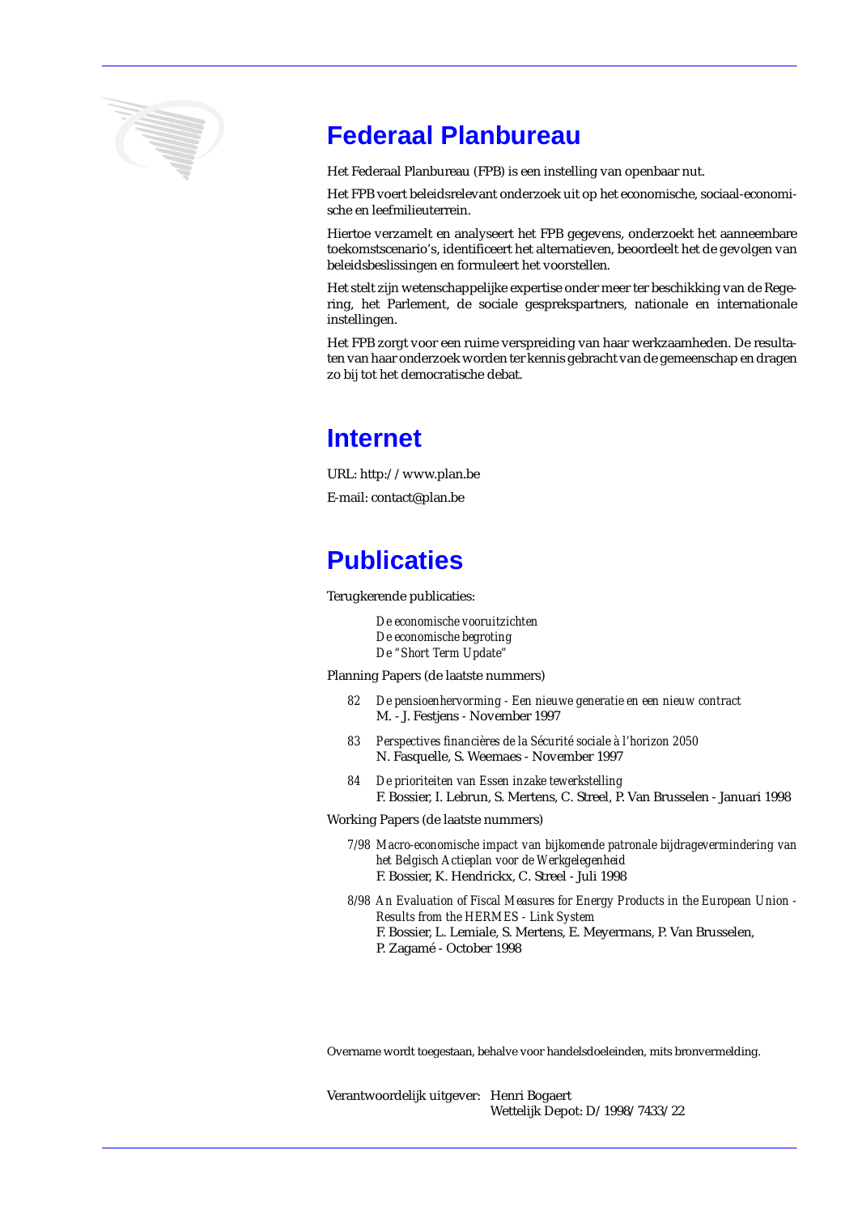## Federaal Planbureau

Het Federaal Planbureau (FPB) is een instelling van openbaar nut.

Het FPB voert beleidsrelevant onderzoek uit op het economische, sociaal-economische en leefmilieuterrein.

Hiertoe verzamelt en analyseert het FPB gegevens, onderzoekt het aanneembare toekomstscenario's, identificeert het alternatieven, beoordeelt het de gevolgen van beleidsbeslissingen en formuleert het voorstellen.

Het stelt zijn wetenschappelijke expertise onder meer ter beschikking van de Regering, het Parlement, de sociale gesprekspartners, nationale en internationale instellingen.

Het FPB zorgt voor een ruime verspreiding van haar werkzaamheden. De resultaten van haar onderzoek worden ter kennis gebracht van de gemeenschap en dragen zo bij tot het democratische debat.

## Internet

URL: http://www.plan.be

E-mail: contact@plan.be

## Publicaties

Terugkerende publicaties:

*De economische vooruitzichten*
*De economische begroting*
*De "Short Term Update"*

Planning Papers (de laatste nummers)

82 *De pensioenhervorming - Een nieuwe generatie en een nieuw contract*
M. - J. Festjens - November 1997

83 *Perspectives financières de la Sécurité sociale à l'horizon 2050*
N. Fasquelle, S. Weemaes - November 1997

84 *De prioriteiten van Essen inzake tewerkstelling*
F. Bossier, I. Lebrun, S. Mertens, C. Streel, P. Van Brusselen - Januari 1998

Working Papers (de laatste nummers)

7/98 *Macro-economische impact van bijkomende patronale bijdragevermindering van het Belgisch Actieplan voor de Werkgelegenheid*
F. Bossier, K. Hendrickx, C. Streel - Juli 1998

8/98 *An Evaluation of Fiscal Measures for Energy Products in the European Union - Results from the HERMES - Link System*
F. Bossier, L. Lemiale, S. Mertens, E. Meyermans, P. Van Brusselen, P. Zagamé - October 1998

Overname wordt toegestaan, behalve voor handelsdoeleinden, mits bronvermelding.

Verantwoordelijk uitgever: Henri Bogaert
Wettelijk Depot: D/1998/7433/22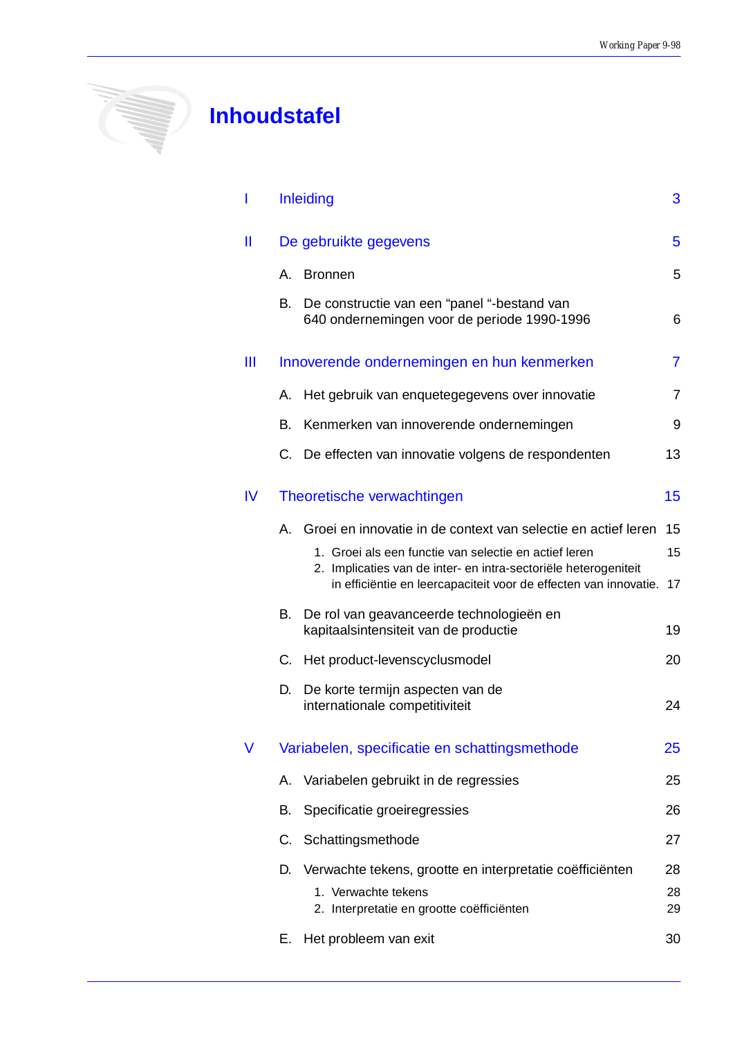# Inhoudstafel

| | | |
|---|---|---|
| I | Inleiding | 3 |
| II | De gebruikte gegevens | 5 |
| | A. Bronnen | 5 |
| | B. De constructie van een “panel “-bestand van 640 ondernemingen voor de periode 1990-1996 | 6 |
| III | Innoverende ondernemingen en hun kenmerken | 7 |
| | A. Het gebruik van enquetegegevens over innovatie | 7 |
| | B. Kenmerken van innoverende ondernemingen | 9 |
| | C. De effecten van innovatie volgens de respondenten | 13 |
| IV | Theoretische verwachtingen | 15 |
| | A. Groei en innovatie in de context van selectie en actief leren | 15 |
| | 1. Groei als een functie van selectie en actief leren | 15 |
| | 2. Implicaties van de inter- en intra-sectoriële heterogeniteit in efficiëntie en leercapaciteit voor de effecten van innovatie. | 17 |
| | B. De rol van geavanceerde technologieën en kapitaalsintensiteit van de productie | 19 |
| | C. Het product-levenscyclusmodel | 20 |
| | D. De korte termijn aspecten van de internationale competitiviteit | 24 |
| V | Variabelen, specificatie en schattingsmethode | 25 |
| | A. Variabelen gebruikt in de regressies | 25 |
| | B. Specificatie groeiregressies | 26 |
| | C. Schattingsmethode | 27 |
| | D. Verwachte tekens, grootte en interpretatie coëfficiënten | 28 |
| | 1. Verwachte tekens | 28 |
| | 2. Interpretatie en grootte coëfficiënten | 29 |
| | E. Het probleem van exit | 30 |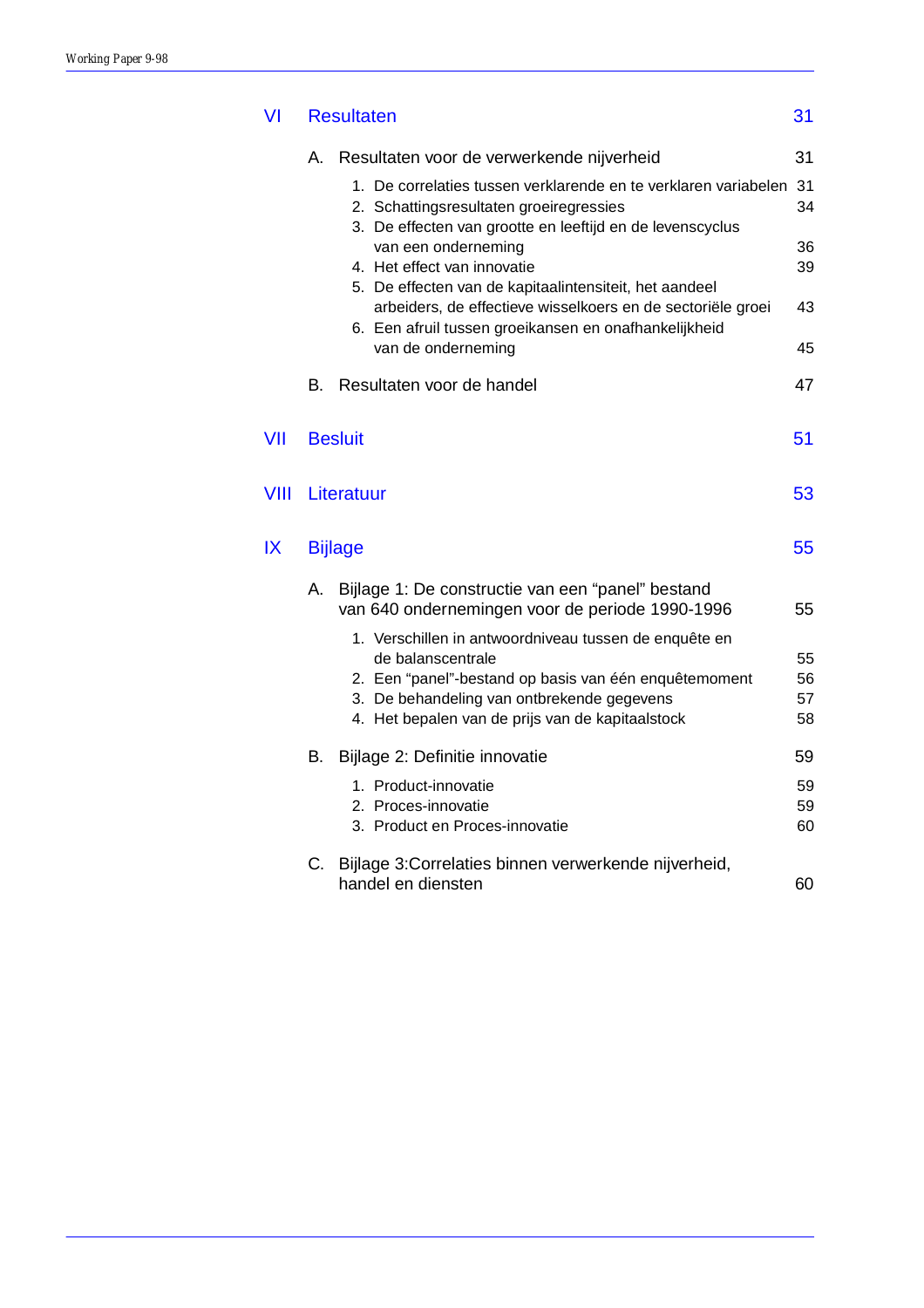VI Resultaten 31

A. Resultaten voor de verwerkende nijverheid 31

1. De correlaties tussen verklarende en te verklaren variabelen 31
2. Schattingsresultaten groeiregressies 34
3. De effecten van grootte en leeftijd en de levenscyclus van een onderneming 36
4. Het effect van innovatie 39
5. De effecten van de kapitaalintensiteit, het aandeel arbeiders, de effectieve wisselkoers en de sectoriële groei 43
6. Een afruil tussen groeikansen en onafhankelijkheid van de onderneming 45

B. Resultaten voor de handel 47

VII Besluit 51

VIII Literatuur 53

IX Bijlage 55

A. Bijlage 1: De constructie van een “panel” bestand van 640 ondernemingen voor de periode 1990-1996 55

1. Verschillen in antwoordniveau tussen de enquête en de balanscentrale 55
2. Een “panel”-bestand op basis van één enquêtemoment 56
3. De behandeling van ontbrekende gegevens 57
4. Het bepalen van de prijs van de kapitaalstock 58

B. Bijlage 2: Definitie innovatie 59

1. Product-innovatie 59
2. Proces-innovatie 59
3. Product en Proces-innovatie 60

C. Bijlage 3:Correlaties binnen verwerkende nijverheid, handel en diensten 60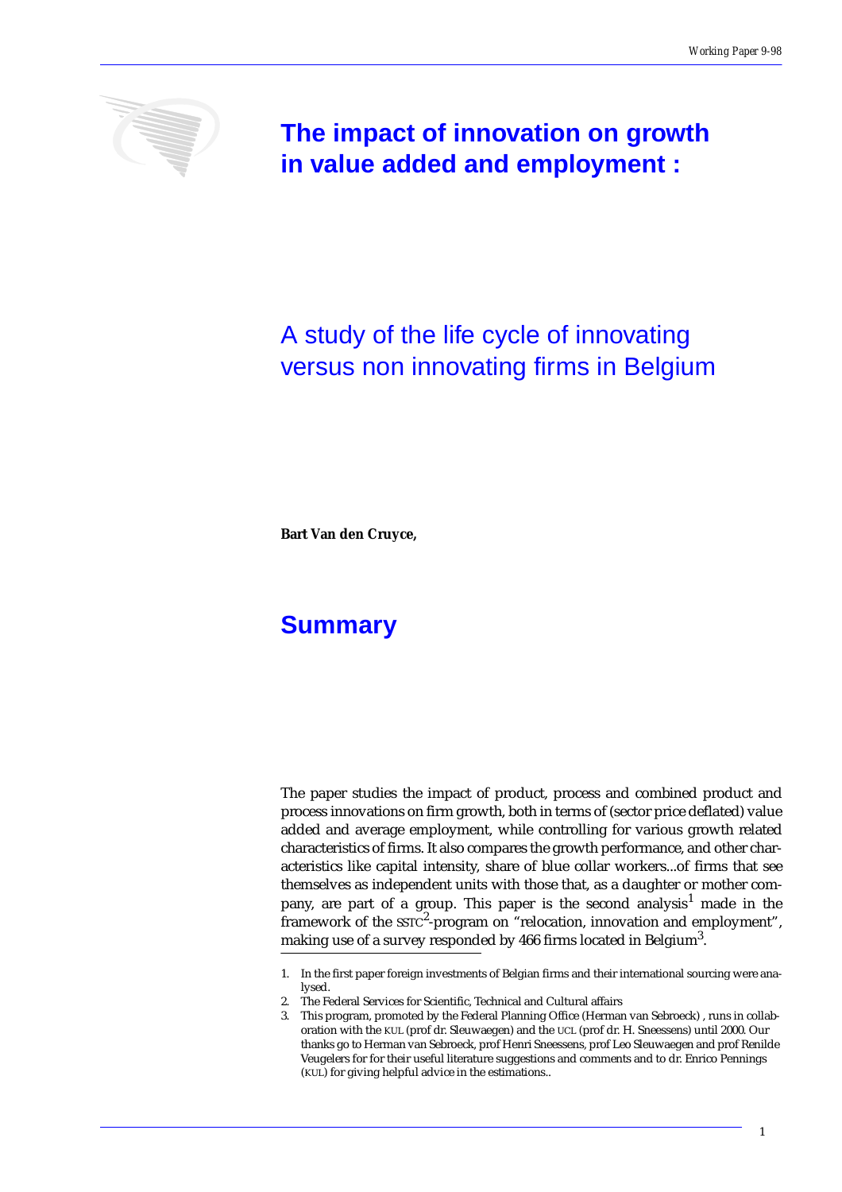# The impact of innovation on growth in value added and employment :

## A study of the life cycle of innovating versus non innovating firms in Belgium

**Bart Van den Cruyce,**

# Summary

The paper studies the impact of product, process and combined product and process innovations on firm growth, both in terms of (sector price deflated) value added and average employment, while controlling for various growth related characteristics of firms. It also compares the growth performance, and other characteristics like capital intensity, share of blue collar workers...of firms that see themselves as independent units with those that, as a daughter or mother company, are part of a group. This paper is the second analysis[1] made in the framework of the SSTC[2]-program on "relocation, innovation and employment", making use of a survey responded by 466 firms located in Belgium[3].

1. In the first paper foreign investments of Belgian firms and their international sourcing were analysed.
2. The Federal Services for Scientific, Technical and Cultural affairs
3. This program, promoted by the Federal Planning Office (Herman van Sebroeck) , runs in collaboration with the KUL (prof dr. Sleuwaegen) and the UCL (prof dr. H. Sneessens) until 2000. Our thanks go to Herman van Sebroeck, prof Henri Sneessens, prof Leo Sleuwaegen and prof Renilde Veugelers for for their useful literature suggestions and comments and to dr. Enrico Pennings (KUL) for giving helpful advice in the estimations..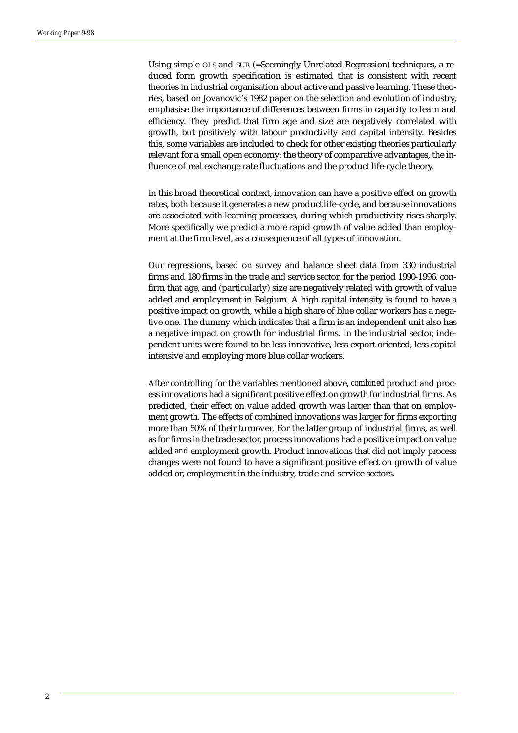Using simple OLS and SUR (=Seemingly Unrelated Regression) techniques, a reduced form growth specification is estimated that is consistent with recent theories in industrial organisation about active and passive learning. These theories, based on Jovanovic's 1982 paper on the selection and evolution of industry, emphasise the importance of differences between firms in capacity to learn and efficiency. They predict that firm age and size are negatively correlated with growth, but positively with labour productivity and capital intensity. Besides this, some variables are included to check for other existing theories particularly relevant for a small open economy: the theory of comparative advantages, the influence of real exchange rate fluctuations and the product life-cycle theory.

In this broad theoretical context, innovation can have a positive effect on growth rates, both because it generates a new product life-cycle, and because innovations are associated with learning processes, during which productivity rises sharply. More specifically we predict a more rapid growth of value added than employment at the firm level, as a consequence of all types of innovation.

Our regressions, based on survey and balance sheet data from 330 industrial firms and 180 firms in the trade and service sector, for the period 1990-1996, confirm that age, and (particularly) size are negatively related with growth of value added and employment in Belgium. A high capital intensity is found to have a positive impact on growth, while a high share of blue collar workers has a negative one. The dummy which indicates that a firm is an independent unit also has a negative impact on growth for industrial firms. In the industrial sector, independent units were found to be less innovative, less export oriented, less capital intensive and employing more blue collar workers.

After controlling for the variables mentioned above, *combined* product and process innovations had a significant positive effect on growth for industrial firms. As predicted, their effect on value added growth was larger than that on employment growth. The effects of combined innovations was larger for firms exporting more than 50% of their turnover. For the latter group of industrial firms, as well as for firms in the trade sector, process innovations had a positive impact on value added *and* employment growth. Product innovations that did not imply process changes were not found to have a significant positive effect on growth of value added or, employment in the industry, trade and service sectors.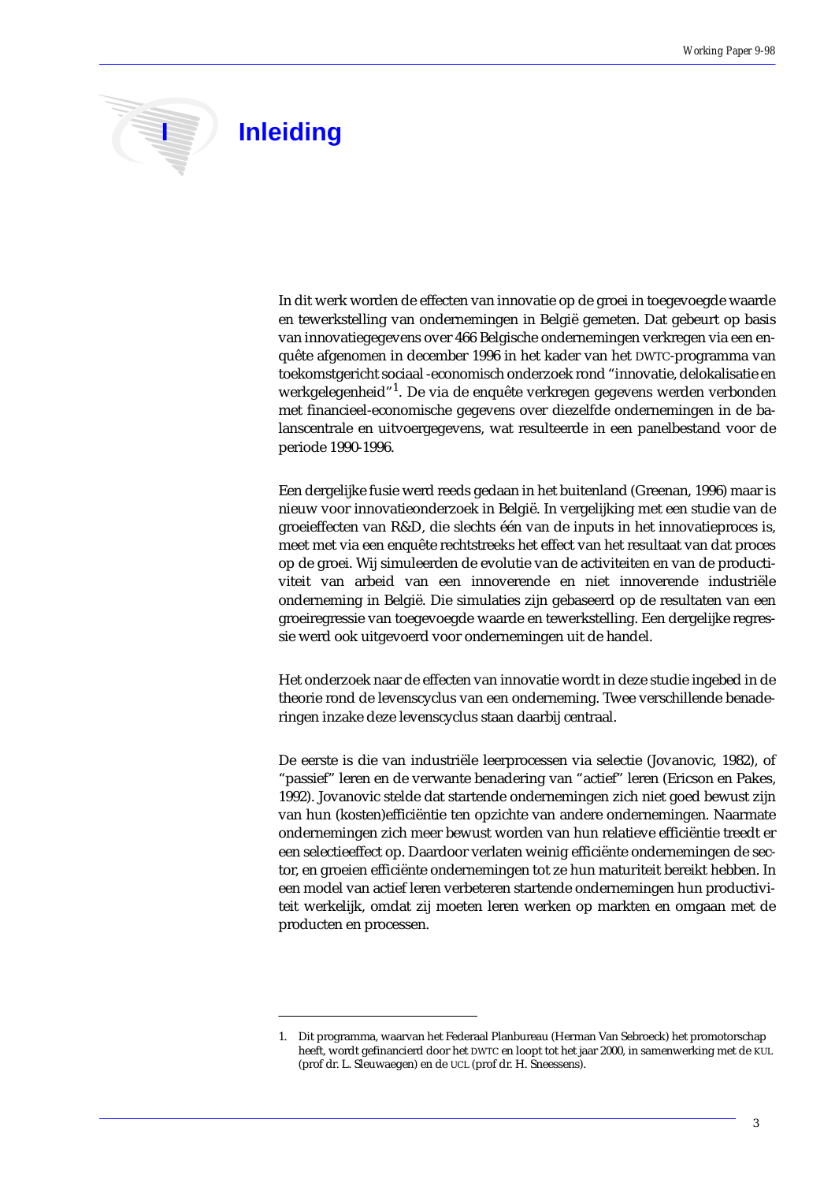# I Inleiding

In dit werk worden de effecten van innovatie op de groei in toegevoegde waarde en tewerkstelling van ondernemingen in België gemeten. Dat gebeurt op basis van innovatiegegevens over 466 Belgische ondernemingen verkregen via een enquête afgenomen in december 1996 in het kader van het DWTC-programma van toekomstgericht sociaal -economisch onderzoek rond "innovatie, delokalisatie en werkgelegenheid"[1]. De via de enquête verkregen gegevens werden verbonden met financieel-economische gegevens over diezelfde ondernemingen in de balanscentrale en uitvoergegevens, wat resulteerde in een panelbestand voor de periode 1990-1996.

Een dergelijke fusie werd reeds gedaan in het buitenland (Greenan, 1996) maar is nieuw voor innovatieonderzoek in België. In vergelijking met een studie van de groeieffecten van R&D, die slechts één van de inputs in het innovatieproces is, meet met via een enquête rechtstreeks het effect van het resultaat van dat proces op de groei. Wij simuleerden de evolutie van de activiteiten en van de productiviteit van arbeid van een innoverende en niet innoverende industriële onderneming in België. Die simulaties zijn gebaseerd op de resultaten van een groeiregressie van toegevoegde waarde en tewerkstelling. Een dergelijke regressie werd ook uitgevoerd voor ondernemingen uit de handel.

Het onderzoek naar de effecten van innovatie wordt in deze studie ingebed in de theorie rond de levenscyclus van een onderneming. Twee verschillende benaderingen inzake deze levenscyclus staan daarbij centraal.

De eerste is die van industriële leerprocessen via selectie (Jovanovic, 1982), of "passief" leren en de verwante benadering van "actief" leren (Ericson en Pakes, 1992). Jovanovic stelde dat startende ondernemingen zich niet goed bewust zijn van hun (kosten)efficiëntie ten opzichte van andere ondernemingen. Naarmate ondernemingen zich meer bewust worden van hun relatieve efficiëntie treedt er een selectieeffect op. Daardoor verlaten weinig efficiënte ondernemingen de sector, en groeien efficiënte ondernemingen tot ze hun maturiteit bereikt hebben. In een model van actief leren verbeteren startende ondernemingen hun productiviteit werkelijk, omdat zij moeten leren werken op markten en omgaan met de producten en processen.

---

1. Dit programma, waarvan het Federaal Planbureau (Herman Van Sebroeck) het promotorschap heeft, wordt gefinancierd door het DWTC en loopt tot het jaar 2000, in samenwerking met de KUL (prof dr. L. Sleuwaegen) en de UCL (prof dr. H. Sneessens).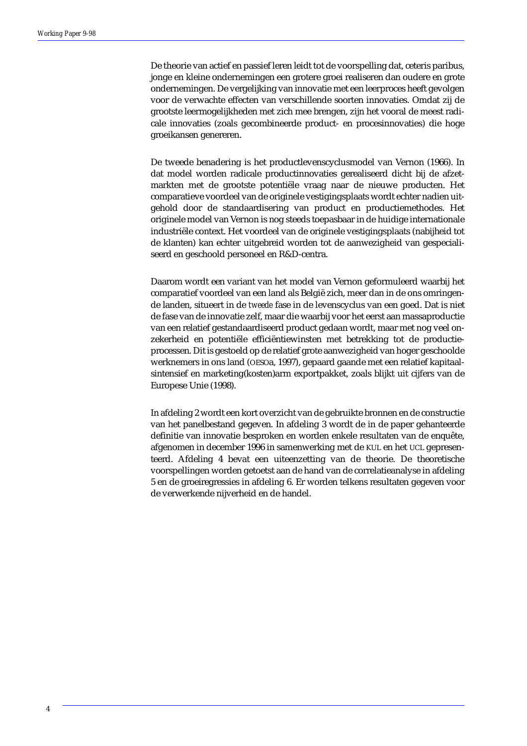De theorie van actief en passief leren leidt tot de voorspelling dat, ceteris paribus, jonge en kleine ondernemingen een grotere groei realiseren dan oudere en grote ondernemingen. De vergelijking van innovatie met een leerproces heeft gevolgen voor de verwachte effecten van verschillende soorten innovaties. Omdat zij de grootste leermogelijkheden met zich mee brengen, zijn het vooral de meest radicale innovaties (zoals gecombineerde product- en procesinnovaties) die hoge groeikansen genereren.

De tweede benadering is het productlevenscyclusmodel van Vernon (1966). In dat model worden radicale productinnovaties gerealiseerd dicht bij de afzetmarkten met de grootste potentiële vraag naar de nieuwe producten. Het comparatieve voordeel van de originele vestigingsplaats wordt echter nadien uitgehold door de standaardisering van product en productiemethodes. Het originele model van Vernon is nog steeds toepasbaar in de huidige internationale industriële context. Het voordeel van de originele vestigingsplaats (nabijheid tot de klanten) kan echter uitgebreid worden tot de aanwezigheid van gespecialiseerd en geschoold personeel en R&D-centra.

Daarom wordt een variant van het model van Vernon geformuleerd waarbij het comparatief voordeel van een land als België zich, meer dan in de ons omringende landen, situeert in de *tweede* fase in de levenscyclus van een goed. Dat is niet de fase van de innovatie zelf, maar die waarbij voor het eerst aan massaproductie van een relatief gestandaardiseerd product gedaan wordt, maar met nog veel onzekerheid en potentiële efficiëntiewinsten met betrekking tot de productieprocessen. Dit is gestoeld op de relatief grote aanwezigheid van hoger geschoolde werknemers in ons land (OESOa, 1997), gepaard gaande met een relatief kapitaalsintensief en marketing(kosten)arm exportpakket, zoals blijkt uit cijfers van de Europese Unie (1998).

In afdeling 2 wordt een kort overzicht van de gebruikte bronnen en de constructie van het panelbestand gegeven. In afdeling 3 wordt de in de paper gehanteerde definitie van innovatie besproken en worden enkele resultaten van de enquête, afgenomen in december 1996 in samenwerking met de KUL en het UCL gepresenteerd. Afdeling 4 bevat een uiteenzetting van de theorie. De theoretische voorspellingen worden getoetst aan de hand van de correlatieanalyse in afdeling 5 en de groeiregressies in afdeling 6. Er worden telkens resultaten gegeven voor de verwerkende nijverheid en de handel.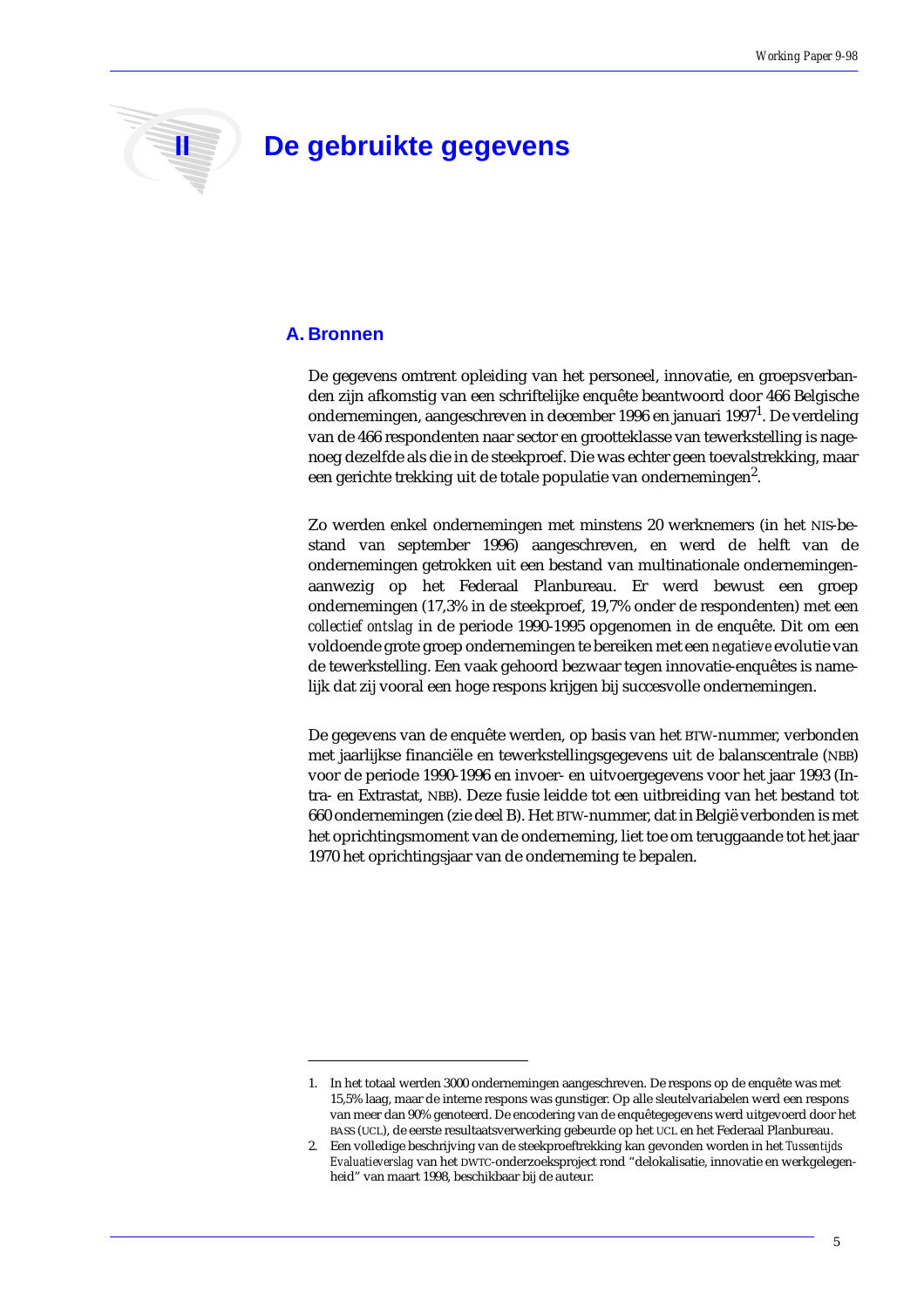# II De gebruikte gegevens

## A. Bronnen

De gegevens omtrent opleiding van het personeel, innovatie, en groepsverbanden zijn afkomstig van een schriftelijke enquête beantwoord door 466 Belgische ondernemingen, aangeschreven in december 1996 en januari 1997[1]. De verdeling van de 466 respondenten naar sector en grootteklasse van tewerkstelling is nagenoeg dezelfde als die in de steekproef. Die was echter geen toevalstrekking, maar een gerichte trekking uit de totale populatie van ondernemingen[2].

Zo werden enkel ondernemingen met minstens 20 werknemers (in het NIS-bestand van september 1996) aangeschreven, en werd de helft van de ondernemingen getrokken uit een bestand van multinationale ondernemingen-aanwezig op het Federaal Planbureau. Er werd bewust een groep ondernemingen (17,3% in de steekproef, 19,7% onder de respondenten) met een *collectief ontslag* in de periode 1990-1995 opgenomen in de enquête. Dit om een voldoende grote groep ondernemingen te bereiken met een *negatieve* evolutie van de tewerkstelling. Een vaak gehoord bezwaar tegen innovatie-enquêtes is namelijk dat zij vooral een hoge respons krijgen bij succesvolle ondernemingen.

De gegevens van de enquête werden, op basis van het BTW-nummer, verbonden met jaarlijkse financiële en tewerkstellingsgegevens uit de balanscentrale (NBB) voor de periode 1990-1996 en invoer- en uitvoergegevens voor het jaar 1993 (Intra- en Extrastat, NBB). Deze fusie leidde tot een uitbreiding van het bestand tot 660 ondernemingen (zie deel B). Het BTW-nummer, dat in België verbonden is met het oprichtingsmoment van de onderneming, liet toe om teruggaande tot het jaar 1970 het oprichtingsjaar van de onderneming te bepalen.

---

1. In het totaal werden 3000 ondernemingen aangeschreven. De respons op de enquête was met 15,5% laag, maar de interne respons was gunstiger. Op alle sleutelvariabelen werd een respons van meer dan 90% genoteerd. De encodering van de enquêtegegevens werd uitgevoerd door het BASS (UCL), de eerste resultaatsverwerking gebeurde op het UCL en het Federaal Planbureau.
2. Een volledige beschrijving van de steekproeftrekking kan gevonden worden in het *Tussentijds Evaluatieverslag* van het DWTC-onderzoeksproject rond "delokalisatie, innovatie en werkgelegenheid" van maart 1998, beschikbaar bij de auteur.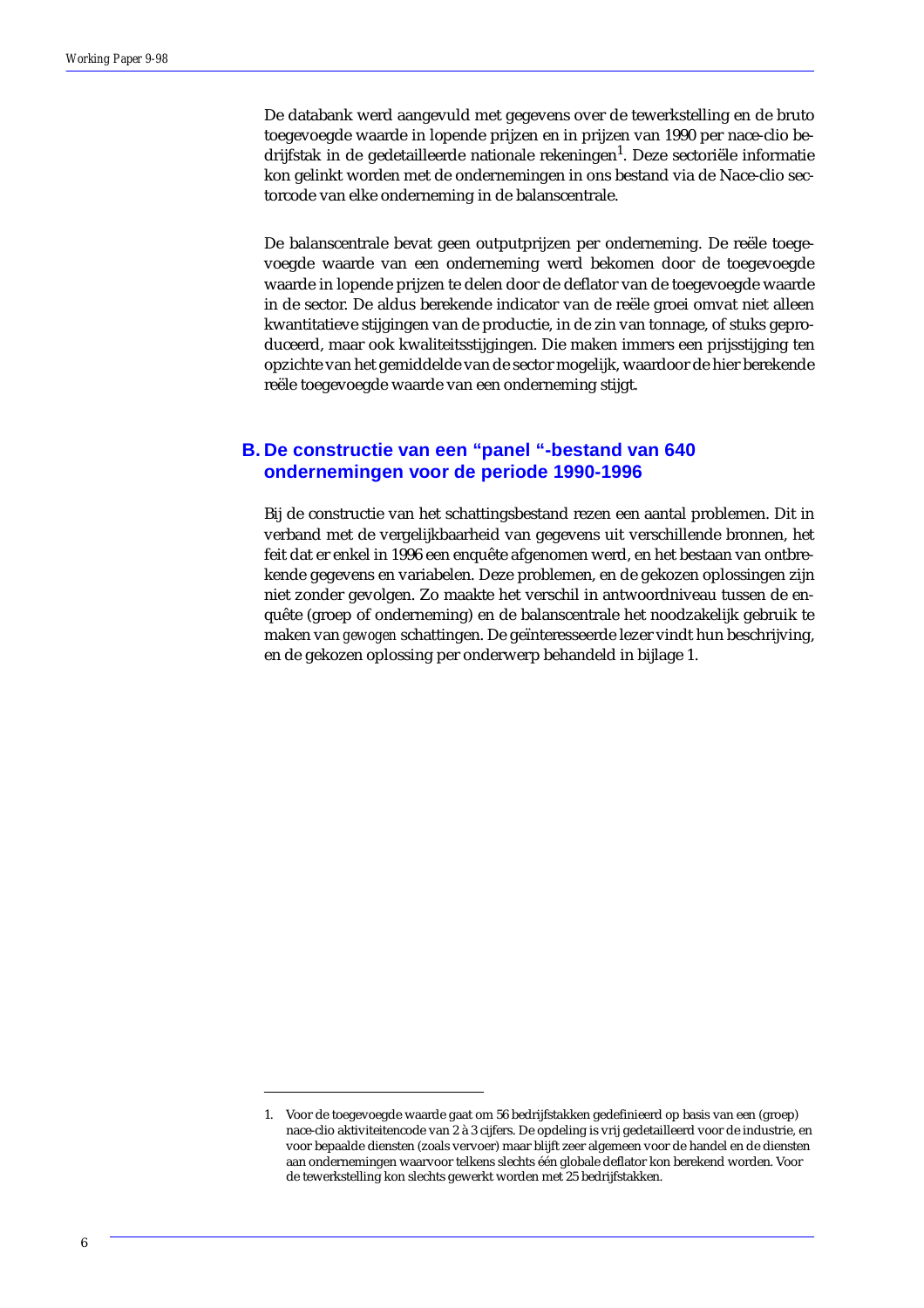De databank werd aangevuld met gegevens over de tewerkstelling en de bruto toegevoegde waarde in lopende prijzen en in prijzen van 1990 per nace-clio bedrijfstak in de gedetailleerde nationale rekeningen[1]. Deze sectoriële informatie kon gelinkt worden met de ondernemingen in ons bestand via de Nace-clio sectorcode van elke onderneming in de balanscentrale.

De balanscentrale bevat geen outputprijzen per onderneming. De reële toegevoegde waarde van een onderneming werd bekomen door de toegevoegde waarde in lopende prijzen te delen door de deflator van de toegevoegde waarde in de sector. De aldus berekende indicator van de reële groei omvat niet alleen kwantitatieve stijgingen van de productie, in de zin van tonnage, of stuks geproduceerd, maar ook kwaliteitsstijgingen. Die maken immers een prijsstijging ten opzichte van het gemiddelde van de sector mogelijk, waardoor de hier berekende reële toegevoegde waarde van een onderneming stijgt.

## B. De constructie van een "panel "-bestand van 640 ondernemingen voor de periode 1990-1996

Bij de constructie van het schattingsbestand rezen een aantal problemen. Dit in verband met de vergelijkbaarheid van gegevens uit verschillende bronnen, het feit dat er enkel in 1996 een enquête afgenomen werd, en het bestaan van ontbrekende gegevens en variabelen. Deze problemen, en de gekozen oplossingen zijn niet zonder gevolgen. Zo maakte het verschil in antwoordniveau tussen de enquête (groep of onderneming) en de balanscentrale het noodzakelijk gebruik te maken van *gewogen* schattingen. De geïnteresseerde lezer vindt hun beschrijving, en de gekozen oplossing per onderwerp behandeld in bijlage 1.

---

1. Voor de toegevoegde waarde gaat om 56 bedrijfstakken gedefinieerd op basis van een (groep) nace-clio aktiviteitencode van 2 à 3 cijfers. De opdeling is vrij gedetailleerd voor de industrie, en voor bepaalde diensten (zoals vervoer) maar blijft zeer algemeen voor de handel en de diensten aan ondernemingen waarvoor telkens slechts één globale deflator kon berekend worden. Voor de tewerkstelling kon slechts gewerkt worden met 25 bedrijfstakken.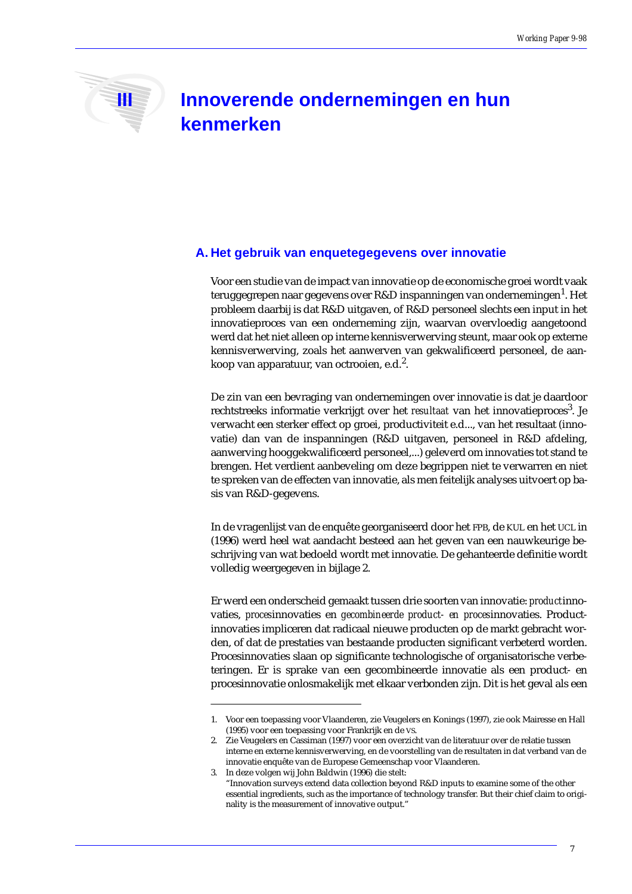# III Innoverende ondernemingen en hun kenmerken

## A. Het gebruik van enquetegegevens over innovatie

Voor een studie van de impact van innovatie op de economische groei wordt vaak teruggegrepen naar gegevens over R&D inspanningen van ondernemingen[1]. Het probleem daarbij is dat R&D uitgaven, of R&D personeel slechts een input in het innovatieproces van een onderneming zijn, waarvan overvloedig aangetoond werd dat het niet alleen op interne kennisverwerving steunt, maar ook op externe kennisverwerving, zoals het aanwerven van gekwalificeerd personeel, de aankoop van apparatuur, van octrooien, e.d.[2].

De zin van een bevraging van ondernemingen over innovatie is dat je daardoor rechtstreeks informatie verkrijgt over het *resultaat* van het innovatieproces[3]. Je verwacht een sterker effect op groei, productiviteit e.d..., van het resultaat (innovatie) dan van de inspanningen (R&D uitgaven, personeel in R&D afdeling, aanwerving hooggekwalificeerd personeel,...) geleverd om innovaties tot stand te brengen. Het verdient aanbeveling om deze begrippen niet te verwarren en niet te spreken van de effecten van innovatie, als men feitelijk analyses uitvoert op basis van R&D-gegevens.

In de vragenlijst van de enquête georganiseerd door het FPB, de KUL en het UCL in (1996) werd heel wat aandacht besteed aan het geven van een nauwkeurige beschrijving van wat bedoeld wordt met innovatie. De gehanteerde definitie wordt volledig weergegeven in bijlage 2.

Er werd een onderscheid gemaakt tussen drie soorten van innovatie: *product*innovaties, *proces*innovaties en *gecombineerde product- en proces*innovaties. Productinnovaties impliceren dat radicaal nieuwe producten op de markt gebracht worden, of dat de prestaties van bestaande producten significant verbeterd worden. Procesinnovaties slaan op significante technologische of organisatorische verbeteringen. Er is sprake van een gecombineerde innovatie als een product- en procesinnovatie onlosmakelijk met elkaar verbonden zijn. Dit is het geval als een

---

1. Voor een toepassing voor Vlaanderen, zie Veugelers en Konings (1997), zie ook Mairesse en Hall (1995) voor een toepassing voor Frankrijk en de VS.
2. Zie Veugelers en Cassiman (1997) voor een overzicht van de literatuur over de relatie tussen interne en externe kennisverwerving, en de voorstelling van de resultaten in dat verband van de innovatie enquête van de Europese Gemeenschap voor Vlaanderen.
3. In deze volgen wij John Baldwin (1996) die stelt:
   "Innovation surveys extend data collection beyond R&D inputs to examine some of the other essential ingredients, such as the importance of technology transfer. But their chief claim to originality is the measurement of innovative output."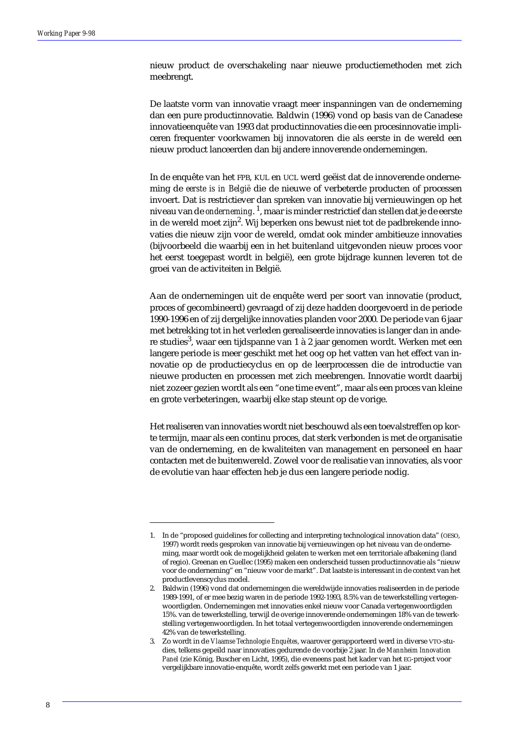nieuw product de overschakeling naar nieuwe productiemethoden met zich meebrengt.

De laatste vorm van innovatie vraagt meer inspanningen van de onderneming dan een pure productinnovatie. Baldwin (1996) vond op basis van de Canadese innovatieenquête van 1993 dat productinnovaties die een procesinnovatie impliceren frequenter voorkwamen bij innovatoren die als eerste in de wereld een nieuw product lanceerden dan bij andere innoverende ondernemingen.

In de enquête van het FPB, KUL en UCL werd geëist dat de innoverende onderneming de *eerste is in België* die de nieuwe of verbeterde producten of processen invoert. Dat is restrictiever dan spreken van innovatie bij vernieuwingen op het niveau van de *onderneming*. [1], maar is minder restrictief dan stellen dat je de eerste in de wereld moet zijn[2]. Wij beperken ons bewust niet tot de padbrekende innovaties die nieuw zijn voor de wereld, omdat ook minder ambitieuze innovaties (bijvoorbeeld die waarbij een in het buitenland uitgevonden nieuw proces voor het eerst toegepast wordt in belgië), een grote bijdrage kunnen leveren tot de groei van de activiteiten in België.

Aan de ondernemingen uit de enquête werd per soort van innovatie (product, proces of gecombineerd) gevraagd of zij deze hadden doorgevoerd in de periode 1990-1996 en of zij dergelijke innovaties planden voor 2000. De periode van 6 jaar met betrekking tot in het verleden gerealiseerde innovaties is langer dan in andere studies[3], waar een tijdspanne van 1 à 2 jaar genomen wordt. Werken met een langere periode is meer geschikt met het oog op het vatten van het effect van innovatie op de productiecyclus en op de leerprocessen die de introductie van nieuwe producten en processen met zich meebrengen. Innovatie wordt daarbij niet zozeer gezien wordt als een "one time event", maar als een proces van kleine en grote verbeteringen, waarbij elke stap steunt op de vorige.

Het realiseren van innovaties wordt niet beschouwd als een toevalstreffen op korte termijn, maar als een continu proces, dat sterk verbonden is met de organisatie van de onderneming, en de kwaliteiten van management en personeel en haar contacten met de buitenwereld. Zowel voor de realisatie van innovaties, als voor de evolutie van haar effecten heb je dus een langere periode nodig.

---

1. In de "proposed guidelines for collecting and interpreting technological innovation data" (OESO, 1997) wordt reeds gesproken van innovatie bij vernieuwingen op het niveau van de onderneming, maar wordt ook de mogelijkheid gelaten te werken met een territoriale afbakening (land of regio). Greenan en Guellec (1995) maken een onderscheid tussen productinnovatie als "nieuw voor de onderneming" en "nieuw voor de markt". Dat laatste is interessant in de context van het productlevenscyclus model.
2. Baldwin (1996) vond dat ondernemingen die wereldwijde innovaties realiseerden in de periode 1989-1991, of er mee bezig waren in de periode 1992-1993, 8.5% van de tewerkstelling vertegenwoordigden. Ondernemingen met innovaties enkel nieuw voor Canada vertegenwoordigden 15%. van de tewerkstelling, terwijl de overige innoverende ondernemingen 18% van de tewerkstelling vertegenwoordigden. In het totaal vertegenwoordigden innoverende ondernemingen 42% van de tewerkstelling.
3. Zo wordt in de *Vlaamse Technologie Enquêtes*, waarover gerapporteerd werd in diverse VTO-studies, telkens gepeild naar innovaties gedurende de voorbije 2 jaar. In de *Mannheim Innovation Panel* (zie König, Buscher en Licht, 1995), die eveneens past het kader van het EG-project voor vergelijkbare innovatie-enquête, wordt zelfs gewerkt met een periode van 1 jaar.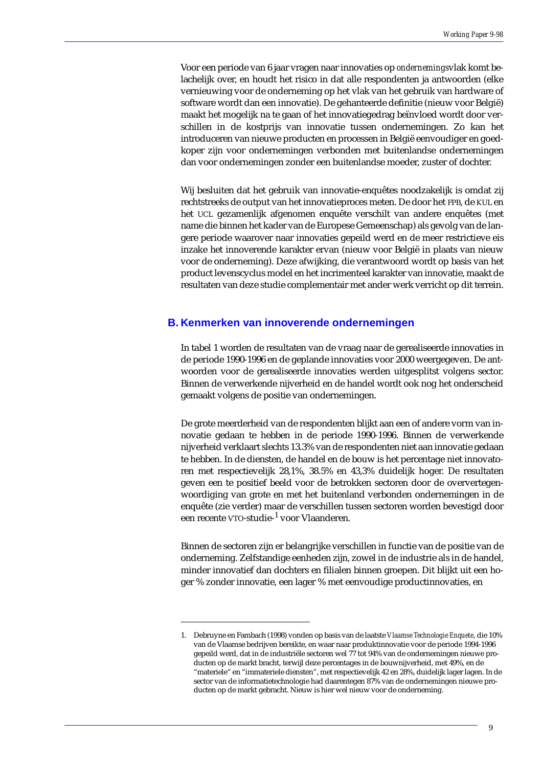Voor een periode van 6 jaar vragen naar innovaties op *ondernemings*vlak komt belachelijk over, en houdt het risico in dat alle respondenten ja antwoorden (elke vernieuwing voor de onderneming op het vlak van het gebruik van hardware of software wordt dan een innovatie). De gehanteerde definitie (nieuw voor België) maakt het mogelijk na te gaan of het innovatiegedrag beïnvloed wordt door verschillen in de kostprijs van innovatie tussen ondernemingen. Zo kan het introduceren van nieuwe producten en processen in België eenvoudiger en goedkoper zijn voor ondernemingen verbonden met buitenlandse ondernemingen dan voor ondernemingen zonder een buitenlandse moeder, zuster of dochter.

Wij besluiten dat het gebruik van innovatie-enquêtes noodzakelijk is omdat zij rechtstreeks de output van het innovatieproces meten. De door het FPB, de KUL en het UCL gezamenlijk afgenomen enquête verschilt van andere enquêtes (met name die binnen het kader van de Europese Gemeenschap) als gevolg van de langere periode waarover naar innovaties gepeild werd en de meer restrictieve eis inzake het innoverende karakter ervan (nieuw voor België in plaats van nieuw voor de onderneming). Deze afwijking, die verantwoord wordt op basis van het product levenscyclus model en het incrimenteel karakter van innovatie, maakt de resultaten van deze studie complementair met ander werk verricht op dit terrein.

## B. Kenmerken van innoverende ondernemingen

In tabel 1 worden de resultaten van de vraag naar de gerealiseerde innovaties in de periode 1990-1996 en de geplande innovaties voor 2000 weergegeven. De antwoorden voor de gerealiseerde innovaties werden uitgesplitst volgens sector. Binnen de verwerkende nijverheid en de handel wordt ook nog het onderscheid gemaakt volgens de positie van ondernemingen.

De grote meerderheid van de respondenten blijkt aan een of andere vorm van innovatie gedaan te hebben in de periode 1990-1996. Binnen de verwerkende nijverheid verklaart slechts 13.3% van de respondenten niet aan innovatie gedaan te hebben. In de diensten, de handel en de bouw is het percentage niet innovatoren met respectievelijk 28,1%, 38.5% en 43,3% duidelijk hoger. De resultaten geven een te positief beeld voor de betrokken sectoren door de oververtegenwoordiging van grote en met het buitenland verbonden ondernemingen in de enquête (zie verder) maar de verschillen tussen sectoren worden bevestigd door een recente VTO-studie-[1] voor Vlaanderen.

Binnen de sectoren zijn er belangrijke verschillen in functie van de positie van de onderneming. Zelfstandige eenheden zijn, zowel in de industrie als in de handel, minder innovatief dan dochters en filialen binnen groepen. Dit blijkt uit een hoger % zonder innovatie, een lager % met eenvoudige productinnovaties, en

---

1. Debruyne en Fambach (1998) vonden op basis van de laatste *Vlaamse Technologie Enquete*, die 10% van de Vlaamse bedrijven bereikte, en waar naar produktinnovatie voor de periode 1994-1996 gepeild werd, dat in de industriële sectoren wel 77 tot 94% van de ondernemingen nieuwe producten op de markt bracht, terwijl deze percentages in de bouwnijverheid, met 49%, en de "materiele" en "immateriele diensten", met respectievelijk 42 en 28%, duidelijk lager lagen. In de sector van de informatietechnologie had daarentegen 87% van de ondernemingen nieuwe producten op de markt gebracht. Nieuw is hier wel nieuw voor de onderneming.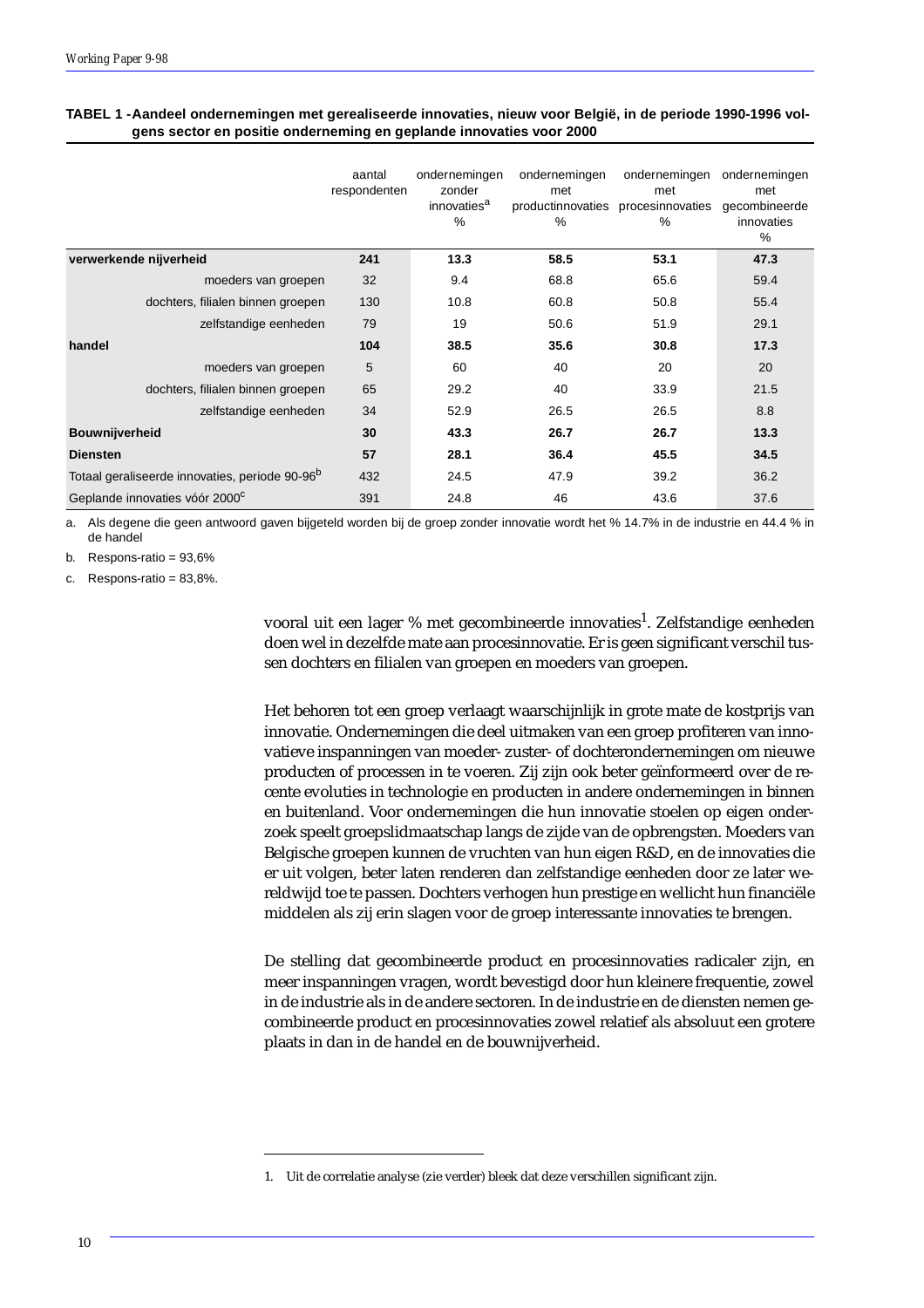**TABEL 1 - Aandeel ondernemingen met gerealiseerde innovaties, nieuw voor België, in de periode 1990-1996 volgens sector en positie onderneming en geplande innovaties voor 2000**

| | aantal respondenten | ondernemingen zonder innovaties[a] % | ondernemingen met productinnovaties % | ondernemingen met procesinnovaties % | ondernemingen met gecombineerde innovaties % |
|---|---|---|---|---|---|
| **verwerkende nijverheid** | **241** | **13.3** | **58.5** | **53.1** | **47.3** |
| moeders van groepen | 32 | 9.4 | 68.8 | 65.6 | 59.4 |
| dochters, filialen binnen groepen | 130 | 10.8 | 60.8 | 50.8 | 55.4 |
| zelfstandige eenheden | 79 | 19 | 50.6 | 51.9 | 29.1 |
| **handel** | **104** | **38.5** | **35.6** | **30.8** | **17.3** |
| moeders van groepen | 5 | 60 | 40 | 20 | 20 |
| dochters, filialen binnen groepen | 65 | 29.2 | 40 | 33.9 | 21.5 |
| zelfstandige eenheden | 34 | 52.9 | 26.5 | 26.5 | 8.8 |
| **Bouwnijverheid** | **30** | **43.3** | **26.7** | **26.7** | **13.3** |
| **Diensten** | **57** | **28.1** | **36.4** | **45.5** | **34.5** |
| Totaal geraliseerde innovaties, periode 90-96[b] | 432 | 24.5 | 47.9 | 39.2 | 36.2 |
| Geplande innovaties vóór 2000[c] | 391 | 24.8 | 46 | 43.6 | 37.6 |

a. Als degene die geen antwoord gaven bijgeteld worden bij de groep zonder innovatie wordt het % 14.7% in de industrie en 44.4 % in de handel

b. Respons-ratio = 93,6%

c. Respons-ratio = 83,8%.

vooral uit een lager % met gecombineerde innovaties[1]. Zelfstandige eenheden doen wel in dezelfde mate aan procesinnovatie. Er is geen significant verschil tussen dochters en filialen van groepen en moeders van groepen.

Het behoren tot een groep verlaagt waarschijnlijk in grote mate de kostprijs van innovatie. Ondernemingen die deel uitmaken van een groep profiteren van innovatieve inspanningen van moeder- zuster- of dochterondernemingen om nieuwe producten of processen in te voeren. Zij zijn ook beter geïnformeerd over de recente evoluties in technologie en producten in andere ondernemingen in binnen en buitenland. Voor ondernemingen die hun innovatie stoelen op eigen onderzoek speelt groepslidmaatschap langs de zijde van de opbrengsten. Moeders van Belgische groepen kunnen de vruchten van hun eigen R&D, en de innovaties die er uit volgen, beter laten renderen dan zelfstandige eenheden door ze later wereldwijd toe te passen. Dochters verhogen hun prestige en wellicht hun financiële middelen als zij erin slagen voor de groep interessante innovaties te brengen.

De stelling dat gecombineerde product en procesinnovaties radicaler zijn, en meer inspanningen vragen, wordt bevestigd door hun kleinere frequentie, zowel in de industrie als in de andere sectoren. In de industrie en de diensten nemen gecombineerde product en procesinnovaties zowel relatief als absoluut een grotere plaats in dan in de handel en de bouwnijverheid.

1. Uit de correlatie analyse (zie verder) bleek dat deze verschillen significant zijn.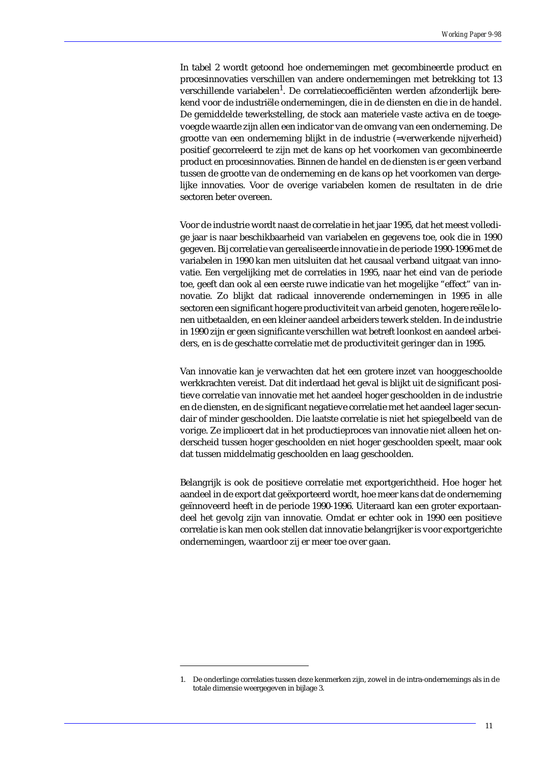In tabel 2 wordt getoond hoe ondernemingen met gecombineerde product en procesinnovaties verschillen van andere ondernemingen met betrekking tot 13 verschillende variabelen[1]. De correlatiecoefficiënten werden afzonderlijk berekend voor de industriële ondernemingen, die in de diensten en die in de handel. De gemiddelde tewerkstelling, de stock aan materiele vaste activa en de toegevoegde waarde zijn allen een indicator van de omvang van een onderneming. De grootte van een onderneming blijkt in de industrie (=verwerkende nijverheid) positief gecorreleerd te zijn met de kans op het voorkomen van gecombineerde product en procesinnovaties. Binnen de handel en de diensten is er geen verband tussen de grootte van de onderneming en de kans op het voorkomen van dergelijke innovaties. Voor de overige variabelen komen de resultaten in de drie sectoren beter overeen.

Voor de industrie wordt naast de correlatie in het jaar 1995, dat het meest volledige jaar is naar beschikbaarheid van variabelen en gegevens toe, ook die in 1990 gegeven. Bij correlatie van gerealiseerde innovatie in de periode 1990-1996 met de variabelen in 1990 kan men uitsluiten dat het causaal verband uitgaat van innovatie. Een vergelijking met de correlaties in 1995, naar het eind van de periode toe, geeft dan ook al een eerste ruwe indicatie van het mogelijke "effect" van innovatie. Zo blijkt dat radicaal innoverende ondernemingen in 1995 in alle sectoren een significant hogere productiviteit van arbeid genoten, hogere reële lonen uitbetaalden, en een kleiner aandeel arbeiders tewerk stelden. In de industrie in 1990 zijn er geen significante verschillen wat betreft loonkost en aandeel arbeiders, en is de geschatte correlatie met de productiviteit geringer dan in 1995.

Van innovatie kan je verwachten dat het een grotere inzet van hooggeschoolde werkkrachten vereist. Dat dit inderdaad het geval is blijkt uit de significant positieve correlatie van innovatie met het aandeel hoger geschoolden in de industrie en de diensten, en de significant negatieve correlatie met het aandeel lager secundair of minder geschoolden. Die laatste correlatie is niet het spiegelbeeld van de vorige. Ze impliceert dat in het productieproces van innovatie niet alleen het onderscheid tussen hoger geschoolden en niet hoger geschoolden speelt, maar ook dat tussen middelmatig geschoolden en laag geschoolden.

Belangrijk is ook de positieve correlatie met exportgerichtheid. Hoe hoger het aandeel in de export dat geëxporteerd wordt, hoe meer kans dat de onderneming geïnnoveerd heeft in de periode 1990-1996. Uiteraard kan een groter exportaandeel het gevolg zijn van innovatie. Omdat er echter ook in 1990 een positieve correlatie is kan men ook stellen dat innovatie belangrijker is voor exportgerichte ondernemingen, waardoor zij er meer toe over gaan.

---

1. De onderlinge correlaties tussen deze kenmerken zijn, zowel in de intra-ondernemings als in de totale dimensie weergegeven in bijlage 3.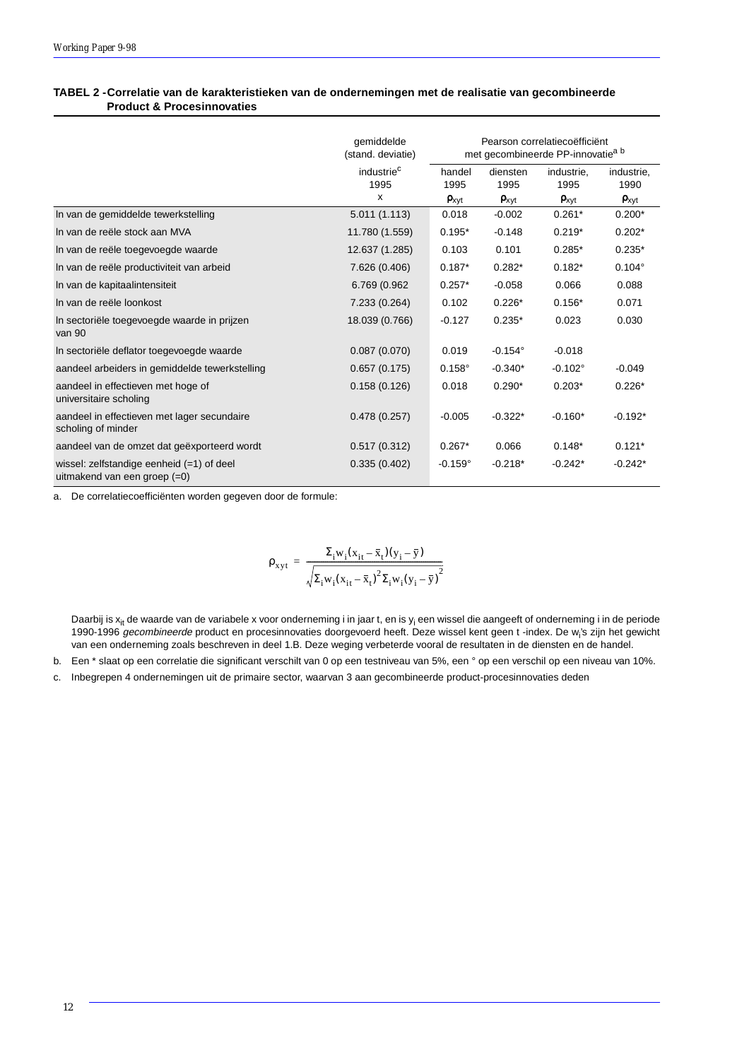**TABEL 2 - Correlatie van de karakteristieken van de ondernemingen met de realisatie van gecombineerde Product & Procesinnovaties**

| | gemiddelde (stand. deviatie) | Pearson correlatiecoëfficiënt met gecombineerde PP-innovatie[a b] | | | |
|---|---|---|---|---|---|
| | industrie[c] 1995 x | handel 1995 $\rho_{xyt}$ | diensten 1995 $\rho_{xyt}$ | industrie, 1995 $\rho_{xyt}$ | industrie, 1990 $\rho_{xyt}$ |
| ln van de gemiddelde tewerkstelling | 5.011 (1.113) | 0.018 | -0.002 | 0.261* | 0.200* |
| ln van de reële stock aan MVA | 11.780 (1.559) | 0.195* | -0.148 | 0.219* | 0.202* |
| ln van de reële toegevoegde waarde | 12.637 (1.285) | 0.103 | 0.101 | 0.285* | 0.235* |
| ln van de reële productiviteit van arbeid | 7.626 (0.406) | 0.187* | 0.282* | 0.182* | 0.104° |
| ln van de kapitaalintensiteit | 6.769 (0.962 | 0.257* | -0.058 | 0.066 | 0.088 |
| ln van de reële loonkost | 7.233 (0.264) | 0.102 | 0.226* | 0.156* | 0.071 |
| ln sectoriële toegevoegde waarde in prijzen van 90 | 18.039 (0.766) | -0.127 | 0.235* | 0.023 | 0.030 |
| ln sectoriële deflator toegevoegde waarde | 0.087 (0.070) | 0.019 | -0.154° | -0.018 | |
| aandeel arbeiders in gemiddelde tewerkstelling | 0.657 (0.175) | 0.158° | -0.340* | -0.102° | -0.049 |
| aandeel in effectieven met hoge of universitaire scholing | 0.158 (0.126) | 0.018 | 0.290* | 0.203* | 0.226* |
| aandeel in effectieven met lager secundaire scholing of minder | 0.478 (0.257) | -0.005 | -0.322* | -0.160* | -0.192* |
| aandeel van de omzet dat geëxporteerd wordt | 0.517 (0.312) | 0.267* | 0.066 | 0.148* | 0.121* |
| wissel: zelfstandige eenheid (=1) of deel uitmakend van een groep (=0) | 0.335 (0.402) | -0.159° | -0.218* | -0.242* | -0.242* |

a. De correlatiecoefficiënten worden gegeven door de formule:

$$\rho_{xyt} = \frac{\Sigma_i w_i (x_{it} - \bar{x}_t)(y_i - \bar{y})}{\sqrt{\Sigma_i w_i (x_{it} - \bar{x}_t)^2 \Sigma_i w_i (y_i - \bar{y})^2}}$$

Daarbij is $x_{it}$ de waarde van de variabele x voor onderneming i in jaar t, en is $y_i$ een wissel die aangeeft of onderneming i in de periode 1990-1996 *gecombineerde* product en procesinnovaties doorgevoerd heeft. Deze wissel kent geen t -index. De $w_i$'s zijn het gewicht van een onderneming zoals beschreven in deel 1.B. Deze weging verbeterde vooral de resultaten in de diensten en de handel.

b. Een * slaat op een correlatie die significant verschilt van 0 op een testniveau van 5%, een ° op een verschil op een niveau van 10%.

c. Inbegrepen 4 ondernemingen uit de primaire sector, waarvan 3 aan gecombineerde product-procesinnovaties deden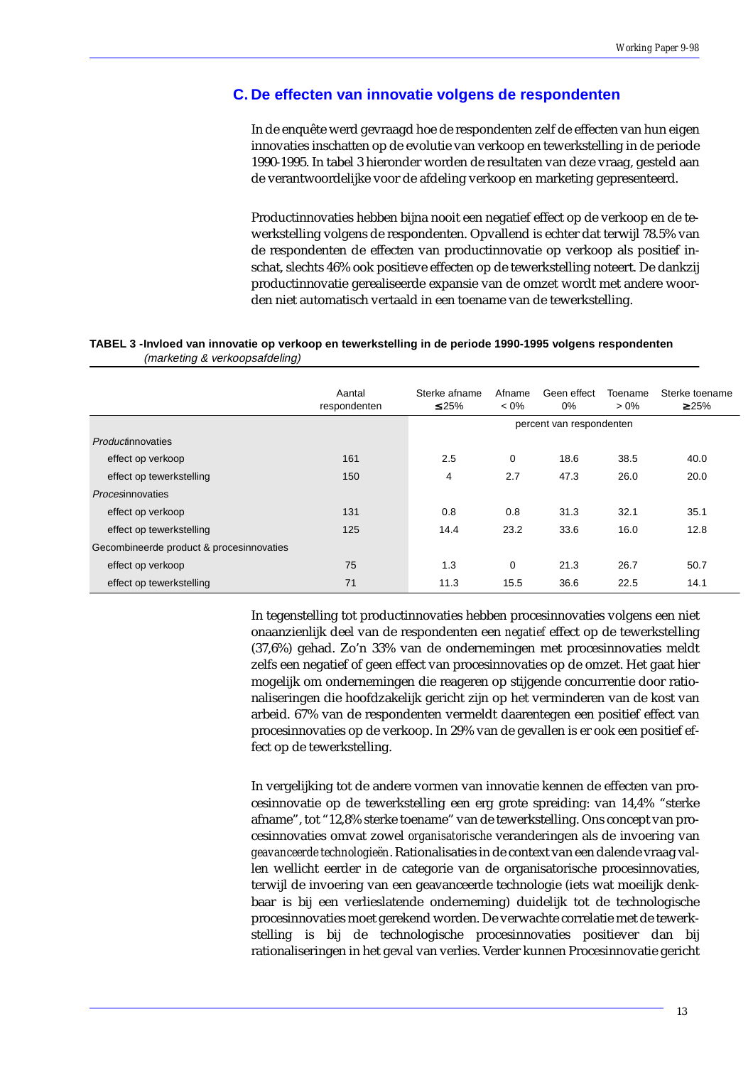## C. De effecten van innovatie volgens de respondenten

In de enquête werd gevraagd hoe de respondenten zelf de effecten van hun eigen innovaties inschatten op de evolutie van verkoop en tewerkstelling in de periode 1990-1995. In tabel 3 hieronder worden de resultaten van deze vraag, gesteld aan de verantwoordelijke voor de afdeling verkoop en marketing gepresenteerd.

Productinnovaties hebben bijna nooit een negatief effect op de verkoop en de tewerkstelling volgens de respondenten. Opvallend is echter dat terwijl 78.5% van de respondenten de effecten van productinnovatie op verkoop als positief inschat, slechts 46% ook positieve effecten op de tewerkstelling noteert. De dankzij productinnovatie gerealiseerde expansie van de omzet wordt met andere woorden niet automatisch vertaald in een toename van de tewerkstelling.

**TABEL 3 -Invloed van innovatie op verkoop en tewerkstelling in de periode 1990-1995 volgens respondenten** *(marketing & verkoopsafdeling)*

| | Aantal respondenten | Sterke afname ≤25% | Afname < 0% | Geen effect 0% | Toename > 0% | Sterke toename ≥25% |
|---|---|---|---|---|---|---|
| | | percent van respondenten | | | | |
| *Product*innovaties | | | | | | |
| effect op verkoop | 161 | 2.5 | 0 | 18.6 | 38.5 | 40.0 |
| effect op tewerkstelling | 150 | 4 | 2.7 | 47.3 | 26.0 | 20.0 |
| *Proces*innovaties | | | | | | |
| effect op verkoop | 131 | 0.8 | 0.8 | 31.3 | 32.1 | 35.1 |
| effect op tewerkstelling | 125 | 14.4 | 23.2 | 33.6 | 16.0 | 12.8 |
| Gecombineerde product & procesinnovaties | | | | | | |
| effect op verkoop | 75 | 1.3 | 0 | 21.3 | 26.7 | 50.7 |
| effect op tewerkstelling | 71 | 11.3 | 15.5 | 36.6 | 22.5 | 14.1 |

In tegenstelling tot productinnovaties hebben procesinnovaties volgens een niet onaanzienlijk deel van de respondenten een *negatief* effect op de tewerkstelling (37,6%) gehad. Zo'n 33% van de ondernemingen met procesinnovaties meldt zelfs een negatief of geen effect van procesinnovaties op de omzet. Het gaat hier mogelijk om ondernemingen die reageren op stijgende concurrentie door rationaliseringen die hoofdzakelijk gericht zijn op het verminderen van de kost van arbeid. 67% van de respondenten vermeldt daarentegen een positief effect van procesinnovaties op de verkoop. In 29% van de gevallen is er ook een positief effect op de tewerkstelling.

In vergelijking tot de andere vormen van innovatie kennen de effecten van procesinnovatie op de tewerkstelling een erg grote spreiding: van 14,4% "sterke afname", tot "12,8% sterke toename" van de tewerkstelling. Ons concept van procesinnovaties omvat zowel *organisatorische* veranderingen als de invoering van *geavanceerde technologieën*. Rationalisaties in de context van een dalende vraag vallen wellicht eerder in de categorie van de organisatorische procesinnovaties, terwijl de invoering van een geavanceerde technologie (iets wat moeilijk denkbaar is bij een verlieslatende onderneming) duidelijk tot de technologische procesinnovaties moet gerekend worden. De verwachte correlatie met de tewerkstelling is bij de technologische procesinnovaties positiever dan bij rationaliseringen in het geval van verlies. Verder kunnen Procesinnovatie gericht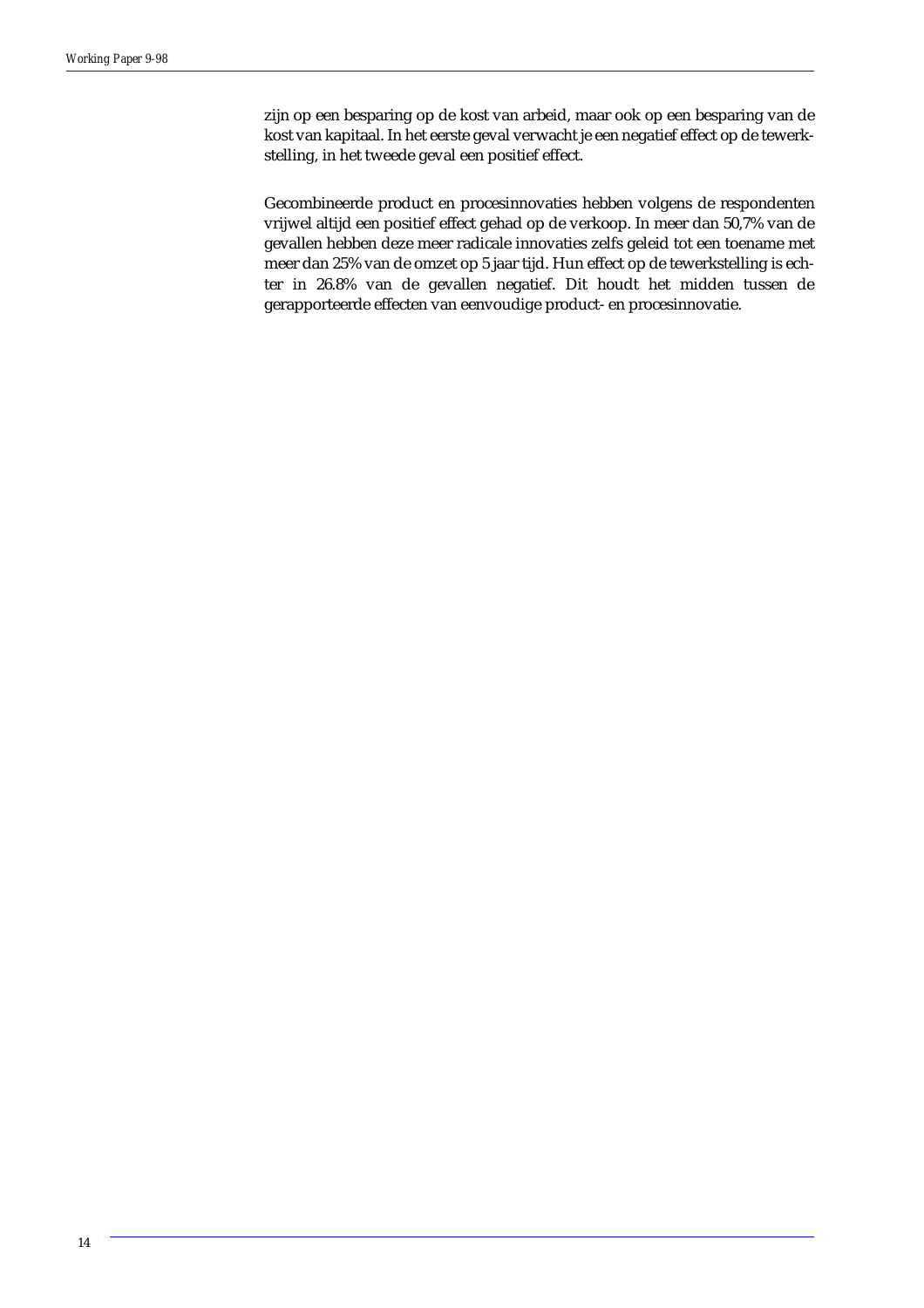zijn op een besparing op de kost van arbeid, maar ook op een besparing van de kost van kapitaal. In het eerste geval verwacht je een negatief effect op de tewerkstelling, in het tweede geval een positief effect.

Gecombineerde product en procesinnovaties hebben volgens de respondenten vrijwel altijd een positief effect gehad op de verkoop. In meer dan 50,7% van de gevallen hebben deze meer radicale innovaties zelfs geleid tot een toename met meer dan 25% van de omzet op 5 jaar tijd. Hun effect op de tewerkstelling is echter in 26.8% van de gevallen negatief. Dit houdt het midden tussen de gerapporteerde effecten van eenvoudige product- en procesinnovatie.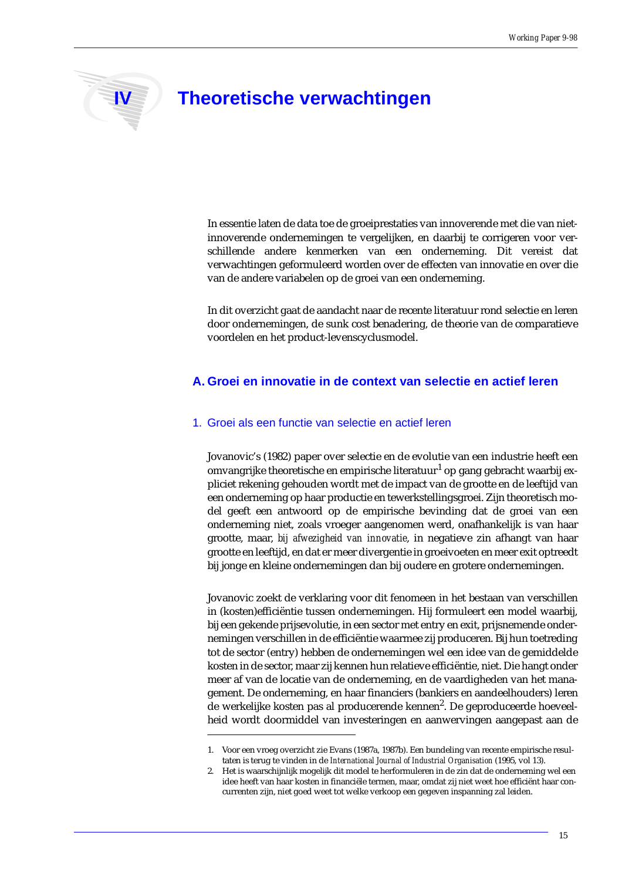# IV Theoretische verwachtingen

In essentie laten de data toe de groeiprestaties van innoverende met die van niet-innoverende ondernemingen te vergelijken, en daarbij te corrigeren voor verschillende andere kenmerken van een onderneming. Dit vereist dat verwachtingen geformuleerd worden over de effecten van innovatie en over die van de andere variabelen op de groei van een onderneming.

In dit overzicht gaat de aandacht naar de recente literatuur rond selectie en leren door ondernemingen, de sunk cost benadering, de theorie van de comparatieve voordelen en het product-levenscyclusmodel.

## A. Groei en innovatie in de context van selectie en actief leren

### 1. Groei als een functie van selectie en actief leren

Jovanovic's (1982) paper over selectie en de evolutie van een industrie heeft een omvangrijke theoretische en empirische literatuur[1] op gang gebracht waarbij expliciet rekening gehouden wordt met de impact van de grootte en de leeftijd van een onderneming op haar productie en tewerkstellingsgroei. Zijn theoretisch model geeft een antwoord op de empirische bevinding dat de groei van een onderneming niet, zoals vroeger aangenomen werd, onafhankelijk is van haar grootte, maar, *bij afwezigheid van innovatie*, in negatieve zin afhangt van haar grootte en leeftijd, en dat er meer divergentie in groeivoeten en meer exit optreedt bij jonge en kleine ondernemingen dan bij oudere en grotere ondernemingen.

Jovanovic zoekt de verklaring voor dit fenomeen in het bestaan van verschillen in (kosten)efficiëntie tussen ondernemingen. Hij formuleert een model waarbij, bij een gekende prijsevolutie, in een sector met entry en exit, prijsnemende ondernemingen verschillen in de efficiëntie waarmee zij produceren. Bij hun toetreding tot de sector (entry) hebben de ondernemingen wel een idee van de gemiddelde kosten in de sector, maar zij kennen hun relatieve efficiëntie, niet. Die hangt onder meer af van de locatie van de onderneming, en de vaardigheden van het management. De onderneming, en haar financiers (bankiers en aandeelhouders) leren de werkelijke kosten pas al producerende kennen[2]. De geproduceerde hoeveelheid wordt doormiddel van investeringen en aanwervingen aangepast aan de

---

1. Voor een vroeg overzicht zie Evans (1987a, 1987b). Een bundeling van recente empirische resultaten is terug te vinden in de *International Journal of Industrial Organisation* (1995, vol 13).
2. Het is waarschijnlijk mogelijk dit model te herformuleren in de zin dat de onderneming wel een idee heeft van haar kosten in financiële termen, maar, omdat zij niet weet hoe efficiënt haar concurrenten zijn, niet goed weet tot welke verkoop een gegeven inspanning zal leiden.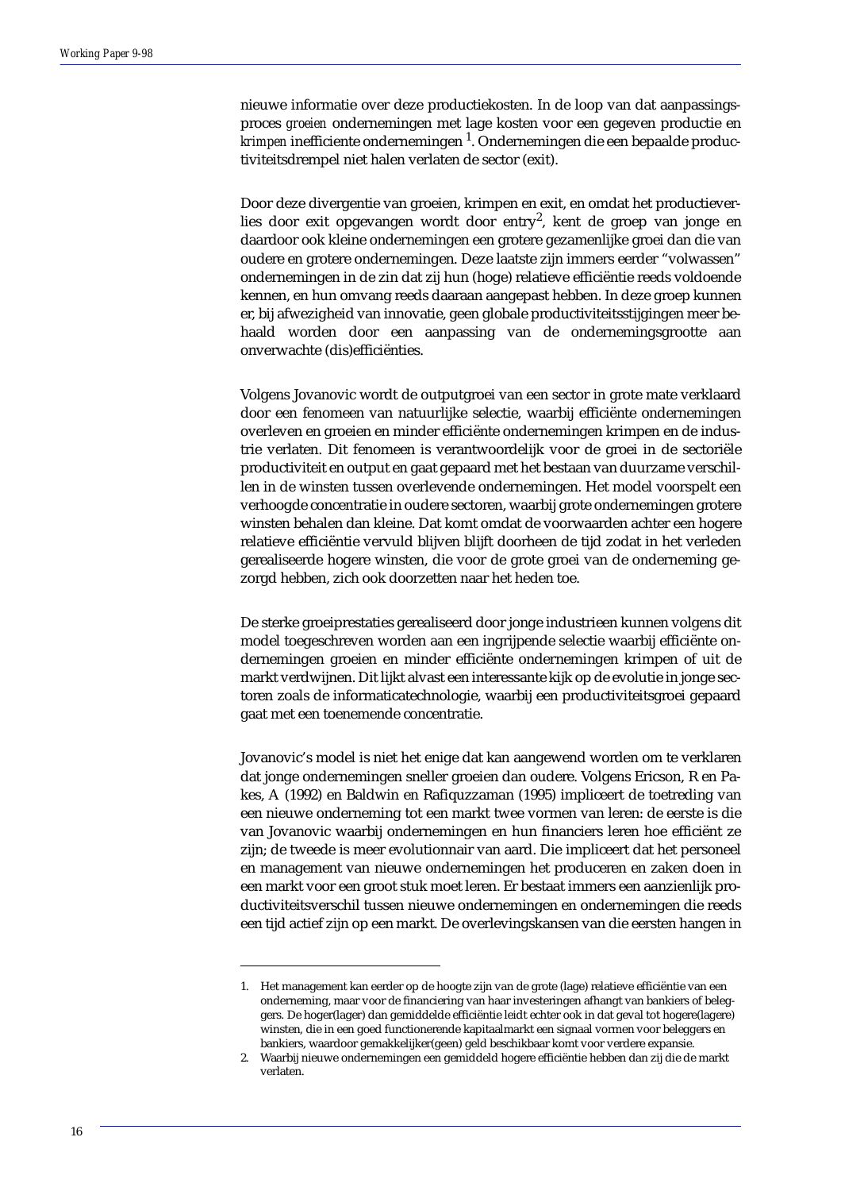nieuwe informatie over deze productiekosten. In de loop van dat aanpassingsproces *groeien* ondernemingen met lage kosten voor een gegeven productie en *krimpen* inefficiente ondernemingen [1]. Ondernemingen die een bepaalde productiviteitsdrempel niet halen verlaten de sector (exit).

Door deze divergentie van groeien, krimpen en exit, en omdat het productieverlies door exit opgevangen wordt door entry[2], kent de groep van jonge en daardoor ook kleine ondernemingen een grotere gezamenlijke groei dan die van oudere en grotere ondernemingen. Deze laatste zijn immers eerder "volwassen" ondernemingen in de zin dat zij hun (hoge) relatieve efficiëntie reeds voldoende kennen, en hun omvang reeds daaraan aangepast hebben. In deze groep kunnen er, bij afwezigheid van innovatie, geen globale productiviteitsstijgingen meer behaald worden door een aanpassing van de ondernemingsgrootte aan onverwachte (dis)efficiënties.

Volgens Jovanovic wordt de outputgroei van een sector in grote mate verklaard door een fenomeen van natuurlijke selectie, waarbij efficiënte ondernemingen overleven en groeien en minder efficiënte ondernemingen krimpen en de industrie verlaten. Dit fenomeen is verantwoordelijk voor de groei in de sectoriële productiviteit en output en gaat gepaard met het bestaan van duurzame verschillen in de winsten tussen overlevende ondernemingen. Het model voorspelt een verhoogde concentratie in oudere sectoren, waarbij grote ondernemingen grotere winsten behalen dan kleine. Dat komt omdat de voorwaarden achter een hogere relatieve efficiëntie vervuld blijven blijft doorheen de tijd zodat in het verleden gerealiseerde hogere winsten, die voor de grote groei van de onderneming gezorgd hebben, zich ook doorzetten naar het heden toe.

De sterke groeiprestaties gerealiseerd door jonge industrieen kunnen volgens dit model toegeschreven worden aan een ingrijpende selectie waarbij efficiënte ondernemingen groeien en minder efficiënte ondernemingen krimpen of uit de markt verdwijnen. Dit lijkt alvast een interessante kijk op de evolutie in jonge sectoren zoals de informaticatechnologie, waarbij een productiviteitsgroei gepaard gaat met een toenemende concentratie.

Jovanovic's model is niet het enige dat kan aangewend worden om te verklaren dat jonge ondernemingen sneller groeien dan oudere. Volgens Ericson, R en Pakes, A (1992) en Baldwin en Rafiquzzaman (1995) impliceert de toetreding van een nieuwe onderneming tot een markt twee vormen van leren: de eerste is die van Jovanovic waarbij ondernemingen en hun financiers leren hoe efficiënt ze zijn; de tweede is meer evolutionnair van aard. Die impliceert dat het personeel en management van nieuwe ondernemingen het produceren en zaken doen in een markt voor een groot stuk moet leren. Er bestaat immers een aanzienlijk productiviteitsverschil tussen nieuwe ondernemingen en ondernemingen die reeds een tijd actief zijn op een markt. De overlevingskansen van die eersten hangen in

1. Het management kan eerder op de hoogte zijn van de grote (lage) relatieve efficiëntie van een onderneming, maar voor de financiering van haar investeringen afhangt van bankiers of beleggers. De hoger(lager) dan gemiddelde efficiëntie leidt echter ook in dat geval tot hogere(lagere) winsten, die in een goed functionerende kapitaalmarkt een signaal vormen voor beleggers en bankiers, waardoor gemakkelijker(geen) geld beschikbaar komt voor verdere expansie.
2. Waarbij nieuwe ondernemingen een gemiddeld hogere efficiëntie hebben dan zij die de markt verlaten.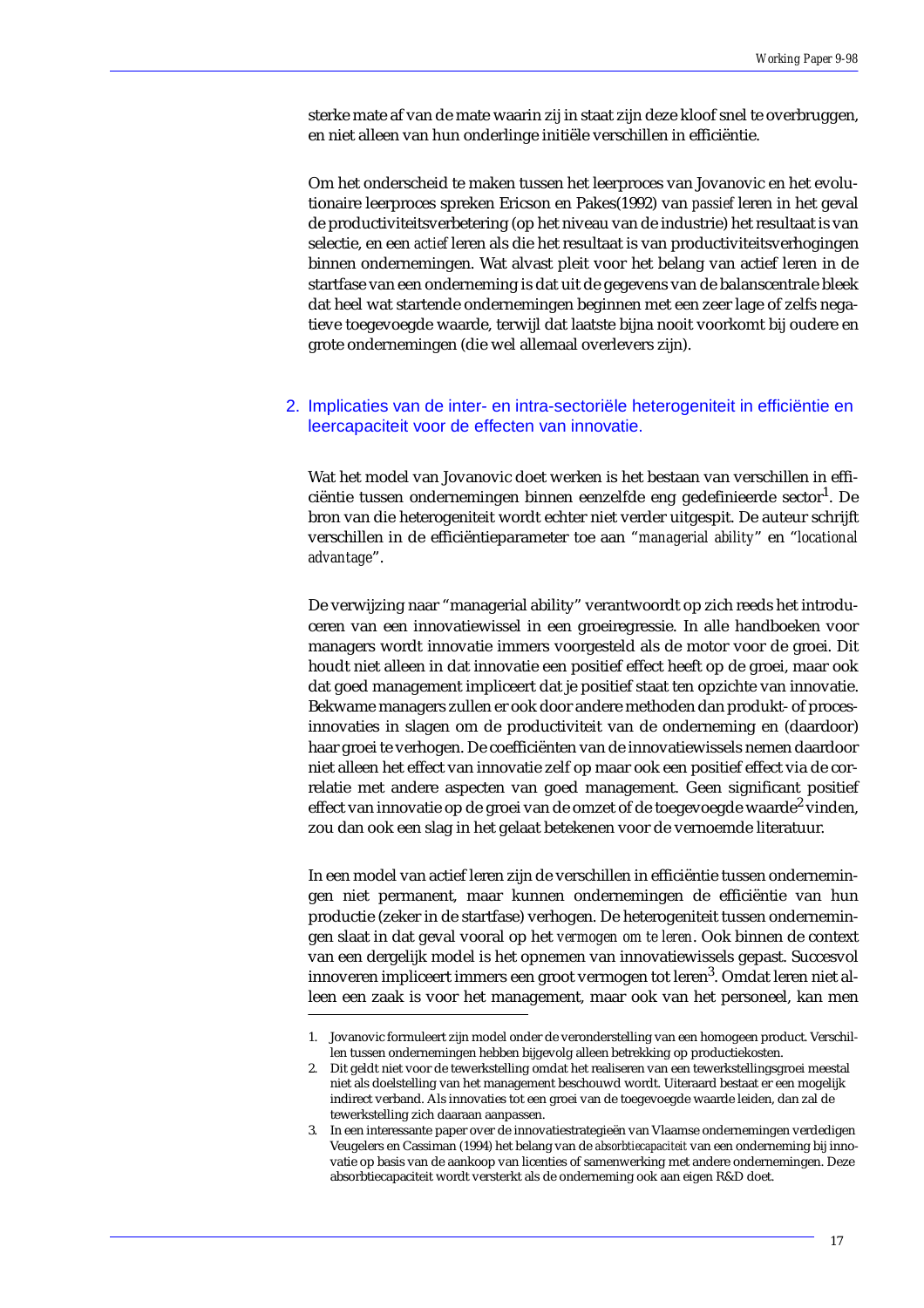sterke mate af van de mate waarin zij in staat zijn deze kloof snel te overbruggen, en niet alleen van hun onderlinge initiële verschillen in efficiëntie.

Om het onderscheid te maken tussen het leerproces van Jovanovic en het evolutionaire leerproces spreken Ericson en Pakes(1992) van *passief* leren in het geval de productiviteitsverbetering (op het niveau van de industrie) het resultaat is van selectie, en een *actief* leren als die het resultaat is van productiviteitsverhogingen binnen ondernemingen. Wat alvast pleit voor het belang van actief leren in de startfase van een onderneming is dat uit de gegevens van de balanscentrale bleek dat heel wat startende ondernemingen beginnen met een zeer lage of zelfs negatieve toegevoegde waarde, terwijl dat laatste bijna nooit voorkomt bij oudere en grote ondernemingen (die wel allemaal overlevers zijn).

## 2. Implicaties van de inter- en intra-sectoriële heterogeniteit in efficiëntie en leercapaciteit voor de effecten van innovatie.

Wat het model van Jovanovic doet werken is het bestaan van verschillen in efficiëntie tussen ondernemingen binnen eenzelfde eng gedefinieerde sector[1]. De bron van die heterogeniteit wordt echter niet verder uitgespit. De auteur schrijft verschillen in de efficiëntieparameter toe aan "*managerial ability*" en "*locational advantage*".

De verwijzing naar "managerial ability" verantwoordt op zich reeds het introduceren van een innovatiewissel in een groeiregressie. In alle handboeken voor managers wordt innovatie immers voorgesteld als de motor voor de groei. Dit houdt niet alleen in dat innovatie een positief effect heeft op de groei, maar ook dat goed management impliceert dat je positief staat ten opzichte van innovatie. Bekwame managers zullen er ook door andere methoden dan produkt- of procesinnovaties in slagen om de productiviteit van de onderneming en (daardoor) haar groei te verhogen. De coëfficiënten van de innovatiewissels nemen daardoor niet alleen het effect van innovatie zelf op maar ook een positief effect via de correlatie met andere aspecten van goed management. Geen significant positief effect van innovatie op de groei van de omzet of de toegevoegde waarde[2] vinden, zou dan ook een slag in het gelaat betekenen voor de vernoemde literatuur.

In een model van actief leren zijn de verschillen in efficiëntie tussen ondernemingen niet permanent, maar kunnen ondernemingen de efficiëntie van hun productie (zeker in de startfase) verhogen. De heterogeniteit tussen ondernemingen slaat in dat geval vooral op het *vermogen om te leren*. Ook binnen de context van een dergelijk model is het opnemen van innovatiewissels gepast. Succesvol innoveren impliceert immers een groot vermogen tot leren[3]. Omdat leren niet alleen een zaak is voor het management, maar ook van het personeel, kan men

---

1. Jovanovic formuleert zijn model onder de veronderstelling van een homogeen product. Verschillen tussen ondernemingen hebben bijgevolg alleen betrekking op productiekosten.
2. Dit geldt niet voor de tewerkstelling omdat het realiseren van een tewerkstellingsgroei meestal niet als doelstelling van het management beschouwd wordt. Uiteraard bestaat er een mogelijk indirect verband. Als innovaties tot een groei van de toegevoegde waarde leiden, dan zal de tewerkstelling zich daaraan aanpassen.
3. In een interessante paper over de innovatiestrategieën van Vlaamse ondernemingen verdedigen Veugelers en Cassiman (1994) het belang van de *absorbtiecapaciteit* van een onderneming bij innovatie op basis van de aankoop van licenties of samenwerking met andere ondernemingen. Deze absorbtiecapaciteit wordt versterkt als de onderneming ook aan eigen R&D doet.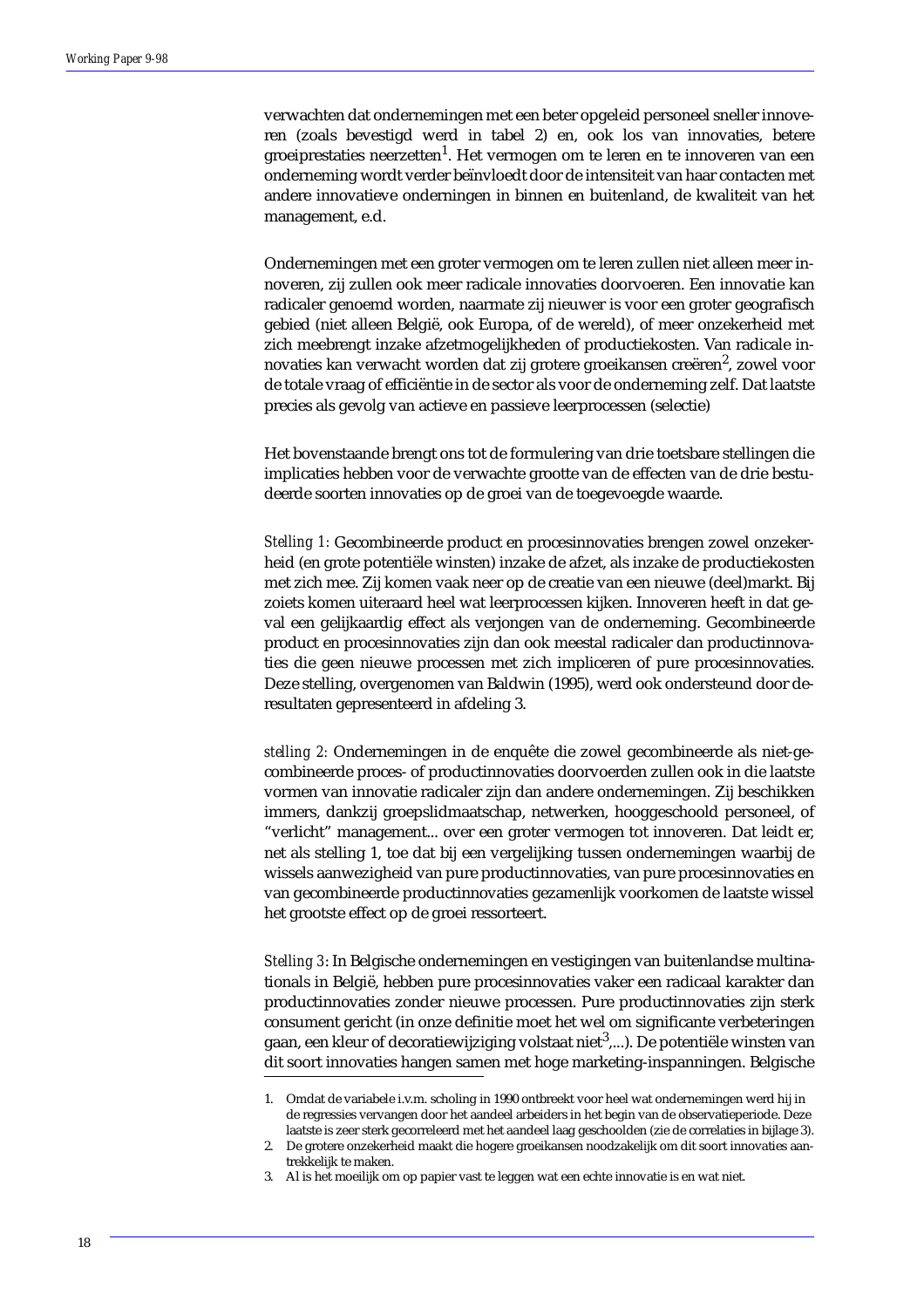verwachten dat ondernemingen met een beter opgeleid personeel sneller innoveren (zoals bevestigd werd in tabel 2) en, ook los van innovaties, betere groeiprestaties neerzetten[1]. Het vermogen om te leren en te innoveren van een onderneming wordt verder beïnvloedt door de intensiteit van haar contacten met andere innovatieve onderningen in binnen en buitenland, de kwaliteit van het management, e.d.

Ondernemingen met een groter vermogen om te leren zullen niet alleen meer innoveren, zij zullen ook meer radicale innovaties doorvoeren. Een innovatie kan radicaler genoemd worden, naarmate zij nieuwer is voor een groter geografisch gebied (niet alleen België, ook Europa, of de wereld), of meer onzekerheid met zich meebrengt inzake afzetmogelijkheden of productiekosten. Van radicale innovaties kan verwacht worden dat zij grotere groeikansen creëren[2], zowel voor de totale vraag of efficiëntie in de sector als voor de onderneming zelf. Dat laatste precies als gevolg van actieve en passieve leerprocessen (selectie)

Het bovenstaande brengt ons tot de formulering van drie toetsbare stellingen die implicaties hebben voor de verwachte grootte van de effecten van de drie bestudeerde soorten innovaties op de groei van de toegevoegde waarde.

*Stelling 1:* Gecombineerde product en procesinnovaties brengen zowel onzekerheid (en grote potentiële winsten) inzake de afzet, als inzake de productiekosten met zich mee. Zij komen vaak neer op de creatie van een nieuwe (deel)markt. Bij zoiets komen uiteraard heel wat leerprocessen kijken. Innoveren heeft in dat geval een gelijkaardig effect als verjongen van de onderneming. Gecombineerde product en procesinnovaties zijn dan ook meestal radicaler dan productinnovaties die geen nieuwe processen met zich impliceren of pure procesinnovaties. Deze stelling, overgenomen van Baldwin (1995), werd ook ondersteund door deresultaten gepresenteerd in afdeling 3.

*stelling 2:* Ondernemingen in de enquête die zowel gecombineerde als niet-gecombineerde proces- of productinnovaties doorvoerden zullen ook in die laatste vormen van innovatie radicaler zijn dan andere ondernemingen. Zij beschikken immers, dankzij groepslidmaatschap, netwerken, hooggeschoold personeel, of "verlicht" management... over een groter vermogen tot innoveren. Dat leidt er, net als stelling 1, toe dat bij een vergelijking tussen ondernemingen waarbij de wissels aanwezigheid van pure productinnovaties, van pure procesinnovaties en van gecombineerde productinnovaties gezamenlijk voorkomen de laatste wissel het grootste effect op de groei ressorteert.

*Stelling 3*: In Belgische ondernemingen en vestigingen van buitenlandse multinationals in België, hebben pure procesinnovaties vaker een radicaal karakter dan productinnovaties zonder nieuwe processen. Pure productinnovaties zijn sterk consument gericht (in onze definitie moet het wel om significante verbeteringen gaan, een kleur of decoratiewijziging volstaat niet[3],...). De potentiële winsten van dit soort innovaties hangen samen met hoge marketing-inspanningen. Belgische

1. Omdat de variabele i.v.m. scholing in 1990 ontbreekt voor heel wat ondernemingen werd hij in de regressies vervangen door het aandeel arbeiders in het begin van de observatieperiode. Deze laatste is zeer sterk gecorreleerd met het aandeel laag geschoolden (zie de correlaties in bijlage 3).
2. De grotere onzekerheid maakt die hogere groeikansen noodzakelijk om dit soort innovaties aantrekkelijk te maken.
3. Al is het moeilijk om op papier vast te leggen wat een echte innovatie is en wat niet.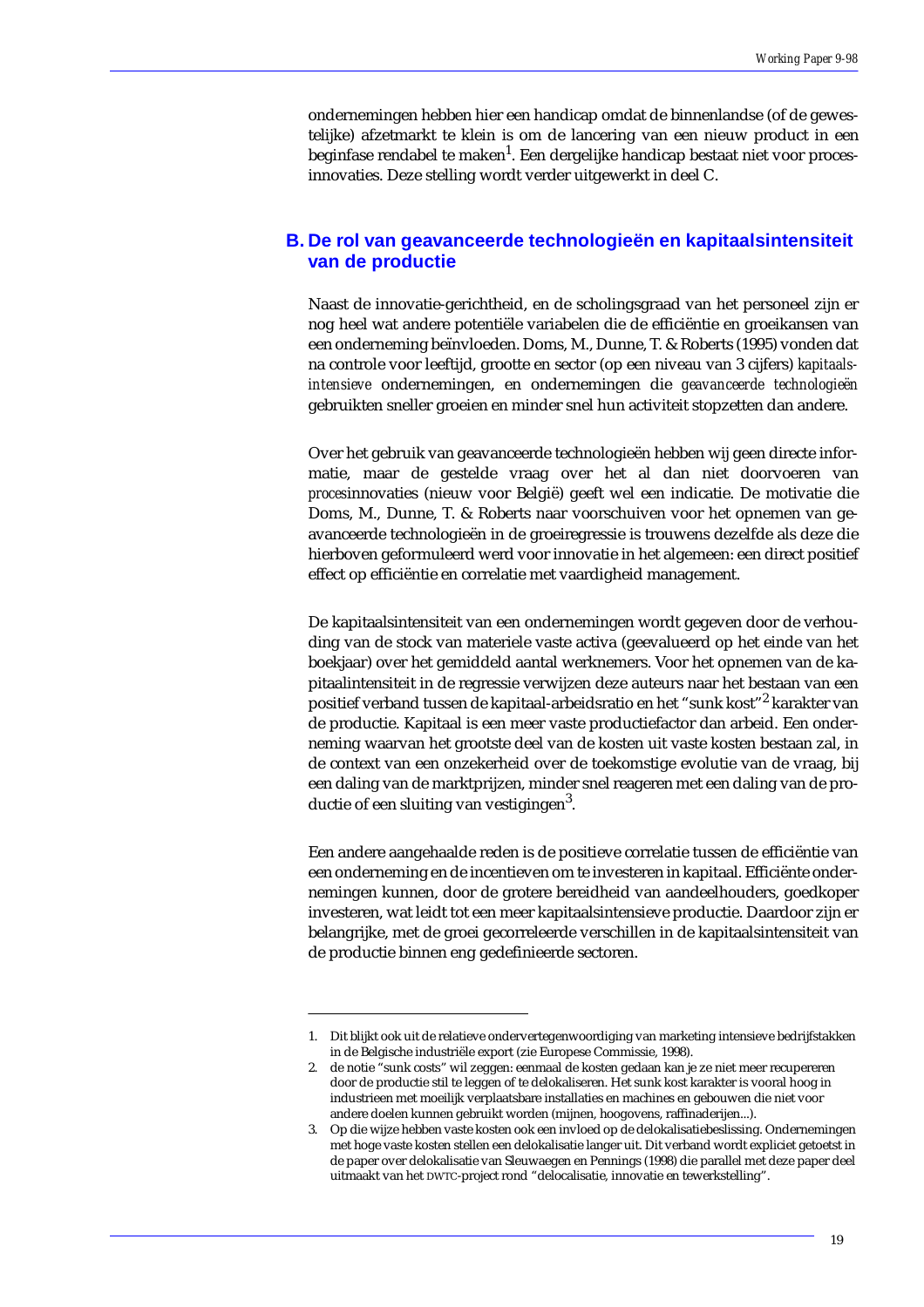ondernemingen hebben hier een handicap omdat de binnenlandse (of de gewestelijke) afzetmarkt te klein is om de lancering van een nieuw product in een beginfase rendabel te maken[1]. Een dergelijke handicap bestaat niet voor procesinnovaties. Deze stelling wordt verder uitgewerkt in deel C.

## B. De rol van geavanceerde technologieën en kapitaalsintensiteit van de productie

Naast de innovatie-gerichtheid, en de scholingsgraad van het personeel zijn er nog heel wat andere potentiële variabelen die de efficiëntie en groeikansen van een onderneming beïnvloeden. Doms, M., Dunne, T. & Roberts (1995) vonden dat na controle voor leeftijd, grootte en sector (op een niveau van 3 cijfers) *kapitaalsintensieve* ondernemingen, en ondernemingen die *geavanceerde technologieën* gebruikten sneller groeien en minder snel hun activiteit stopzetten dan andere.

Over het gebruik van geavanceerde technologieën hebben wij geen directe informatie, maar de gestelde vraag over het al dan niet doorvoeren van *proces*innovaties (nieuw voor België) geeft wel een indicatie. De motivatie die Doms, M., Dunne, T. & Roberts naar voorschuiven voor het opnemen van geavanceerde technologieën in de groeiregressie is trouwens dezelfde als deze die hierboven geformuleerd werd voor innovatie in het algemeen: een direct positief effect op efficiëntie en correlatie met vaardigheid management.

De kapitaalsintensiteit van een ondernemingen wordt gegeven door de verhouding van de stock van materiele vaste activa (geevalueerd op het einde van het boekjaar) over het gemiddeld aantal werknemers. Voor het opnemen van de kapitaalintensiteit in de regressie verwijzen deze auteurs naar het bestaan van een positief verband tussen de kapitaal-arbeidsratio en het "sunk kost"[2] karakter van de productie. Kapitaal is een meer vaste productiefactor dan arbeid. Een onderneming waarvan het grootste deel van de kosten uit vaste kosten bestaan zal, in de context van een onzekerheid over de toekomstige evolutie van de vraag, bij een daling van de marktprijzen, minder snel reageren met een daling van de productie of een sluiting van vestigingen[3].

Een andere aangehaalde reden is de positieve correlatie tussen de efficiëntie van een onderneming en de incentieven om te investeren in kapitaal. Efficiënte ondernemingen kunnen, door de grotere bereidheid van aandeelhouders, goedkoper investeren, wat leidt tot een meer kapitaalsintensieve productie. Daardoor zijn er belangrijke, met de groei gecorreleerde verschillen in de kapitaalsintensiteit van de productie binnen eng gedefinieerde sectoren.

---

1. Dit blijkt ook uit de relatieve ondervertegenwoordiging van marketing intensieve bedrijfstakken in de Belgische industriële export (zie Europese Commissie, 1998).
2. de notie "sunk costs" wil zeggen: eenmaal de kosten gedaan kan je ze niet meer recupereren door de productie stil te leggen of te delokaliseren. Het sunk kost karakter is vooral hoog in industrieen met moeilijk verplaatsbare installaties en machines en gebouwen die niet voor andere doelen kunnen gebruikt worden (mijnen, hoogovens, raffinaderijen...).
3. Op die wijze hebben vaste kosten ook een invloed op de delokalisatiebeslissing. Ondernemingen met hoge vaste kosten stellen een delokalisatie langer uit. Dit verband wordt expliciet getoetst in de paper over delokalisatie van Sleuwaegen en Pennings (1998) die parallel met deze paper deel uitmaakt van het DWTC-project rond "delocalisatie, innovatie en tewerkstelling".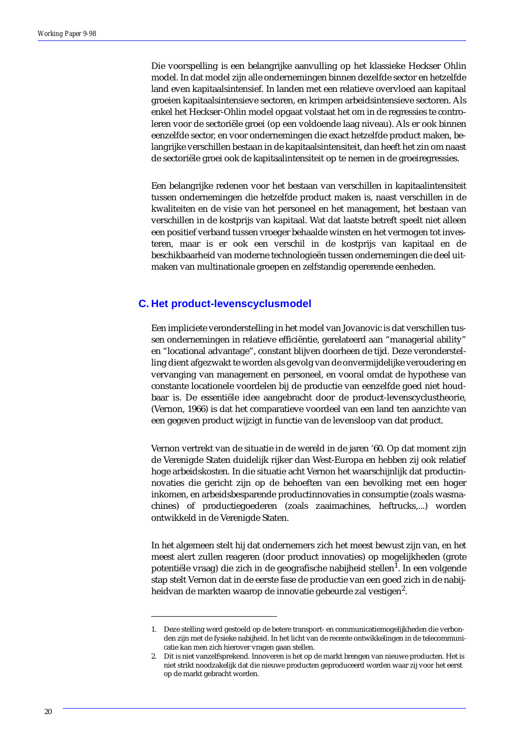Die voorspelling is een belangrijke aanvulling op het klassieke Heckser Ohlin model. In dat model zijn alle ondernemingen binnen dezelfde sector en hetzelfde land even kapitaalsintensief. In landen met een relatieve overvloed aan kapitaal groeien kapitaalsintensieve sectoren, en krimpen arbeidsintensieve sectoren. Als enkel het Heckser-Ohlin model opgaat volstaat het om in de regressies te controleren voor de sectoriële groei (op een voldoende laag niveau). Als er ook binnen eenzelfde sector, en voor ondernemingen die exact hetzelfde product maken, belangrijke verschillen bestaan in de kapitaalsintensiteit, dan heeft het zin om naast de sectoriële groei ook de kapitaalintensiteit op te nemen in de groeiregressies.

Een belangrijke redenen voor het bestaan van verschillen in kapitaalintensiteit tussen ondernemingen die hetzelfde product maken is, naast verschillen in de kwaliteiten en de visie van het personeel en het management, het bestaan van verschillen in de kostprijs van kapitaal. Wat dat laatste betreft speelt niet alleen een positief verband tussen vroeger behaalde winsten en het vermogen tot investeren, maar is er ook een verschil in de kostprijs van kapitaal en de beschikbaarheid van moderne technologieën tussen ondernemingen die deel uitmaken van multinationale groepen en zelfstandig opererende eenheden.

## C. Het product-levenscyclusmodel

Een impliciete veronderstelling in het model van Jovanovic is dat verschillen tussen ondernemingen in relatieve efficiëntie, gerelateerd aan "managerial ability" en "locational advantage", constant blijven doorheen de tijd. Deze veronderstelling dient afgezwakt te worden als gevolg van de onvermijdelijke veroudering en vervanging van management en personeel, en vooral omdat de hypothese van constante locationele voordelen bij de productie van eenzelfde goed niet houdbaar is. De essentiële idee aangebracht door de product-levenscyclustheorie, (Vernon, 1966) is dat het comparatieve voordeel van een land ten aanzichte van een gegeven product wijzigt in functie van de levensloop van dat product.

Vernon vertrekt van de situatie in de wereld in de jaren '60. Op dat moment zijn de Verenigde Staten duidelijk rijker dan West-Europa en hebben zij ook relatief hoge arbeidskosten. In die situatie acht Vernon het waarschijnlijk dat productinnovaties die gericht zijn op de behoeften van een bevolking met een hoger inkomen, en arbeidsbesparende productinnovaties in consumptie (zoals wasmachines) of productiegoederen (zoals zaaimachines, heftrucks,...) worden ontwikkeld in de Verenigde Staten.

In het algemeen stelt hij dat ondernemers zich het meest bewust zijn van, en het meest alert zullen reageren (door product innovaties) op mogelijkheden (grote potentiële vraag) die zich in de geografische nabijheid stellen[1]. In een volgende stap stelt Vernon dat in de eerste fase de productie van een goed zich in de nabijheidvan de markten waarop de innovatie gebeurde zal vestigen[2].

1. Deze stelling werd gestoeld op de betere transport- en communicatiemogelijkheden die verbonden zijn met de fysieke nabijheid. In het licht van de recente ontwikkelingen in de telecommunicatie kan men zich hierover vragen gaan stellen.
2. Dit is niet vanzelfsprekend. Innoveren is het op de markt brengen van nieuwe producten. Het is niet strikt noodzakelijk dat die nieuwe producten geproduceerd worden waar zij voor het eerst op de markt gebracht worden.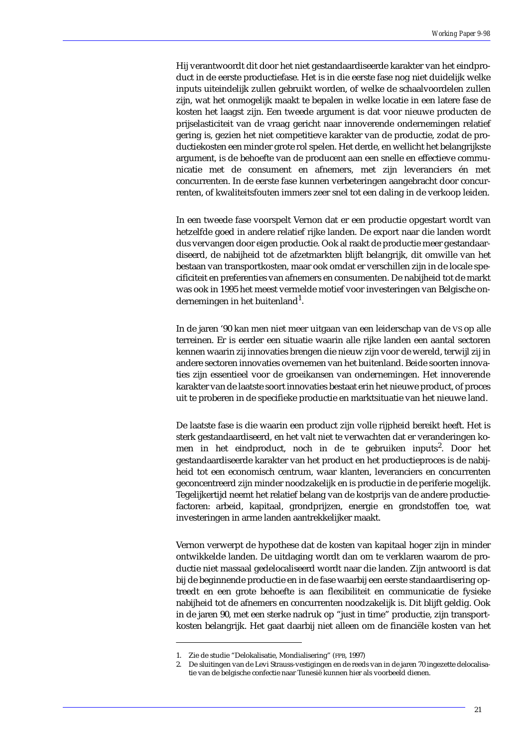Hij verantwoordt dit door het niet gestandaardiseerde karakter van het eindproduct in de eerste productiefase. Het is in die eerste fase nog niet duidelijk welke inputs uiteindelijk zullen gebruikt worden, of welke de schaalvoordelen zullen zijn, wat het onmogelijk maakt te bepalen in welke locatie in een latere fase de kosten het laagst zijn. Een tweede argument is dat voor nieuwe producten de prijselasticiteit van de vraag gericht naar innoverende ondernemingen relatief gering is, gezien het niet competitieve karakter van de productie, zodat de productiekosten een minder grote rol spelen. Het derde, en wellicht het belangrijkste argument, is de behoefte van de producent aan een snelle en effectieve communicatie met de consument en afnemers, met zijn leveranciers én met concurrenten. In de eerste fase kunnen verbeteringen aangebracht door concurrenten, of kwaliteitsfouten immers zeer snel tot een daling in de verkoop leiden.

In een tweede fase voorspelt Vernon dat er een productie opgestart wordt van hetzelfde goed in andere relatief rijke landen. De export naar die landen wordt dus vervangen door eigen productie. Ook al raakt de productie meer gestandaardiseerd, de nabijheid tot de afzetmarkten blijft belangrijk, dit omwille van het bestaan van transportkosten, maar ook omdat er verschillen zijn in de locale specificiteit en preferenties van afnemers en consumenten. De nabijheid tot de markt was ook in 1995 het meest vermelde motief voor investeringen van Belgische ondernemingen in het buitenland[1].

In de jaren '90 kan men niet meer uitgaan van een leiderschap van de VS op alle terreinen. Er is eerder een situatie waarin alle rijke landen een aantal sectoren kennen waarin zij innovaties brengen die nieuw zijn voor de wereld, terwijl zij in andere sectoren innovaties overnemen van het buitenland. Beide soorten innovaties zijn essentieel voor de groeikansen van ondernemingen. Het innoverende karakter van de laatste soort innovaties bestaat erin het nieuwe product, of proces uit te proberen in de specifieke productie en marktsituatie van het nieuwe land.

De laatste fase is die waarin een product zijn volle rijpheid bereikt heeft. Het is sterk gestandaardiseerd, en het valt niet te verwachten dat er veranderingen komen in het eindproduct, noch in de te gebruiken inputs[2]. Door het gestandaardiseerde karakter van het product en het productieproces is de nabijheid tot een economisch centrum, waar klanten, leveranciers en concurrenten geconcentreerd zijn minder noodzakelijk en is productie in de periferie mogelijk. Tegelijkertijd neemt het relatief belang van de kostprijs van de andere productiefactoren: arbeid, kapitaal, grondprijzen, energie en grondstoffen toe, wat investeringen in arme landen aantrekkelijker maakt.

Vernon verwerpt de hypothese dat de kosten van kapitaal hoger zijn in minder ontwikkelde landen. De uitdaging wordt dan om te verklaren waarom de productie niet massaal gedelocaliseerd wordt naar die landen. Zijn antwoord is dat bij de beginnende productie en in de fase waarbij een eerste standaardisering optreedt en een grote behoefte is aan flexibiliteit en communicatie de fysieke nabijheid tot de afnemers en concurrenten noodzakelijk is. Dit blijft geldig. Ook in de jaren 90, met een sterke nadruk op "just in time" productie, zijn transportkosten belangrijk. Het gaat daarbij niet alleen om de financiële kosten van het

---

1. Zie de studie "Delokalisatie, Mondialisering" (FPB, 1997)
2. De sluitingen van de Levi Strauss-vestigingen en de reeds van in de jaren 70 ingezette delocalisatie van de belgische confectie naar Tunesië kunnen hier als voorbeeld dienen.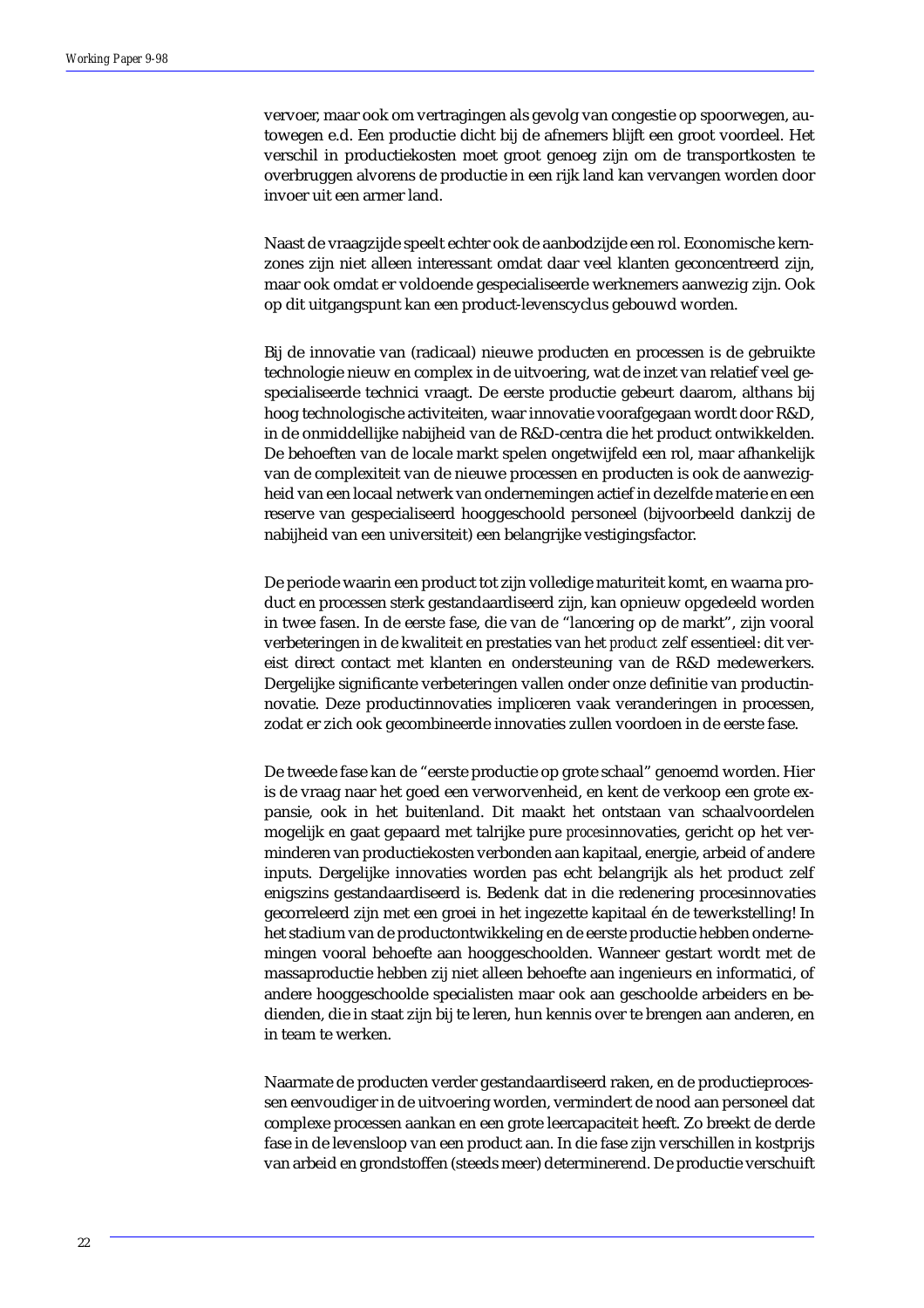vervoer, maar ook om vertragingen als gevolg van congestie op spoorwegen, autowegen e.d. Een productie dicht bij de afnemers blijft een groot voordeel. Het verschil in productiekosten moet groot genoeg zijn om de transportkosten te overbruggen alvorens de productie in een rijk land kan vervangen worden door invoer uit een armer land.

Naast de vraagzijde speelt echter ook de aanbodzijde een rol. Economische kernzones zijn niet alleen interessant omdat daar veel klanten geconcentreerd zijn, maar ook omdat er voldoende gespecialiseerde werknemers aanwezig zijn. Ook op dit uitgangspunt kan een product-levenscyclus gebouwd worden.

Bij de innovatie van (radicaal) nieuwe producten en processen is de gebruikte technologie nieuw en complex in de uitvoering, wat de inzet van relatief veel gespecialiseerde technici vraagt. De eerste productie gebeurt daarom, althans bij hoog technologische activiteiten, waar innovatie voorafgegaan wordt door R&D, in de onmiddellijke nabijheid van de R&D-centra die het product ontwikkelden. De behoeften van de locale markt spelen ongetwijfeld een rol, maar afhankelijk van de complexiteit van de nieuwe processen en producten is ook de aanwezigheid van een locaal netwerk van ondernemingen actief in dezelfde materie en een reserve van gespecialiseerd hooggeschoold personeel (bijvoorbeeld dankzij de nabijheid van een universiteit) een belangrijke vestigingsfactor.

De periode waarin een product tot zijn volledige maturiteit komt, en waarna product en processen sterk gestandaardiseerd zijn, kan opnieuw opgedeeld worden in twee fasen. In de eerste fase, die van de "lancering op de markt", zijn vooral verbeteringen in de kwaliteit en prestaties van het *product* zelf essentieel: dit vereist direct contact met klanten en ondersteuning van de R&D medewerkers. Dergelijke significante verbeteringen vallen onder onze definitie van productinnovatie. Deze productinnovaties impliceren vaak veranderingen in processen, zodat er zich ook gecombineerde innovaties zullen voordoen in de eerste fase.

De tweede fase kan de "eerste productie op grote schaal" genoemd worden. Hier is de vraag naar het goed een verworvenheid, en kent de verkoop een grote expansie, ook in het buitenland. Dit maakt het ontstaan van schaalvoordelen mogelijk en gaat gepaard met talrijke pure *proces*innovaties, gericht op het verminderen van productiekosten verbonden aan kapitaal, energie, arbeid of andere inputs. Dergelijke innovaties worden pas echt belangrijk als het product zelf enigszins gestandaardiseerd is. Bedenk dat in die redenering procesinnovaties gecorreleerd zijn met een groei in het ingezette kapitaal én de tewerkstelling! In het stadium van de productontwikkeling en de eerste productie hebben ondernemingen vooral behoefte aan hooggeschoolden. Wanneer gestart wordt met de massaproductie hebben zij niet alleen behoefte aan ingenieurs en informatici, of andere hooggeschoolde specialisten maar ook aan geschoolde arbeiders en bedienden, die in staat zijn bij te leren, hun kennis over te brengen aan anderen, en in team te werken.

Naarmate de producten verder gestandaardiseerd raken, en de productieprocessen eenvoudiger in de uitvoering worden, vermindert de nood aan personeel dat complexe processen aankan en een grote leercapaciteit heeft. Zo breekt de derde fase in de levensloop van een product aan. In die fase zijn verschillen in kostprijs van arbeid en grondstoffen (steeds meer) determinerend. De productie verschuift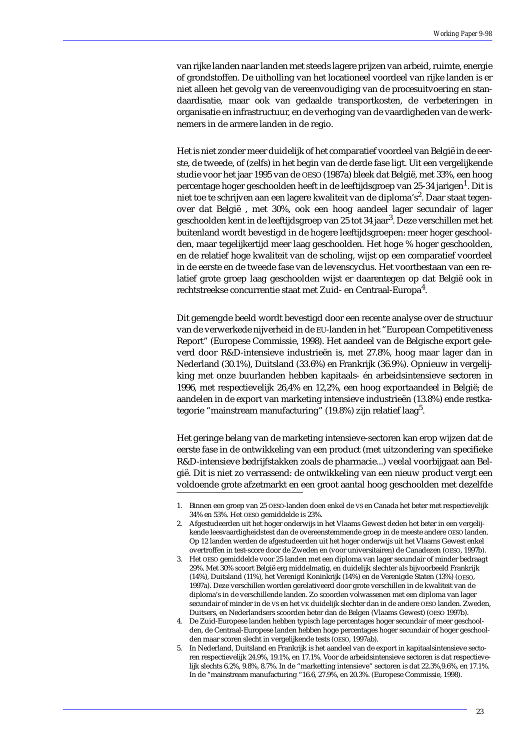van rijke landen naar landen met steeds lagere prijzen van arbeid, ruimte, energie of grondstoffen. De uitholling van het locationeel voordeel van rijke landen is er niet alleen het gevolg van de vereenvoudiging van de procesuitvoering en standaardisatie, maar ook van gedaalde transportkosten, de verbeteringen in organisatie en infrastructuur, en de verhoging van de vaardigheden van de werknemers in de armere landen in de regio.

Het is niet zonder meer duidelijk of het comparatief voordeel van België in de eerste, de tweede, of (zelfs) in het begin van de derde fase ligt. Uit een vergelijkende studie voor het jaar 1995 van de OESO (1987a) bleek dat België, met 33%, een hoog percentage hoger geschoolden heeft in de leeftijdsgroep van 25-34 jarigen[1]. Dit is niet toe te schrijven aan een lagere kwaliteit van de diploma's[2]. Daar staat tegenover dat België , met 30%, ook een hoog aandeel lager secundair of lager geschoolden kent in de leeftijdsgroep van 25 tot 34 jaar[3]. Deze verschillen met het buitenland wordt bevestigd in de hogere leeftijdsgroepen: meer hoger geschoolden, maar tegelijkertijd meer laag geschoolden. Het hoge % hoger geschoolden, en de relatief hoge kwaliteit van de scholing, wijst op een comparatief voordeel in de eerste en de tweede fase van de levenscyclus. Het voortbestaan van een relatief grote groep laag geschoolden wijst er daarentegen op dat België ook in rechtstreekse concurrentie staat met Zuid- en Centraal-Europa[4].

Dit gemengde beeld wordt bevestigd door een recente analyse over de structuur van de verwerkede nijverheid in de EU-landen in het "European Competitiveness Report" (Europese Commissie, 1998). Het aandeel van de Belgische export geleverd door R&D-intensieve industrieën is, met 27.8%, hoog maar lager dan in Nederland (30.1%), Duitsland (33.6%) en Frankrijk (36.9%). Opnieuw in vergelijking met onze buurlanden hebben kapitaals- én arbeidsintensieve sectoren in 1996, met respectievelijk 26,4% en 12,2%, een hoog exportaandeel in België; de aandelen in de export van marketing intensieve industrieën (13.8%) ende restkategorie "mainstream manufacturing" (19.8%) zijn relatief laag[5].

Het geringe belang van de marketing intensieve-sectoren kan erop wijzen dat de eerste fase in de ontwikkeling van een product (met uitzondering van specifieke R&D-intensieve bedrijfstakken zoals de pharmacie...) veelal voorbijgaat aan België. Dit is niet zo verrassend: de ontwikkeling van een nieuw product vergt een voldoende grote afzetmarkt en een groot aantal hoog geschoolden met dezelfde

1. Binnen een groep van 25 OESO-landen doen enkel de VS en Canada het beter met respectievelijk 34% en 53%. Het OESO gemiddelde is 23%.
2. Afgestudeerden uit het hoger onderwijs in het Vlaams Gewest deden het beter in een vergelijkende leesvaardigheidstest dan de overeenstemmende groep in de meeste andere OESO landen. Op 12 landen werden de afgestudeerden uit het hoger onderwijs uit het Vlaams Gewest enkel overtroffen in test-score door de Zweden en (voor universitairen) de Canadezen (OESO, 1997b).
3. Het OESO gemiddelde voor 25 landen met een diploma van lager secundair of minder bedraagt 29%. Met 30% scoort België erg middelmatig, en duidelijk slechter als bijvoorbeeld Frankrijk (14%), Duitsland (11%), het Verenigd Koninkrijk (14%) en de Verenigde Staten (13%) (OESO, 1997a). Deze verschillen worden gerelativeerd door grote verschillen in de kwaliteit van de diploma's in de verschillende landen. Zo scoorden volwassenen met een diploma van lager secundair of minder in de VS en het VK duidelijk slechter dan in de andere OESO landen. Zweden, Duitsers, en Nederlandsers scoorden beter dan de Belgen (Vlaams Gewest) (OESO 1997b).
4. De Zuid-Europese landen hebben typisch lage percentages hoger secundair of meer geschoolden, de Centraal-Europese landen hebben hoge percentages hoger secundair of hoger geschoolden maar scoren slecht in vergelijkende tests (OESO, 1997ab).
5. In Nederland, Duitsland en Frankrijk is het aandeel van de export in kapitaalsintensieve sectoren respectievelijk 24.9%, 19.1%, en 17.1%. Voor de arbeidsintensieve sectoren is dat respectievelijk slechts 6.2%, 9.8%, 8.7%. In de "marketting intensieve" sectoren is dat 22.3%,9.6%, en 17.1%. In de "mainstream manufacturing "16.6, 27.9%, en 20.3%. (Europese Commissie, 1998).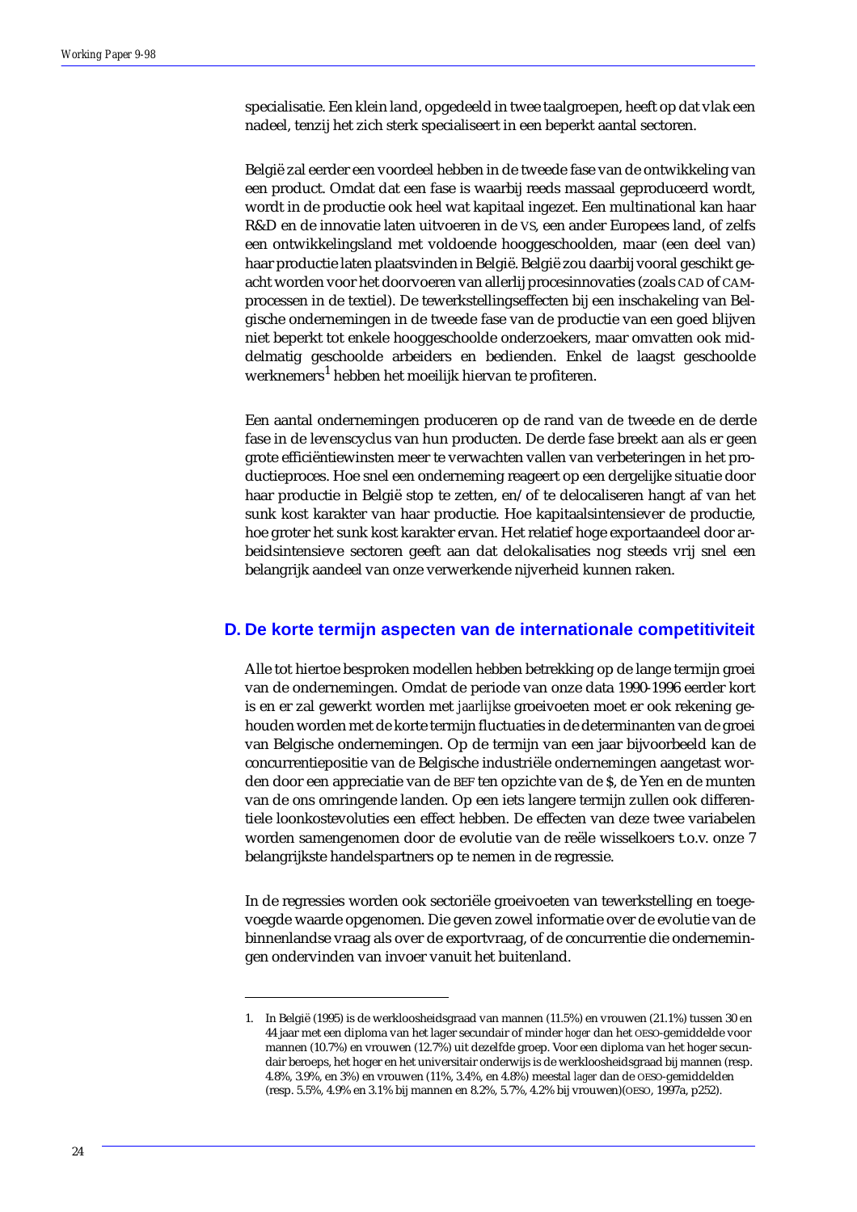specialisatie. Een klein land, opgedeeld in twee taalgroepen, heeft op dat vlak een nadeel, tenzij het zich sterk specialiseert in een beperkt aantal sectoren.

België zal eerder een voordeel hebben in de tweede fase van de ontwikkeling van een product. Omdat dat een fase is waarbij reeds massaal geproduceerd wordt, wordt in de productie ook heel wat kapitaal ingezet. Een multinational kan haar R&D en de innovatie laten uitvoeren in de VS, een ander Europees land, of zelfs een ontwikkelingsland met voldoende hooggeschoolden, maar (een deel van) haar productie laten plaatsvinden in België. België zou daarbij vooral geschikt geacht worden voor het doorvoeren van allerlij procesinnovaties (zoals CAD of CAM-processen in de textiel). De tewerkstellingseffecten bij een inschakeling van Belgische ondernemingen in de tweede fase van de productie van een goed blijven niet beperkt tot enkele hooggeschoolde onderzoekers, maar omvatten ook middelmatig geschoolde arbeiders en bedienden. Enkel de laagst geschoolde werknemers[1] hebben het moeilijk hiervan te profiteren.

Een aantal ondernemingen produceren op de rand van de tweede en de derde fase in de levenscyclus van hun producten. De derde fase breekt aan als er geen grote efficiëntiewinsten meer te verwachten vallen van verbeteringen in het productieproces. Hoe snel een onderneming reageert op een dergelijke situatie door haar productie in België stop te zetten, en/of te delocaliseren hangt af van het sunk kost karakter van haar productie. Hoe kapitaalsintensiever de productie, hoe groter het sunk kost karakter ervan. Het relatief hoge exportaandeel door arbeidsintensieve sectoren geeft aan dat delokalisaties nog steeds vrij snel een belangrijk aandeel van onze verwerkende nijverheid kunnen raken.

## D. De korte termijn aspecten van de internationale competitiviteit

Alle tot hiertoe besproken modellen hebben betrekking op de lange termijn groei van de ondernemingen. Omdat de periode van onze data 1990-1996 eerder kort is en er zal gewerkt worden met *jaarlijkse* groeivoeten moet er ook rekening gehouden worden met de korte termijn fluctuaties in de determinanten van de groei van Belgische ondernemingen. Op de termijn van een jaar bijvoorbeeld kan de concurrentiepositie van de Belgische industriële ondernemingen aangetast worden door een appreciatie van de BEF ten opzichte van de $, de Yen en de munten van de ons omringende landen. Op een iets langere termijn zullen ook differentiele loonkostevoluties een effect hebben. De effecten van deze twee variabelen worden samengenomen door de evolutie van de reële wisselkoers t.o.v. onze 7 belangrijkste handelspartners op te nemen in de regressie.

In de regressies worden ook sectoriële groeivoeten van tewerkstelling en toegevoegde waarde opgenomen. Die geven zowel informatie over de evolutie van de binnenlandse vraag als over de exportvraag, of de concurrentie die ondernemingen ondervinden van invoer vanuit het buitenland.

---

1. In België (1995) is de werkloosheidsgraad van mannen (11.5%) en vrouwen (21.1%) tussen 30 en 44 jaar met een diploma van het lager secundair of minder *hoger* dan het OESO-gemiddelde voor mannen (10.7%) en vrouwen (12.7%) uit dezelfde groep. Voor een diploma van het hoger secundair beroeps, het hoger en het universitair onderwijs is de werkloosheidsgraad bij mannen (resp. 4.8%, 3.9%, en 3%) en vrouwen (11%, 3.4%, en 4.8%) meestal *lager* dan de OESO-gemiddelden (resp. 5.5%, 4.9% en 3.1% bij mannen en 8.2%, 5.7%, 4.2% bij vrouwen)(OESO, 1997a, p252).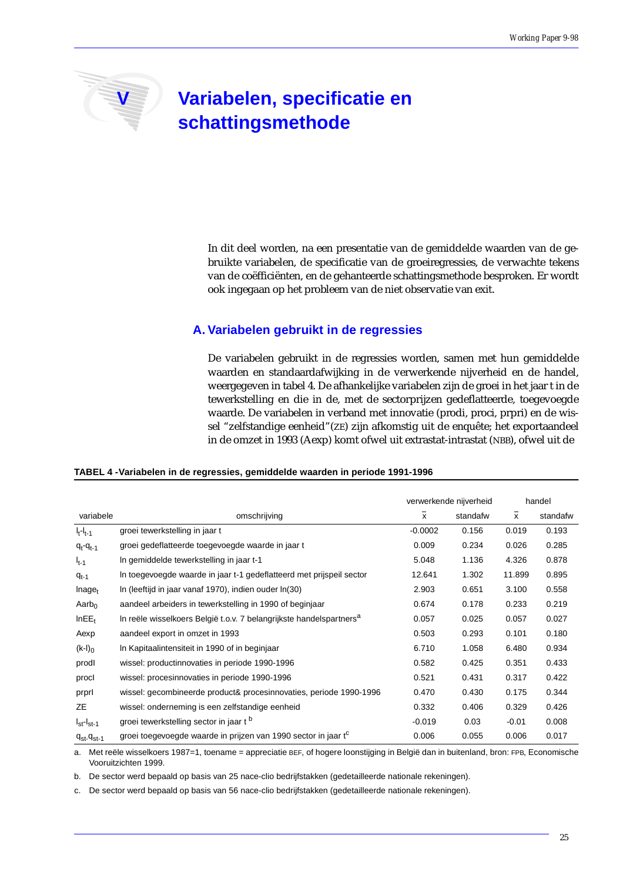# V Variabelen, specificatie en schattingsmethode

In dit deel worden, na een presentatie van de gemiddelde waarden van de gebruikte variabelen, de specificatie van de groeiregressies, de verwachte tekens van de coëfficiënten, en de gehanteerde schattingsmethode besproken. Er wordt ook ingegaan op het probleem van de niet observatie van exit.

## A. Variabelen gebruikt in de regressies

De variabelen gebruikt in de regressies worden, samen met hun gemiddelde waarden en standaardafwijking in de verwerkende nijverheid en de handel, weergegeven in tabel 4. De afhankelijke variabelen zijn de groei in het jaar t in de tewerkstelling en die in de, met de sectorprijzen gedeflatteerde, toegevoegde waarde. De variabelen in verband met innovatie (prodi, proci, prpri) en de wissel "zelfstandige eenheid"(ZE) zijn afkomstig uit de enquête; het exportaandeel in de omzet in 1993 (Aexp) komt ofwel uit extrastat-intrastat (NBB), ofwel uit de

**TABEL 4 -Variabelen in de regressies, gemiddelde waarden in periode 1991-1996**

| variabele | omschrijving | verwerkende nijverheid | | handel | |
|---|---|---|---|---|---|
| | | $\bar{x}$ | standafw | $\bar{x}$ | standafw |
| $l_t$-$l_{t-1}$ | groei tewerkstelling in jaar t | -0.0002 | 0.156 | 0.019 | 0.193 |
| $q_t$-$q_{t-1}$ | groei gedeflatteerde toegevoegde waarde in jaar t | 0.009 | 0.234 | 0.026 | 0.285 |
| $l_{t-1}$ | ln gemiddelde tewerkstelling in jaar t-1 | 5.048 | 1.136 | 4.326 | 0.878 |
| $q_{t-1}$ | ln toegevoegde waarde in jaar t-1 gedeflatteerd met prijspeil sector | 12.641 | 1.302 | 11.899 | 0.895 |
| $lnage_t$ | ln (leeftijd in jaar vanaf 1970), indien ouder ln(30) | 2.903 | 0.651 | 3.100 | 0.558 |
| $Aarb_0$ | aandeel arbeiders in tewerkstelling in 1990 of beginjaar | 0.674 | 0.178 | 0.233 | 0.219 |
| $lnEE_t$ | ln reële wisselkoers België t.o.v. 7 belangrijkste handelspartners[a] | 0.057 | 0.025 | 0.057 | 0.027 |
| Aexp | aandeel export in omzet in 1993 | 0.503 | 0.293 | 0.101 | 0.180 |
| $(k\text{-}l)_0$ | ln Kapitaalintensiteit in 1990 of in beginjaar | 6.710 | 1.058 | 6.480 | 0.934 |
| prodl | wissel: productinnovaties in periode 1990-1996 | 0.582 | 0.425 | 0.351 | 0.433 |
| procl | wissel: procesinnovaties in periode 1990-1996 | 0.521 | 0.431 | 0.317 | 0.422 |
| prprl | wissel: gecombineerde product& procesinnovaties, periode 1990-1996 | 0.470 | 0.430 | 0.175 | 0.344 |
| ZE | wissel: onderneming is een zelfstandige eenheid | 0.332 | 0.406 | 0.329 | 0.426 |
| $l_{st}$-$l_{st-1}$ | groei tewerkstelling sector in jaar t [b] | -0.019 | 0.03 | -0.01 | 0.008 |
| $q_{st}$-$q_{st-1}$ | groei toegevoegde waarde in prijzen van 1990 sector in jaar t[c] | 0.006 | 0.055 | 0.006 | 0.017 |

a. Met reële wisselkoers 1987=1, toename = appreciatie BEF, of hogere loonstijging in België dan in buitenland, bron: FPB, Economische Vooruitzichten 1999.

b. De sector werd bepaald op basis van 25 nace-clio bedrijfstakken (gedetailleerde nationale rekeningen).

c. De sector werd bepaald op basis van 56 nace-clio bedrijfstakken (gedetailleerde nationale rekeningen).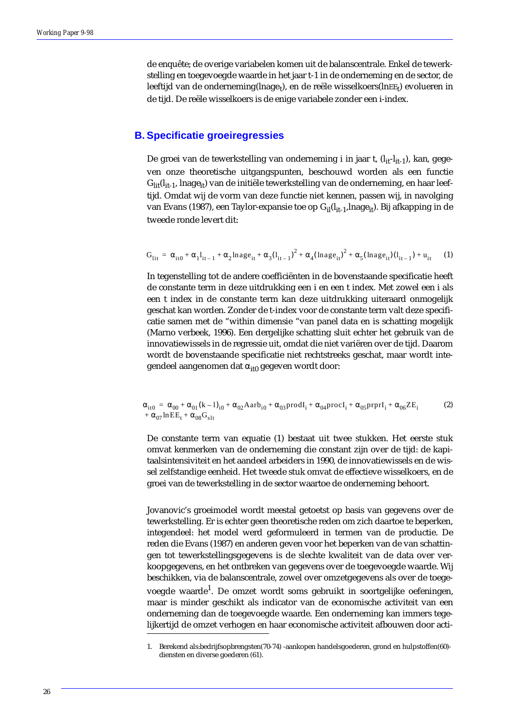de enquête; de overige variabelen komen uit de balanscentrale. Enkel de tewerkstelling en toegevoegde waarde in het jaar t-1 in de onderneming en de sector, de leeftijd van de onderneming($lnage_t$), en de reële wisselkoers($lnEE_t$) evolueren in de tijd. De reële wisselkoers is de enige variabele zonder een i-index.

## B. Specificatie groeiregressies

De groei van de tewerkstelling van onderneming i in jaar t, ($l_{it}$-$l_{it-1}$), kan, gegeven onze theoretische uitgangspunten, beschouwd worden als een functie $G_{lit}(l_{it-1}, lnage_{it})$ van de initiële tewerkstelling van de onderneming, en haar leeftijd. Omdat wij de vorm van deze functie niet kennen, passen wij, in navolging van Evans (1987), een Taylor-expansie toe op $G_{il}(l_{it-1}, lnage_{it})$. Bij afkapping in de tweede ronde levert dit:

$$G_{lit} = \alpha_{it0} + \alpha_1 l_{it-1} + \alpha_2 lnage_{it} + \alpha_3 (l_{it-1})^2 + \alpha_4 (lnage_{it})^2 + \alpha_5 (lnage_{it})(l_{it-1}) + u_{it} \qquad (1)$$

In tegenstelling tot de andere coefficiënten in de bovenstaande specificatie heeft de constante term in deze uitdrukking een i en een t index. Met zowel een i als een t index in de constante term kan deze uitdrukking uiteraard onmogelijk geschat kan worden. Zonder de t-index voor de constante term valt deze specificatie samen met de “within dimensie “van panel data en is schatting mogelijk (Marno verbeek, 1996). Een dergelijke schatting sluit echter het gebruik van de innovatiewissels in de regressie uit, omdat die niet variëren over de tijd. Daarom wordt de bovenstaande specificatie niet rechtstreeks geschat, maar wordt integendeel aangenomen dat $\alpha_{it0}$ gegeven wordt door:

$$\alpha_{it0} = \alpha_{00} + \alpha_{01}(k-l)_{i0} + \alpha_{02} Aarb_{i0} + \alpha_{03} prodI_i + \alpha_{04} procI_i + \alpha_{05} prprI_i + \alpha_{06} ZE_i + \alpha_{07} lnEE_t + \alpha_{08} G_{slt} \qquad (2)$$

De constante term van equatie (1) bestaat uit twee stukken. Het eerste stuk omvat kenmerken van de onderneming die constant zijn over de tijd: de kapitaalsintensiviteit en het aandeel arbeiders in 1990, de innovatiewissels en de wissel zelfstandige eenheid. Het tweede stuk omvat de effectieve wisselkoers, en de groei van de tewerkstelling in de sector waartoe de onderneming behoort.

Jovanovic’s groeimodel wordt meestal getoetst op basis van gegevens over de tewerkstelling. Er is echter geen theoretische reden om zich daartoe te beperken, integendeel: het model werd geformuleerd in termen van de productie. De reden die Evans (1987) en anderen geven voor het beperken van de van schattingen tot tewerkstellingsgegevens is de slechte kwaliteit van de data over verkoopgegevens, en het ontbreken van gegevens over de toegevoegde waarde. Wij beschikken, via de balanscentrale, zowel over omzetgegevens als over de toegevoegde waarde[1]. De omzet wordt soms gebruikt in soortgelijke oefeningen, maar is minder geschikt als indicator van de economische activiteit van een onderneming dan de toegevoegde waarde. Een onderneming kan immers tegelijkertijd de omzet verhogen en haar economische activiteit afbouwen door acti-

1. Berekend als:bedrijfsopbrengsten(70-74) -aankopen handelsgoederen, grond en hulpstoffen(60)-diensten en diverse goederen (61).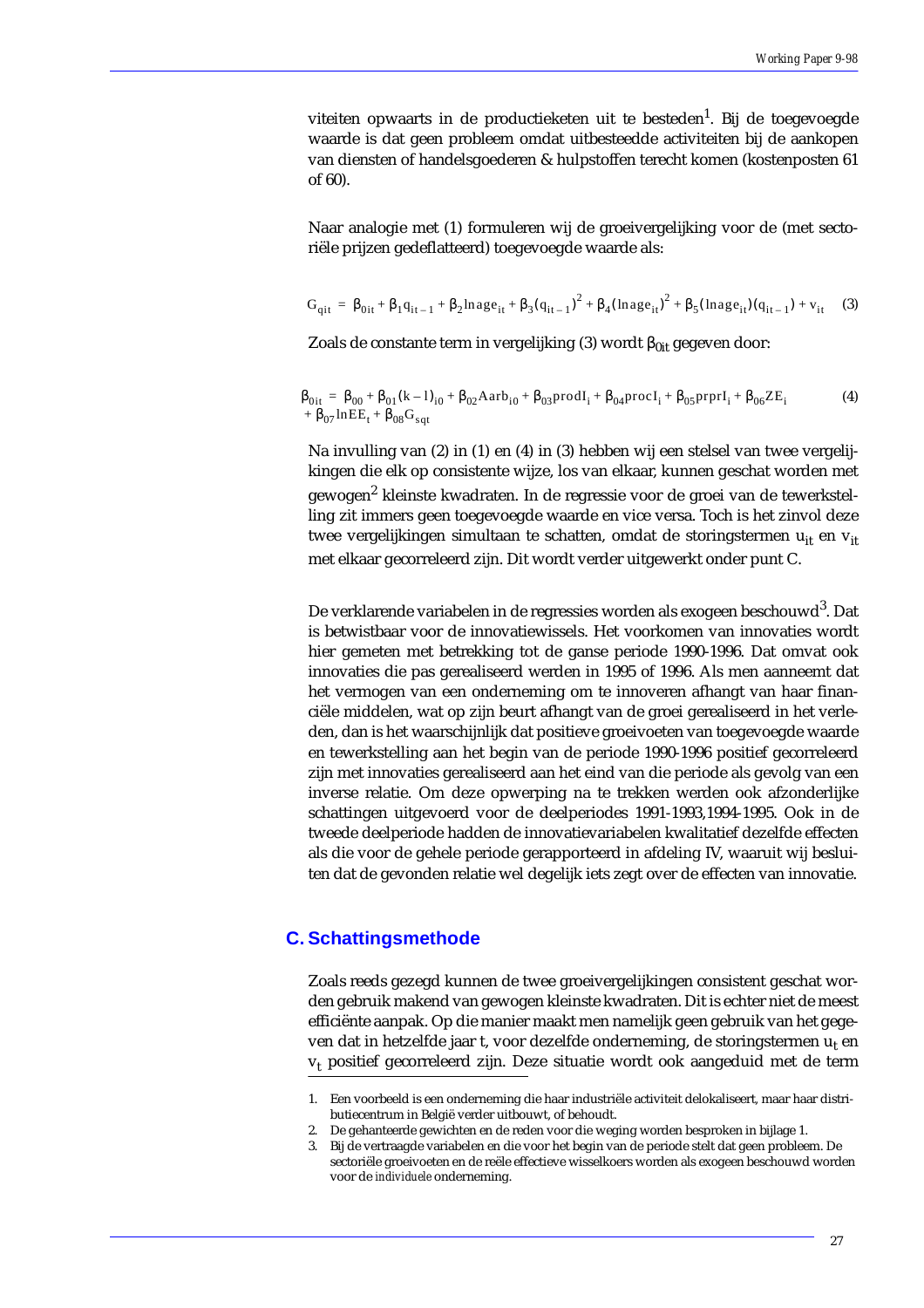viteiten opwaarts in de productieketen uit te besteden[1]. Bij de toegevoegde waarde is dat geen probleem omdat uitbesteedde activiteiten bij de aankopen van diensten of handelsgoederen & hulpstoffen terecht komen (kostenposten 61 of 60).

Naar analogie met (1) formuleren wij de groeivergelijking voor de (met sectoriële prijzen gedeflatteerd) toegevoegde waarde als:

$$G_{qit} = \beta_{0it} + \beta_1 q_{it-1} + \beta_2 \ln age_{it} + \beta_3 (q_{it-1})^2 + \beta_4 (\ln age_{it})^2 + \beta_5 (\ln age_{it})(q_{it-1}) + v_{it} \quad (3)$$

Zoals de constante term in vergelijking (3) wordt $\beta_{0it}$ gegeven door:

$$\beta_{0it} = \beta_{00} + \beta_{01}(k-1)_{i0} + \beta_{02} Aarb_{i0} + \beta_{03} prodI_i + \beta_{04} procI_i + \beta_{05} prprI_i + \beta_{06} ZE_i + \beta_{07} \ln EE_t + \beta_{08} G_{sqt} \quad (4)$$

Na invulling van (2) in (1) en (4) in (3) hebben wij een stelsel van twee vergelijkingen die elk op consistente wijze, los van elkaar, kunnen geschat worden met gewogen[2] kleinste kwadraten. In de regressie voor de groei van de tewerkstelling zit immers geen toegevoegde waarde en vice versa. Toch is het zinvol deze twee vergelijkingen simultaan te schatten, omdat de storingstermen $u_{it}$ en $v_{it}$ met elkaar gecorreleerd zijn. Dit wordt verder uitgewerkt onder punt C.

De verklarende variabelen in de regressies worden als exogeen beschouwd[3]. Dat is betwistbaar voor de innovatiewissels. Het voorkomen van innovaties wordt hier gemeten met betrekking tot de ganse periode 1990-1996. Dat omvat ook innovaties die pas gerealiseerd werden in 1995 of 1996. Als men aanneemt dat het vermogen van een onderneming om te innoveren afhangt van haar financiële middelen, wat op zijn beurt afhangt van de groei gerealiseerd in het verleden, dan is het waarschijnlijk dat positieve groeivoeten van toegevoegde waarde en tewerkstelling aan het begin van de periode 1990-1996 positief gecorreleerd zijn met innovaties gerealiseerd aan het eind van die periode als gevolg van een inverse relatie. Om deze opwerping na te trekken werden ook afzonderlijke schattingen uitgevoerd voor de deelperiodes 1991-1993,1994-1995. Ook in de tweede deelperiode hadden de innovatievariabelen kwalitatief dezelfde effecten als die voor de gehele periode gerapporteerd in afdeling IV, waaruit wij besluiten dat de gevonden relatie wel degelijk iets zegt over de effecten van innovatie.

## C. Schattingsmethode

Zoals reeds gezegd kunnen de twee groeivergelijkingen consistent geschat worden gebruik makend van gewogen kleinste kwadraten. Dit is echter niet de meest efficiënte aanpak. Op die manier maakt men namelijk geen gebruik van het gegeven dat in hetzelfde jaar t, voor dezelfde onderneming, de storingstermen $u_t$ en $v_t$ positief gecorreleerd zijn. Deze situatie wordt ook aangeduid met de term

1. Een voorbeeld is een onderneming die haar industriële activiteit delokaliseert, maar haar distributiecentrum in België verder uitbouwt, of behoudt.
2. De gehanteerde gewichten en de reden voor die weging worden besproken in bijlage 1.
3. Bij de vertraagde variabelen en die voor het begin van de periode stelt dat geen probleem. De sectoriële groeivoeten en de reële effectieve wisselkoers worden als exogeen beschouwd worden voor de *individuele* onderneming.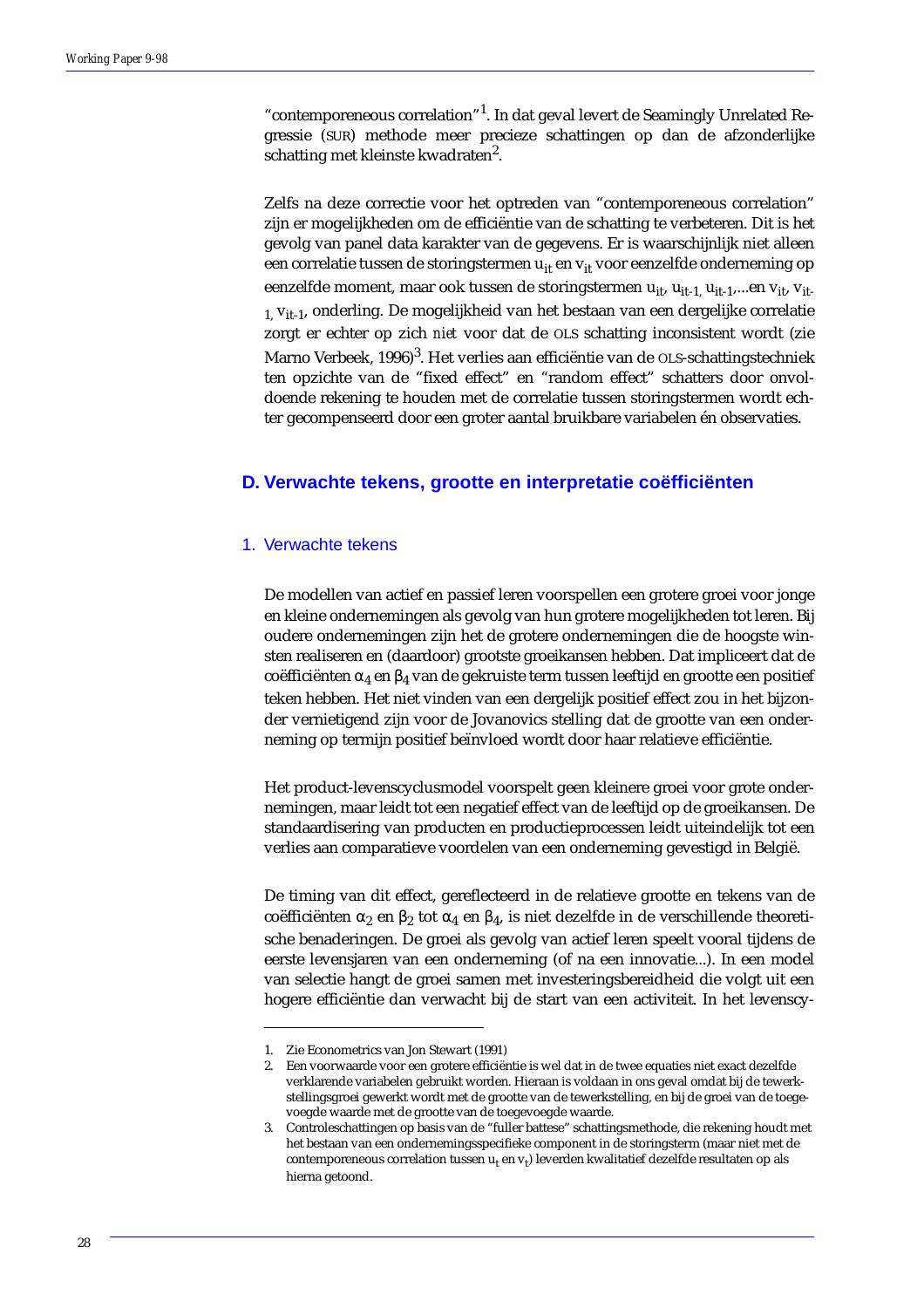"contemporeneous correlation"[1]. In dat geval levert de Seamingly Unrelated Regressie (SUR) methode meer precieze schattingen op dan de afzonderlijke schatting met kleinste kwadraten[2].

Zelfs na deze correctie voor het optreden van "contemporeneous correlation" zijn er mogelijkheden om de efficiëntie van de schatting te verbeteren. Dit is het gevolg van panel data karakter van de gegevens. Er is waarschijnlijk niet alleen een correlatie tussen de storingstermen $u_{it}$ en $v_{it}$ voor eenzelfde onderneming op eenzelfde moment, maar ook tussen de storingstermen $u_{it}$, $u_{it-1}$, $u_{it-1}$,...en $v_{it}$, $v_{it-1}$, $v_{it-1}$, onderling. De mogelijkheid van het bestaan van een dergelijke correlatie zorgt er echter op zich *niet* voor dat de OLS schatting inconsistent wordt (zie Marno Verbeek, 1996)[3]. Het verlies aan efficiëntie van de OLS-schattingstechniek ten opzichte van de "fixed effect" en "random effect" schatters door onvoldoende rekening te houden met de correlatie tussen storingstermen wordt echter gecompenseerd door een groter aantal bruikbare variabelen én observaties.

## D. Verwachte tekens, grootte en interpretatie coëfficiënten

### 1. Verwachte tekens

De modellen van actief en passief leren voorspellen een grotere groei voor jonge en kleine ondernemingen als gevolg van hun grotere mogelijkheden tot leren. Bij oudere ondernemingen zijn het de grotere ondernemingen die de hoogste winsten realiseren en (daardoor) grootste groeikansen hebben. Dat impliceert dat de coëfficiënten $\alpha_4$ en $\beta_4$ van de gekruiste term tussen leeftijd en grootte een positief teken hebben. Het niet vinden van een dergelijk positief effect zou in het bijzonder vernietigend zijn voor de Jovanovics stelling dat de grootte van een onderneming op termijn positief beïnvloed wordt door haar relatieve efficiëntie.

Het product-levenscyclusmodel voorspelt geen kleinere groei voor grote ondernemingen, maar leidt tot een negatief effect van de leeftijd op de groeikansen. De standaardisering van producten en productieprocessen leidt uiteindelijk tot een verlies aan comparatieve voordelen van een onderneming gevestigd in België.

De timing van dit effect, gereflecteerd in de relatieve grootte en tekens van de coëfficiënten $\alpha_2$ en $\beta_2$ tot $\alpha_4$ en $\beta_4$, is niet dezelfde in de verschillende theoretische benaderingen. De groei als gevolg van actief leren speelt vooral tijdens de eerste levensjaren van een onderneming (of na een innovatie...). In een model van selectie hangt de groei samen met investeringsbereidheid die volgt uit een hogere efficiëntie dan verwacht bij de start van een activiteit. In het levenscy-

---

1. Zie Econometrics van Jon Stewart (1991)
2. Een voorwaarde voor een grotere efficiëntie is wel dat in de twee equaties niet exact dezelfde verklarende variabelen gebruikt worden. Hieraan is voldaan in ons geval omdat bij de tewerkstellingsgroei gewerkt wordt met de grootte van de tewerkstelling, en bij de groei van de toegevoegde waarde met de grootte van de toegevoegde waarde.
3. Controleschattingen op basis van de "fuller battese" schattingsmethode, die rekening houdt met het bestaan van een ondernemingsspecifieke component in de storingsterm (maar niet met de contemporeneous correlation tussen $u_t$ en $v_t$) leverden kwalitatief dezelfde resultaten op als hierna getoond.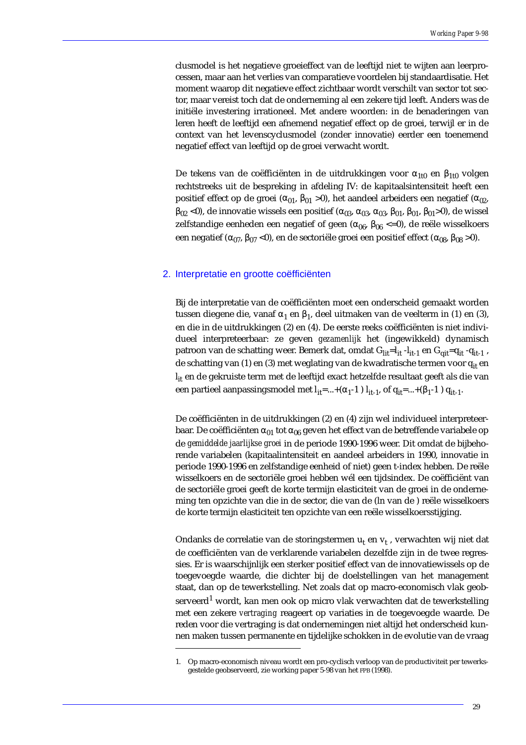clusmodel is het negatieve groeieffect van de leeftijd niet te wijten aan leerprocessen, maar aan het verlies van comparatieve voordelen bij standaardisatie. Het moment waarop dit negatieve effect zichtbaar wordt verschilt van sector tot sector, maar vereist toch dat de onderneming al een zekere tijd leeft. Anders was de initiële investering irrationeel. Met andere woorden: in de benaderingen van leren heeft de leeftijd een afnemend negatief effect op de groei, terwijl er in de context van het levenscyclusmodel (zonder innovatie) eerder een toenemend negatief effect van leeftijd op de groei verwacht wordt.

De tekens van de coëfficiënten in de uitdrukkingen voor $\alpha_{1t0}$ en $\beta_{1t0}$ volgen rechtstreeks uit de bespreking in afdeling IV: de kapitaalsintensiteit heeft een positief effect op de groei ($\alpha_{01}$, $\beta_{01} >0$), het aandeel arbeiders een negatief ($\alpha_{02}$, $\beta_{02} <0$), de innovatie wissels een positief ($\alpha_{03}$, $\alpha_{03}$, $\beta_{01}$, $\beta_{01}$, $\beta_{01}>0$), de wissel zelfstandige eenheden een negatief of geen ($\alpha_{06}$, $\beta_{06} <=0$), de reële wisselkoers een negatief ($\alpha_{07}$, $\beta_{07} <0$), en de sectoriële groei een positief effect ($\alpha_{08}$, $\beta_{08} >0$).

## 2. Interpretatie en grootte coëfficiënten

Bij de interpretatie van de coëfficiënten moet een onderscheid gemaakt worden tussen diegene die, vanaf $\alpha_1$ en $\beta_1$, deel uitmaken van de veelterm in (1) en (3), en die in de uitdrukkingen (2) en (4). De eerste reeks coëfficiënten is niet individueel interpreteerbaar: ze geven *gezamenlijk* het (ingewikkeld) dynamisch patroon van de schatting weer. Bemerk dat, omdat $G_{lit}=l_{it}-l_{it-1}$ en $G_{qit}=q_{it}-q_{it-1}$, de schatting van (1) en (3) met weglating van de kwadratische termen voor $q_{it}$ en $l_{it}$ en de gekruiste term met de leeftijd exact hetzelfde resultaat geeft als die van een partieel aanpassingsmodel met $l_{it}=...+(\alpha_1-1)\, l_{it-1}$, of $q_{it}=...+(\beta_1-1)\, q_{it-1}$.

De coëfficiënten in de uitdrukkingen (2) en (4) zijn wel individueel interpreteerbaar. De coëfficiënten $\alpha_{01}$ tot $\alpha_{06}$ geven het effect van de betreffende variabele op de *gemiddelde jaarlijkse groei* in de periode 1990-1996 weer. Dit omdat de bijbehorende variabelen (kapitaalintensiteit en aandeel arbeiders in 1990, innovatie in periode 1990-1996 en zelfstandige eenheid of niet) geen t-index hebben. De reële wisselkoers en de sectoriële groei hebben wél een tijdsindex. De coëfficiënt van de sectoriële groei geeft de korte termijn elasticiteit van de groei in de onderneming ten opzichte van die in de sector, die van de (ln van de ) reële wisselkoers de korte termijn elasticiteit ten opzichte van een reële wisselkoersstijging.

Ondanks de correlatie van de storingstermen $u_t$ en $v_t$ , verwachten wij niet dat de coefficiënten van de verklarende variabelen dezelfde zijn in de twee regressies. Er is waarschijnlijk een sterker positief effect van de innovatiewissels op de toegevoegde waarde, die dichter bij de doelstellingen van het management staat, dan op de tewerkstelling. Net zoals dat op macro-economisch vlak geobserveerd[1] wordt, kan men ook op micro vlak verwachten dat de tewerkstelling met een zekere *vertraging* reageert op variaties in de toegevoegde waarde. De reden voor die vertraging is dat ondernemingen niet altijd het onderscheid kunnen maken tussen permanente en tijdelijke schokken in de evolutie van de vraag

1. Op macro-economisch niveau wordt een pro-cyclisch verloop van de productiviteit per tewerksgestelde geobserveerd, zie working paper 5-98 van het FPB (1998).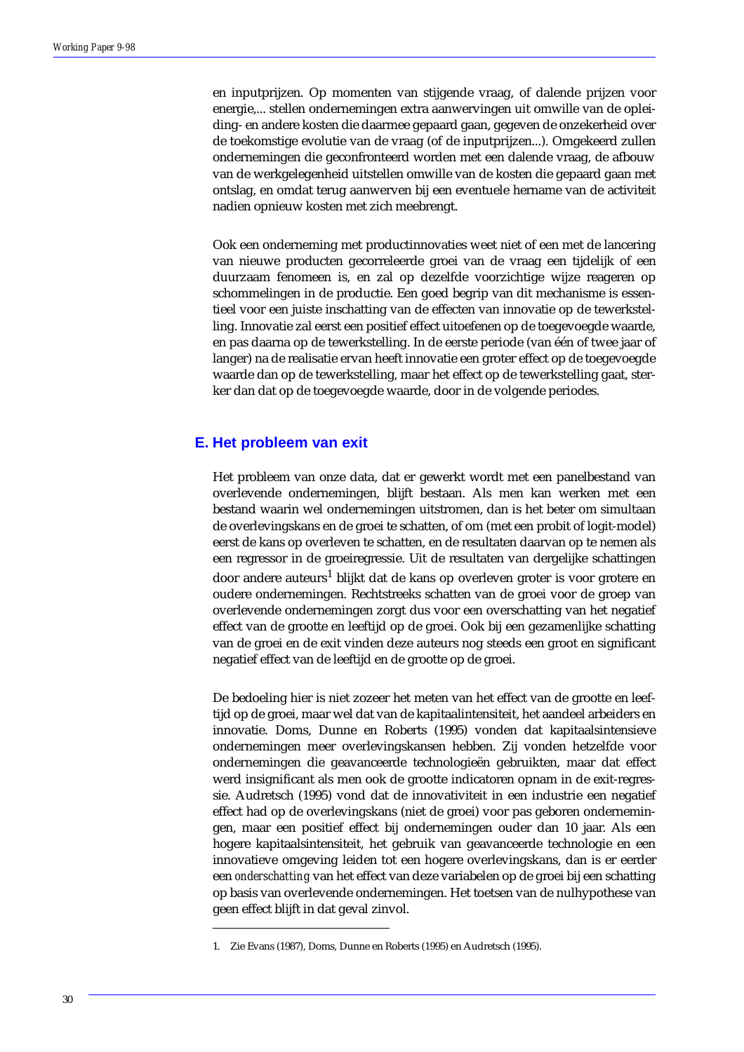en inputprijzen. Op momenten van stijgende vraag, of dalende prijzen voor energie,... stellen ondernemingen extra aanwervingen uit omwille van de opleiding- en andere kosten die daarmee gepaard gaan, gegeven de onzekerheid over de toekomstige evolutie van de vraag (of de inputprijzen...). Omgekeerd zullen ondernemingen die geconfronteerd worden met een dalende vraag, de afbouw van de werkgelegenheid uitstellen omwille van de kosten die gepaard gaan met ontslag, en omdat terug aanwerven bij een eventuele hername van de activiteit nadien opnieuw kosten met zich meebrengt.

Ook een onderneming met productinnovaties weet niet of een met de lancering van nieuwe producten gecorreleerde groei van de vraag een tijdelijk of een duurzaam fenomeen is, en zal op dezelfde voorzichtige wijze reageren op schommelingen in de productie. Een goed begrip van dit mechanisme is essentieel voor een juiste inschatting van de effecten van innovatie op de tewerkstelling. Innovatie zal eerst een positief effect uitoefenen op de toegevoegde waarde, en pas daarna op de tewerkstelling. In de eerste periode (van één of twee jaar of langer) na de realisatie ervan heeft innovatie een groter effect op de toegevoegde waarde dan op de tewerkstelling, maar het effect op de tewerkstelling gaat, sterker dan dat op de toegevoegde waarde, door in de volgende periodes.

## E. Het probleem van exit

Het probleem van onze data, dat er gewerkt wordt met een panelbestand van overlevende ondernemingen, blijft bestaan. Als men kan werken met een bestand waarin wel ondernemingen uitstromen, dan is het beter om simultaan de overlevingskans en de groei te schatten, of om (met een probit of logit-model) eerst de kans op overleven te schatten, en de resultaten daarvan op te nemen als een regressor in de groeiregressie. Uit de resultaten van dergelijke schattingen door andere auteurs[1] blijkt dat de kans op overleven groter is voor grotere en oudere ondernemingen. Rechtstreeks schatten van de groei voor de groep van overlevende ondernemingen zorgt dus voor een overschatting van het negatief effect van de grootte en leeftijd op de groei. Ook bij een gezamenlijke schatting van de groei en de exit vinden deze auteurs nog steeds een groot en significant negatief effect van de leeftijd en de grootte op de groei.

De bedoeling hier is niet zozeer het meten van het effect van de grootte en leeftijd op de groei, maar wel dat van de kapitaalintensiteit, het aandeel arbeiders en innovatie. Doms, Dunne en Roberts (1995) vonden dat kapitaalsintensieve ondernemingen meer overlevingskansen hebben. Zij vonden hetzelfde voor ondernemingen die geavanceerde technologieën gebruikten, maar dat effect werd insignificant als men ook de grootte indicatoren opnam in de exit-regressie. Audretsch (1995) vond dat de innovativiteit in een industrie een negatief effect had op de overlevingskans (niet de groei) voor pas geboren ondernemingen, maar een positief effect bij ondernemingen ouder dan 10 jaar. Als een hogere kapitaalsintensiteit, het gebruik van geavanceerde technologie en een innovatieve omgeving leiden tot een hogere overlevingskans, dan is er eerder een *onderschatting* van het effect van deze variabelen op de groei bij een schatting op basis van overlevende ondernemingen. Het toetsen van de nulhypothese van geen effect blijft in dat geval zinvol.

1. Zie Evans (1987), Doms, Dunne en Roberts (1995) en Audretsch (1995).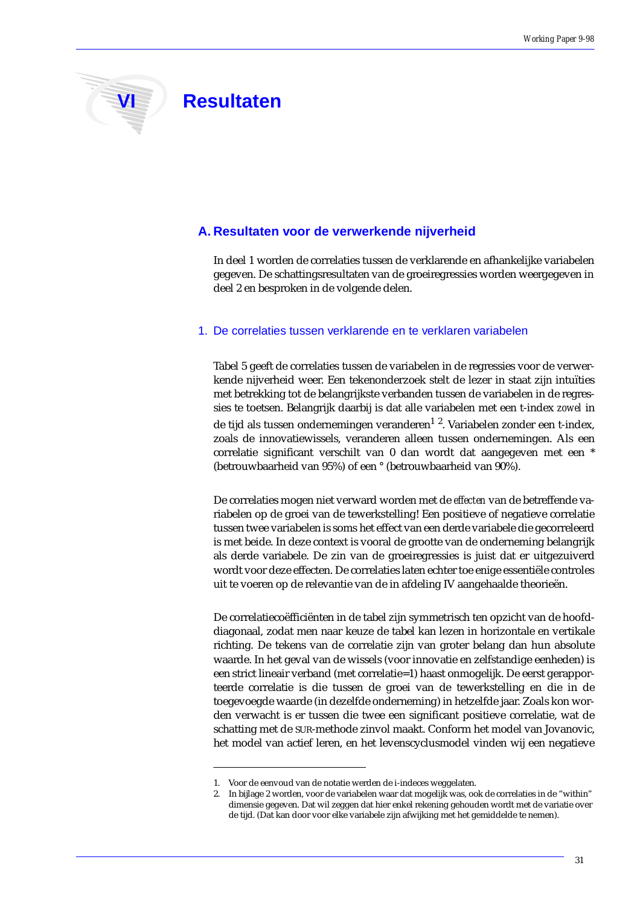# VI Resultaten

## A. Resultaten voor de verwerkende nijverheid

In deel 1 worden de correlaties tussen de verklarende en afhankelijke variabelen gegeven. De schattingsresultaten van de groeiregressies worden weergegeven in deel 2 en besproken in de volgende delen.

### 1. De correlaties tussen verklarende en te verklaren variabelen

Tabel 5 geeft de correlaties tussen de variabelen in de regressies voor de verwerkende nijverheid weer. Een tekenonderzoek stelt de lezer in staat zijn intuïties met betrekking tot de belangrijkste verbanden tussen de variabelen in de regressies te toetsen. Belangrijk daarbij is dat alle variabelen met een t-index *zowel* in de tijd als tussen ondernemingen veranderen[1] [2]. Variabelen zonder een t-index, zoals de innovatiewissels, veranderen alleen tussen ondernemingen. Als een correlatie significant verschilt van 0 dan wordt dat aangegeven met een * (betrouwbaarheid van 95%) of een ° (betrouwbaarheid van 90%).

De correlaties mogen niet verward worden met de *effecten* van de betreffende variabelen op de groei van de tewerkstelling! Een positieve of negatieve correlatie tussen twee variabelen is soms het effect van een derde variabele die gecorreleerd is met beide. In deze context is vooral de grootte van de onderneming belangrijk als derde variabele. De zin van de groeiregressies is juist dat er uitgezuiverd wordt voor deze effecten. De correlaties laten echter toe enige essentiële controles uit te voeren op de relevantie van de in afdeling IV aangehaalde theorieën.

De correlatiecoëfficiënten in de tabel zijn symmetrisch ten opzicht van de hoofddiagonaal, zodat men naar keuze de tabel kan lezen in horizontale en vertikale richting. De tekens van de correlatie zijn van groter belang dan hun absolute waarde. In het geval van de wissels (voor innovatie en zelfstandige eenheden) is een strict lineair verband (met correlatie=1) haast onmogelijk. De eerst gerapporteerde correlatie is die tussen de groei van de tewerkstelling en die in de toegevoegde waarde (in dezelfde onderneming) in hetzelfde jaar. Zoals kon worden verwacht is er tussen die twee een significant positieve correlatie, wat de schatting met de SUR-methode zinvol maakt. Conform het model van Jovanovic, het model van actief leren, en het levenscyclusmodel vinden wij een negatieve

---

1. Voor de eenvoud van de notatie werden de i-indeces weggelaten.
2. In bijlage 2 worden, voor de variabelen waar dat mogelijk was, ook de correlaties in de "within" dimensie gegeven. Dat wil zeggen dat hier enkel rekening gehouden wordt met de variatie over de tijd. (Dat kan door voor elke variabele zijn afwijking met het gemiddelde te nemen).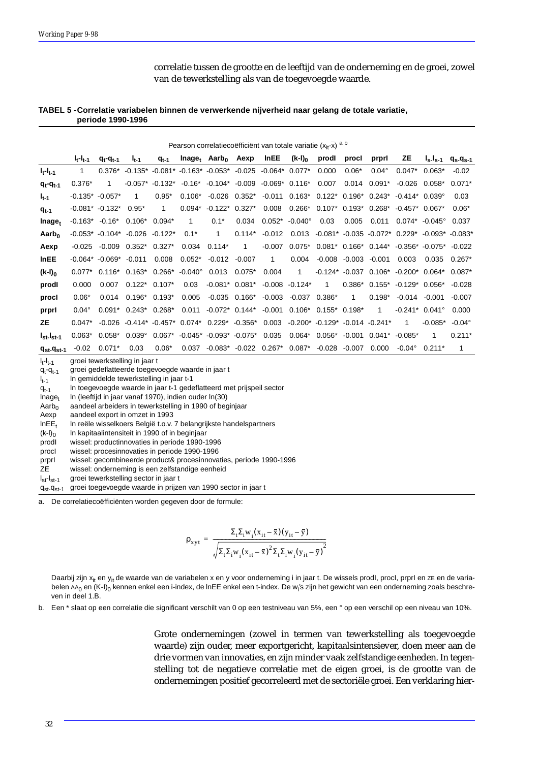correlatie tussen de grootte en de leeftijd van de onderneming en de groei, zowel van de tewerkstelling als van de toegevoegde waarde.

**TABEL 5 - Correlatie variabelen binnen de verwerkende nijverheid naar gelang de totale variatie, periode 1990-1996**

| | Pearson correlatiecoëfficiënt van totale variatie ($x_{it}$-$\bar{x}$) [a b] | | | | | | | | | | | | | | |
|---|---|---|---|---|---|---|---|---|---|---|---|---|---|---|---|
| | $l_t$-$l_{t-1}$ | $q_t$-$q_{t-1}$ | $l_{t-1}$ | $q_{t-1}$ | $lnage_t$ | $Aarb_0$ | Aexp | lnEE | $(k-l)_0$ | prodI | procI | prprI | ZE | $l_s$-$l_{s-1}$ | $q_s$-$q_{s-1}$ |
| $l_t$-$l_{t-1}$ | 1 | 0.376* | -0.135* | -0.081* | -0.163* | -0.053* | -0.025 | -0.064* | 0.077* | 0.000 | 0.06* | 0.04° | 0.047* | 0.063* | -0.02 |
| $q_t$-$q_{t-1}$ | 0.376* | 1 | -0.057* | -0.132* | -0.16* | -0.104* | -0.009 | -0.069* | 0.116* | 0.007 | 0.014 | 0.091* | -0.026 | 0.058* | 0.071* |
| $l_{t-1}$ | -0.135* | -0.057* | 1 | 0.95* | 0.106* | -0.026 | 0.352* | -0.011 | 0.163* | 0.122* | 0.196* | 0.243* | -0.414* | 0.039° | 0.03 |
| $q_{t-1}$ | -0.081* | -0.132* | 0.95* | 1 | 0.094* | -0.122* | 0.327* | 0.008 | 0.266* | 0.107* | 0.193* | 0.268* | -0.457* | 0.067* | 0.06* |
| $lnage_t$ | -0.163* | -0.16* | 0.106* | 0.094* | 1 | 0.1* | 0.034 | 0.052* | -0.040° | 0.03 | 0.005 | 0.011 | 0.074* | -0.045° | 0.037 |
| $Aarb_0$ | -0.053* | -0.104* | -0.026 | -0.122* | 0.1* | 1 | 0.114* | -0.012 | 0.013 | -0.081* | -0.035 | -0.072* | 0.229* | -0.093* | -0.083* |
| Aexp | -0.025 | -0.009 | 0.352* | 0.327* | 0.034 | 0.114* | 1 | -0.007 | 0.075* | 0.081* | 0.166* | 0.144* | -0.356* | -0.075* | -0.022 |
| lnEE | -0.064* | -0.069* | -0.011 | 0.008 | 0.052* | -0.012 | -0.007 | 1 | 0.004 | -0.008 | -0.003 | -0.001 | 0.003 | 0.035 | 0.267* |
| $(k-l)_0$ | 0.077* | 0.116* | 0.163* | 0.266* | -0.040° | 0.013 | 0.075* | 0.004 | 1 | -0.124* | -0.037 | 0.106* | -0.200* | 0.064* | 0.087* |
| prodI | 0.000 | 0.007 | 0.122* | 0.107* | 0.03 | -0.081* | 0.081* | -0.008 | -0.124* | 1 | 0.386* | 0.155* | -0.129* | 0.056* | -0.028 |
| procI | 0.06* | 0.014 | 0.196* | 0.193* | 0.005 | -0.035 | 0.166* | -0.003 | -0.037 | 0.386* | 1 | 0.198* | -0.014 | -0.001 | -0.007 |
| prprI | 0.04° | 0.091* | 0.243* | 0.268* | 0.011 | -0.072* | 0.144* | -0.001 | 0.106* | 0.155* | 0.198* | 1 | -0.241* | 0.041° | 0.000 |
| ZE | 0.047* | -0.026 | -0.414* | -0.457* | 0.074* | 0.229* | -0.356* | 0.003 | -0.200* | -0.129* | -0.014 | -0.241* | 1 | -0.085* | -0.04° |
| $l_{st}$-$l_{st-1}$ | 0.063* | 0.058* | 0.039° | 0.067* | -0.045° | -0.093* | -0.075* | 0.035 | 0.064* | 0.056* | -0.001 | 0.041° | -0.085* | 1 | 0.211* |
| $q_{st}$-$q_{st-1}$ | -0.02 | 0.071* | 0.03 | 0.06* | 0.037 | -0.083* | -0.022 | 0.267* | 0.087* | -0.028 | -0.007 | 0.000 | -0.04° | 0.211* | 1 |

$l_t$-$l_{t-1}$ groei tewerkstelling in jaar t
$q_t$-$q_{t-1}$ groei gedeflatteerde toegevoegde waarde in jaar t
$l_{t-1}$ ln gemiddelde tewerkstelling in jaar t-1
$q_{t-1}$ ln toegevoegde waarde in jaar t-1 gedeflatteerd met prijspeil sector
$lnage_t$ ln (leeftijd in jaar vanaf 1970), indien ouder ln(30)
$Aarb_0$ aandeel arbeiders in tewerkstelling in 1990 of beginjaar
Aexp aandeel export in omzet in 1993
$lnEE_t$ ln reële wisselkoers België t.o.v. 7 belangrijkste handelspartners
$(k-l)_0$ ln kapitaalintensiteit in 1990 of in beginjaar
prodI wissel: productinnovaties in periode 1990-1996
procI wissel: procesinnovaties in periode 1990-1996
prprI wissel: gecombineerde product& procesinnovaties, periode 1990-1996
ZE wissel: onderneming is een zelfstandige eenheid
$l_{st}$-$l_{st-1}$ groei tewerkstelling sector in jaar t
$q_{st}$-$q_{st-1}$ groei toegevoegde waarde in prijzen van 1990 sector in jaar t

a. De correlatiecoëfficiënten worden gegeven door de formule:

$$\rho_{xyt} = \frac{\Sigma_t \Sigma_i w_i (x_{it} - \bar{x})(y_{it} - \bar{y})}{\sqrt{\Sigma_t \Sigma_i w_i (x_{it} - \bar{x})^2 \Sigma_t \Sigma_i w_i (y_{it} - \bar{y})^2}}$$

Daarbij zijn $x_{it}$ en $y_{it}$ de waarde van de variabelen x en y voor onderneming i in jaar t. De wissels prodI, procI, prprI en ZE en de variabelen $AA_0$ en $(K-l)_0$ kennen enkel een i-index, de lnEE enkel een t-index. De $w_i$'s zijn het gewicht van een onderneming zoals beschreven in deel 1.B.

b. Een * slaat op een correlatie die significant verschilt van 0 op een testniveau van 5%, een ° op een verschil op een niveau van 10%.

Grote ondernemingen (zowel in termen van tewerkstelling als toegevoegde waarde) zijn ouder, meer exportgericht, kapitaalsintensiever, doen meer aan de drie vormen van innovaties, en zijn minder vaak zelfstandige eenheden. In tegenstelling tot de negatieve correlatie met de eigen groei, is de grootte van de ondernemingen positief gecorreleerd met de sectoriële groei. Een verklaring hier-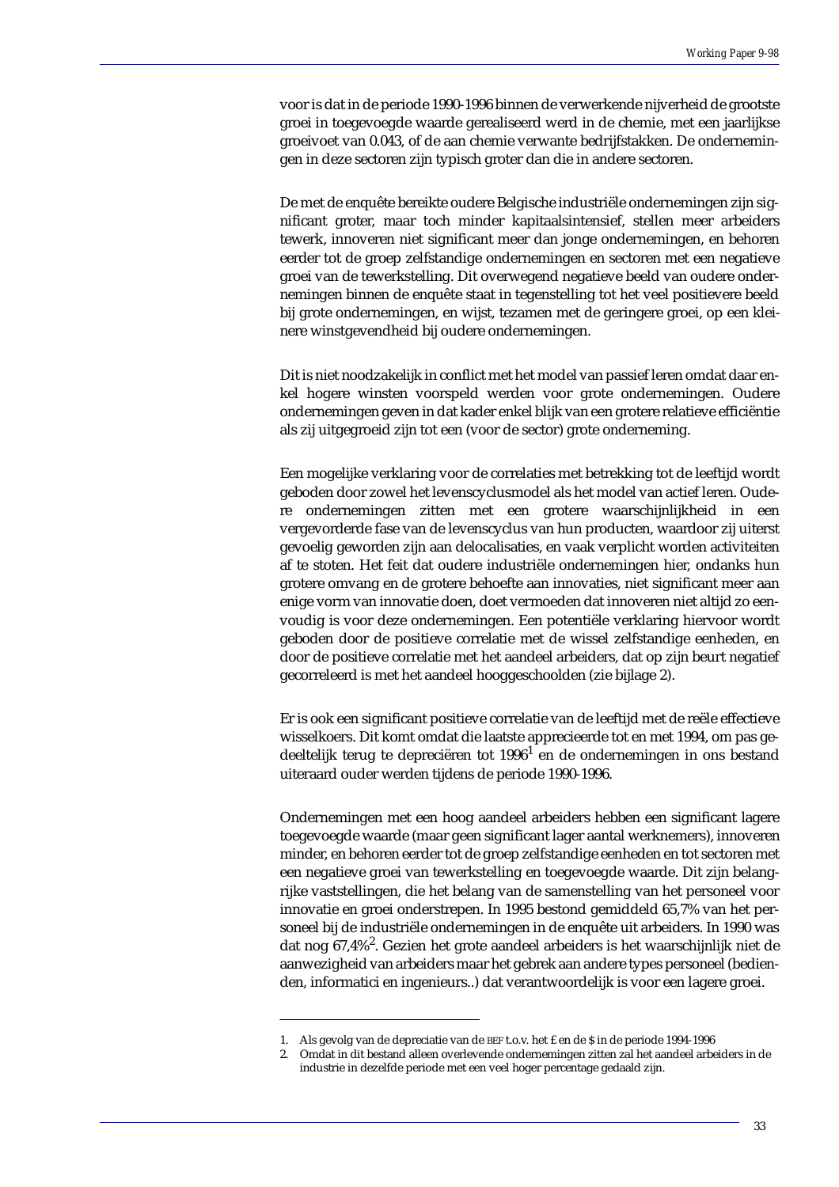voor is dat in de periode 1990-1996 binnen de verwerkende nijverheid de grootste groei in toegevoegde waarde gerealiseerd werd in de chemie, met een jaarlijkse groeivoet van 0.043, of de aan chemie verwante bedrijfstakken. De ondernemingen in deze sectoren zijn typisch groter dan die in andere sectoren.

De met de enquête bereikte oudere Belgische industriële ondernemingen zijn significant groter, maar toch minder kapitaalsintensief, stellen meer arbeiders tewerk, innoveren niet significant meer dan jonge ondernemingen, en behoren eerder tot de groep zelfstandige ondernemingen en sectoren met een negatieve groei van de tewerkstelling. Dit overwegend negatieve beeld van oudere ondernemingen binnen de enquête staat in tegenstelling tot het veel positievere beeld bij grote ondernemingen, en wijst, tezamen met de geringere groei, op een kleinere winstgevendheid bij oudere ondernemingen.

Dit is niet noodzakelijk in conflict met het model van passief leren omdat daar enkel hogere winsten voorspeld werden voor grote ondernemingen. Oudere ondernemingen geven in dat kader enkel blijk van een grotere relatieve efficiëntie als zij uitgegroeid zijn tot een (voor de sector) grote onderneming.

Een mogelijke verklaring voor de correlaties met betrekking tot de leeftijd wordt geboden door zowel het levenscyclusmodel als het model van actief leren. Oudere ondernemingen zitten met een grotere waarschijnlijkheid in een vergevorderde fase van de levenscyclus van hun producten, waardoor zij uiterst gevoelig geworden zijn aan delocalisaties, en vaak verplicht worden activiteiten af te stoten. Het feit dat oudere industriële ondernemingen hier, ondanks hun grotere omvang en de grotere behoefte aan innovaties, niet significant meer aan enige vorm van innovatie doen, doet vermoeden dat innoveren niet altijd zo eenvoudig is voor deze ondernemingen. Een potentiële verklaring hiervoor wordt geboden door de positieve correlatie met de wissel zelfstandige eenheden, en door de positieve correlatie met het aandeel arbeiders, dat op zijn beurt negatief gecorreleerd is met het aandeel hooggeschoolden (zie bijlage 2).

Er is ook een significant positieve correlatie van de leeftijd met de reële effectieve wisselkoers. Dit komt omdat die laatste apprecieerde tot en met 1994, om pas gedeeltelijk terug te depreciëren tot 1996[1] en de ondernemingen in ons bestand uiteraard ouder werden tijdens de periode 1990-1996.

Ondernemingen met een hoog aandeel arbeiders hebben een significant lagere toegevoegde waarde (maar geen significant lager aantal werknemers), innoveren minder, en behoren eerder tot de groep zelfstandige eenheden en tot sectoren met een negatieve groei van tewerkstelling en toegevoegde waarde. Dit zijn belangrijke vaststellingen, die het belang van de samenstelling van het personeel voor innovatie en groei onderstrepen. In 1995 bestond gemiddeld 65,7% van het personeel bij de industriële ondernemingen in de enquête uit arbeiders. In 1990 was dat nog 67,4%[2]. Gezien het grote aandeel arbeiders is het waarschijnlijk niet de aanwezigheid van arbeiders maar het gebrek aan andere types personeel (bedienden, informatici en ingenieurs..) dat verantwoordelijk is voor een lagere groei.

---

1. Als gevolg van de depreciatie van de BEF t.o.v. het £ en de $ in de periode 1994-1996
2. Omdat in dit bestand alleen overlevende ondernemingen zitten zal het aandeel arbeiders in de industrie in dezelfde periode met een veel hoger percentage gedaald zijn.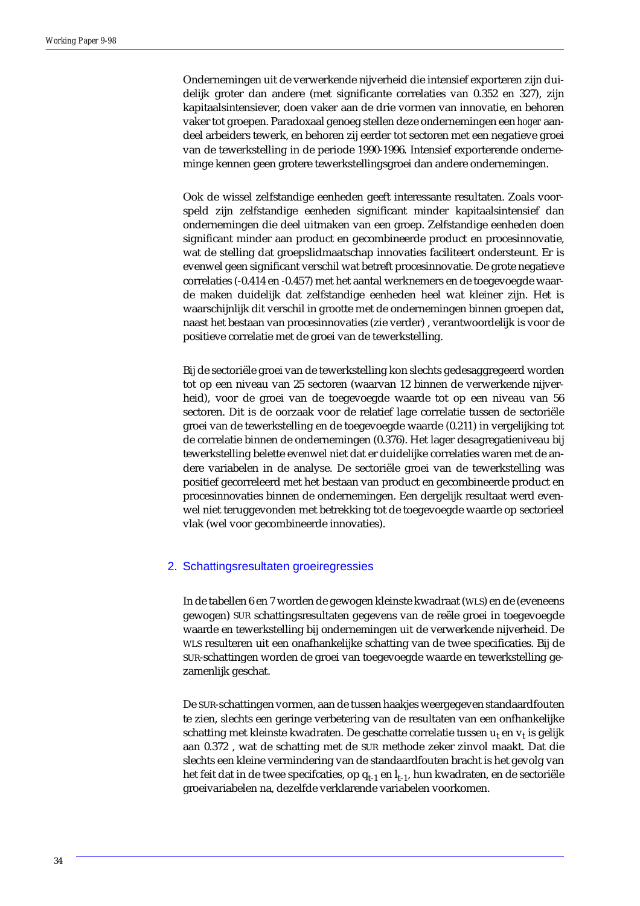Ondernemingen uit de verwerkende nijverheid die intensief exporteren zijn duidelijk groter dan andere (met significante correlaties van 0.352 en 327), zijn kapitaalsintensiever, doen vaker aan de drie vormen van innovatie, en behoren vaker tot groepen. Paradoxaal genoeg stellen deze ondernemingen een *hoger* aandeel arbeiders tewerk, en behoren zij eerder tot sectoren met een negatieve groei van de tewerkstelling in de periode 1990-1996. Intensief exporterende onderneminge kennen geen grotere tewerkstellingsgroei dan andere ondernemingen.

Ook de wissel zelfstandige eenheden geeft interessante resultaten. Zoals voorspeld zijn zelfstandige eenheden significant minder kapitaalsintensief dan ondernemingen die deel uitmaken van een groep. Zelfstandige eenheden doen significant minder aan product en gecombineerde product en procesinnovatie, wat de stelling dat groepslidmaatschap innovaties faciliteert ondersteunt. Er is evenwel geen significant verschil wat betreft procesinnovatie. De grote negatieve correlaties (-0.414 en -0.457) met het aantal werknemers en de toegevoegde waarde maken duidelijk dat zelfstandige eenheden heel wat kleiner zijn. Het is waarschijnlijk dit verschil in grootte met de ondernemingen binnen groepen dat, naast het bestaan van procesinnovaties (zie verder) , verantwoordelijk is voor de positieve correlatie met de groei van de tewerkstelling.

Bij de sectoriële groei van de tewerkstelling kon slechts gedesaggregeerd worden tot op een niveau van 25 sectoren (waarvan 12 binnen de verwerkende nijverheid), voor de groei van de toegevoegde waarde tot op een niveau van 56 sectoren. Dit is de oorzaak voor de relatief lage correlatie tussen de sectoriële groei van de tewerkstelling en de toegevoegde waarde (0.211) in vergelijking tot de correlatie binnen de ondernemingen (0.376). Het lager desagregatieniveau bij tewerkstelling belette evenwel niet dat er duidelijke correlaties waren met de andere variabelen in de analyse. De sectoriële groei van de tewerkstelling was positief gecorreleerd met het bestaan van product en gecombineerde product en procesinnovaties binnen de ondernemingen. Een dergelijk resultaat werd evenwel niet teruggevonden met betrekking tot de toegevoegde waarde op sectorieel vlak (wel voor gecombineerde innovaties).

## 2. Schattingsresultaten groeiregressies

In de tabellen 6 en 7 worden de gewogen kleinste kwadraat (WLS) en de (eveneens gewogen) SUR schattingsresultaten gegevens van de reële groei in toegevoegde waarde en tewerkstelling bij ondernemingen uit de verwerkende nijverheid. De WLS resulteren uit een onafhankelijke schatting van de twee specificaties. Bij de SUR-schattingen worden de groei van toegevoegde waarde en tewerkstelling gezamenlijk geschat.

De SUR-schattingen vormen, aan de tussen haakjes weergegeven standaardfouten te zien, slechts een geringe verbetering van de resultaten van een onfhankelijke schatting met kleinste kwadraten. De geschatte correlatie tussen $u_t$ en $v_t$ is gelijk aan 0.372 , wat de schatting met de SUR methode zeker zinvol maakt. Dat die slechts een kleine vermindering van de standaardfouten bracht is het gevolg van het feit dat in de twee specifcaties, op $q_{t-1}$ en $l_{t-1}$, hun kwadraten, en de sectoriële groeivariabelen na, dezelfde verklarende variabelen voorkomen.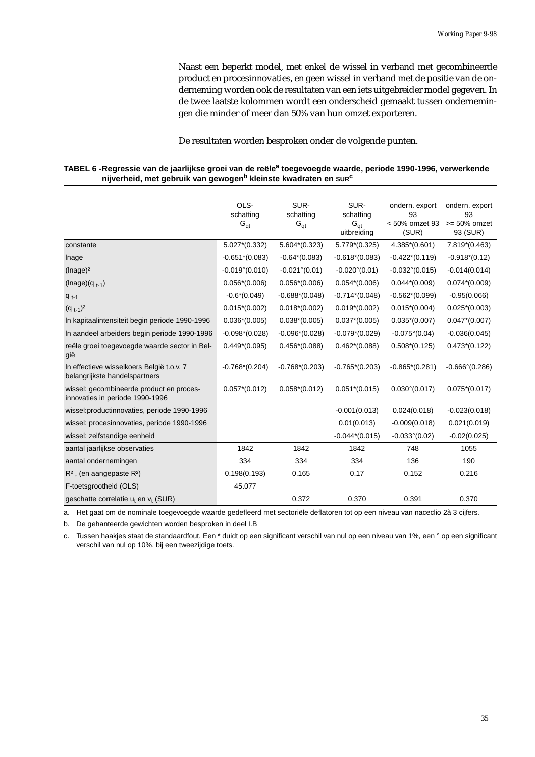Naast een beperkt model, met enkel de wissel in verband met gecombineerde product en procesinnovaties, en geen wissel in verband met de positie van de onderneming worden ook de resultaten van een iets uitgebreider model gegeven. In de twee laatste kolommen wordt een onderscheid gemaakt tussen ondernemingen die minder of meer dan 50% van hun omzet exporteren.

De resultaten worden besproken onder de volgende punten.

**TABEL 6 - Regressie van de jaarlijkse groei van de reële[a] toegevoegde waarde, periode 1990-1996, verwerkende nijverheid, met gebruik van gewogen[b] kleinste kwadraten en SUR[c]**

| | OLS-schatting $G_{qt}$ | SUR-schatting $G_{qt}$ | SUR-schatting $G_{qt}$ uitbreiding | ondern. export 93 < 50% omzet 93 (SUR) | ondern. export 93 >= 50% omzet 93 (SUR) |
|---|---|---|---|---|---|
| constante | 5.027*(0.332) | 5.604*(0.323) | 5.779*(0.325) | 4.385*(0.601) | 7.819*(0.463) |
| lnage | -0.651*(0.083) | -0.64*(0.083) | -0.618*(0.083) | -0.422*(0.119) | -0.918*(0.12) |
| $(\text{lnage})^2$ | -0.019°(0.010) | -0.021°(0.01) | -0.020°(0.01) | -0.032°(0.015) | -0.014(0.014) |
| $(\text{lnage})(q_{t-1})$ | 0.056*(0.006) | 0.056*(0.006) | 0.054*(0.006) | 0.044*(0.009) | 0.074*(0.009) |
| $q_{t-1}$ | -0.6*(0.049) | -0.688*(0.048) | -0.714*(0.048) | -0.562*(0.099) | -0.95(0.066) |
| $(q_{t-1})^2$ | 0.015*(0.002) | 0.018*(0.002) | 0.019*(0.002) | 0.015*(0.004) | 0.025*(0.003) |
| ln kapitaalintensiteit begin periode 1990-1996 | 0.036*(0.005) | 0.038*(0.005) | 0.037*(0.005) | 0.035*(0.007) | 0.047*(0.007) |
| ln aandeel arbeiders begin periode 1990-1996 | -0.098*(0.028) | -0.096*(0.028) | -0.079*(0.029) | -0.075°(0.04) | -0.036(0.045) |
| reële groei toegevoegde waarde sector in België | 0.449*(0.095) | 0.456*(0.088) | 0.462*(0.088) | 0.508*(0.125) | 0.473*(0.122) |
| ln effectieve wisselkoers België t.o.v. 7 belangrijkste handelspartners | -0.768*(0.204) | -0.768*(0.203) | -0.765*(0.203) | -0.865*(0.281) | -0.666°(0.286) |
| wissel: gecombineerde product en procesinnovaties in periode 1990-1996 | 0.057*(0.012) | 0.058*(0.012) | 0.051*(0.015) | 0.030°(0.017) | 0.075*(0.017) |
| wissel:productinnovaties, periode 1990-1996 | | | -0.001(0.013) | 0.024(0.018) | -0.023(0.018) |
| wissel: procesinnovaties, periode 1990-1996 | | | 0.01(0.013) | -0.009(0.018) | 0.021(0.019) |
| wissel: zelfstandige eenheid | | | -0.044*(0.015) | -0.033°(0.02) | -0.02(0.025) |
| aantal jaarlijkse observaties | 1842 | 1842 | 1842 | 748 | 1055 |
| aantal ondernemingen | 334 | 334 | 334 | 136 | 190 |
| $R^2$ , (en aangepaste $R^2$) | 0.198(0.193) | 0.165 | 0.17 | 0.152 | 0.216 |
| F-toetsgrootheid (OLS) | 45.077 | | | | |
| geschatte correlatie $u_t$ en $v_t$ (SUR) | | 0.372 | 0.370 | 0.391 | 0.370 |

a. Het gaat om de nominale toegevoegde waarde gedefleerd met sectoriële deflatoren tot op een niveau van naceclio 2à 3 cijfers.

b. De gehanteerde gewichten worden besproken in deel I.B

c. Tussen haakjes staat de standaardfout. Een * duidt op een significant verschil van nul op een niveau van 1%, een ° op een significant verschil van nul op 10%, bij een tweezijdige toets.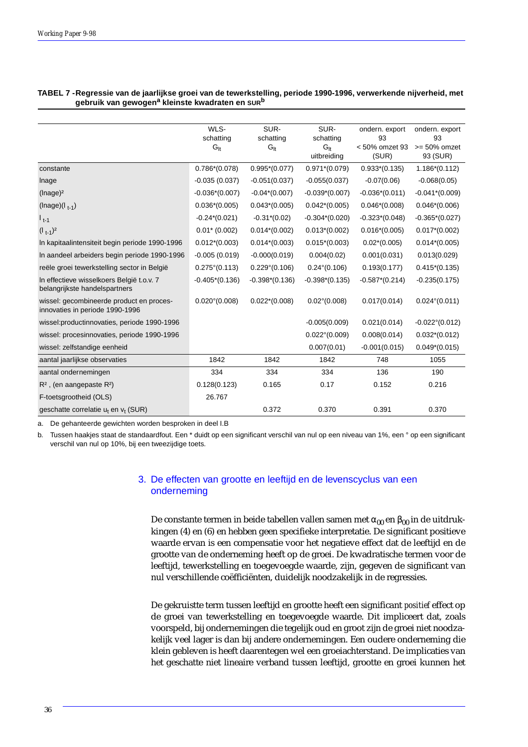**TABEL 7 - Regressie van de jaarlijkse groei van de tewerkstelling, periode 1990-1996, verwerkende nijverheid, met gebruik van gewogen[a] kleinste kwadraten en SUR[b]**

| | WLS-schatting $G_{lt}$ | SUR-schatting $G_{lt}$ | SUR-schatting $G_{lt}$ uitbreiding | ondern. export 93 < 50% omzet 93 (SUR) | ondern. export 93 >= 50% omzet 93 (SUR) |
|---|---|---|---|---|---|
| constante | 0.786*(0.078) | 0.995*(0.077) | 0.971*(0.079) | 0.933*(0.135) | 1.186*(0.112) |
| lnage | -0.035 (0.037) | -0.051(0.037) | -0.055(0.037) | -0.07(0.06) | -0.068(0.05) |
| $(\text{lnage})^2$ | -0.036*(0.007) | -0.04*(0.007) | -0.039*(0.007) | -0.036*(0.011) | -0.041*(0.009) |
| $(\text{lnage})(l_{t-1})$ | 0.036*(0.005) | 0.043*(0.005) | 0.042*(0.005) | 0.046*(0.008) | 0.046*(0.006) |
| $l_{t-1}$ | -0.24*(0.021) | -0.31*(0.02) | -0.304*(0.020) | -0.323*(0.048) | -0.365*(0.027) |
| $(l_{t-1})^2$ | 0.01* (0.002) | 0.014*(0.002) | 0.013*(0.002) | 0.016*(0.005) | 0.017*(0.002) |
| ln kapitaalintensiteit begin periode 1990-1996 | 0.012*(0.003) | 0.014*(0.003) | 0.015*(0.003) | 0.02*(0.005) | 0.014*(0.005) |
| ln aandeel arbeiders begin periode 1990-1996 | -0.005 (0.019) | -0.000(0.019) | 0.004(0.02) | 0.001(0.031) | 0.013(0.029) |
| reële groei tewerkstelling sector in België | 0.275°(0.113) | 0.229°(0.106) | 0.24°(0.106) | 0.193(0.177) | 0.415*(0.135) |
| ln effectieve wisselkoers België t.o.v. 7 belangrijkste handelspartners | -0.405*(0.136) | -0.398*(0.136) | -0.398*(0.135) | -0.587*(0.214) | -0.235(0.175) |
| wissel: gecombineerde product en proces-innovaties in periode 1990-1996 | 0.020°(0.008) | 0.022*(0.008) | 0.02°(0.008) | 0.017(0.014) | 0.024°(0.011) |
| wissel:productinnovaties, periode 1990-1996 | | | -0.005(0.009) | 0.021(0.014) | -0.022°(0.012) |
| wissel: procesinnovaties, periode 1990-1996 | | | 0.022°(0.009) | 0.008(0.014) | 0.032*(0.012) |
| wissel: zelfstandige eenheid | | | 0.007(0.01) | -0.001(0.015) | 0.049*(0.015) |
| aantal jaarlijkse observaties | 1842 | 1842 | 1842 | 748 | 1055 |
| aantal ondernemingen | 334 | 334 | 334 | 136 | 190 |
| $R^2$ , (en aangepaste $R^2$) | 0.128(0.123) | 0.165 | 0.17 | 0.152 | 0.216 |
| F-toetsgrootheid (OLS) | 26.767 | | | | |
| geschatte correlatie $u_t$ en $v_t$ (SUR) | | 0.372 | 0.370 | 0.391 | 0.370 |

a. De gehanteerde gewichten worden besproken in deel I.B

b. Tussen haakjes staat de standaardfout. Een * duidt op een significant verschil van nul op een niveau van 1%, een ° op een significant verschil van nul op 10%, bij een tweezijdige toets.

## 3. De effecten van grootte en leeftijd en de levenscyclus van een onderneming

De constante termen in beide tabellen vallen samen met $\alpha_{00}$ en $\beta_{00}$ in de uitdrukkingen (4) en (6) en hebben geen specifieke interpretatie. De significant positieve waarde ervan is een compensatie voor het negatieve effect dat de leeftijd en de grootte van de onderneming heeft op de groei. De kwadratische termen voor de leeftijd, tewerkstelling en toegevoegde waarde, zijn, gegeven de significant van nul verschillende coëfficiënten, duidelijk noodzakelijk in de regressies.

De gekruistte term tussen leeftijd en grootte heeft een significant *positief* effect op de groei van tewerkstelling en toegevoegde waarde. Dit impliceert dat, zoals voorspeld, bij ondernemingen die tegelijk oud en groot zijn de groei niet noodzakelijk veel lager is dan bij andere ondernemingen. Een oudere onderneming die klein gebleven is heeft daarentegen wel een groeiachterstand. De implicaties van het geschatte niet lineaire verband tussen leeftijd, grootte en groei kunnen het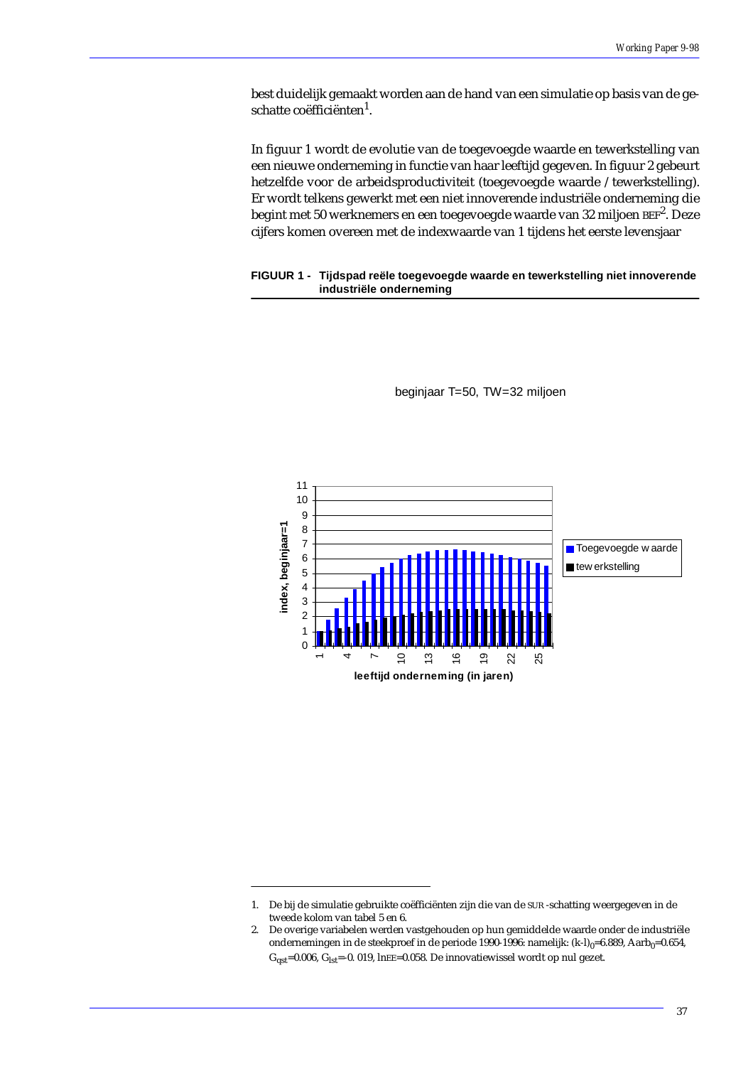best duidelijk gemaakt worden aan de hand van een simulatie op basis van de geschatte coëfficiënten[1].

In figuur 1 wordt de evolutie van de toegevoegde waarde en tewerkstelling van een nieuwe onderneming in functie van haar leeftijd gegeven. In figuur 2 gebeurt hetzelfde voor de arbeidsproductiviteit (toegevoegde waarde / tewerkstelling). Er wordt telkens gewerkt met een niet innoverende industriële onderneming die begint met 50 werknemers en een toegevoegde waarde van 32 miljoen BEF[2]. Deze cijfers komen overeen met de indexwaarde van 1 tijdens het eerste levensjaar

**FIGUUR 1 - Tijdspad reële toegevoegde waarde en tewerkstelling niet innoverende industriële onderneming**

beginjaar T=50, TW=32 miljoen

1. De bij de simulatie gebruikte coëfficiënten zijn die van de SUR-schatting weergegeven in de tweede kolom van tabel 5 en 6.
2. De overige variabelen werden vastgehouden op hun gemiddelde waarde onder de industriële ondernemingen in de steekproef in de periode 1990-1996: namelijk: $(k\text{-}l)_0$=6.889, $Aarb_0$=0.654, $G_{qst}$=0.006, $G_{lst}$=-0. 019, lnEE=0.058. De innovatiewissel wordt op nul gezet.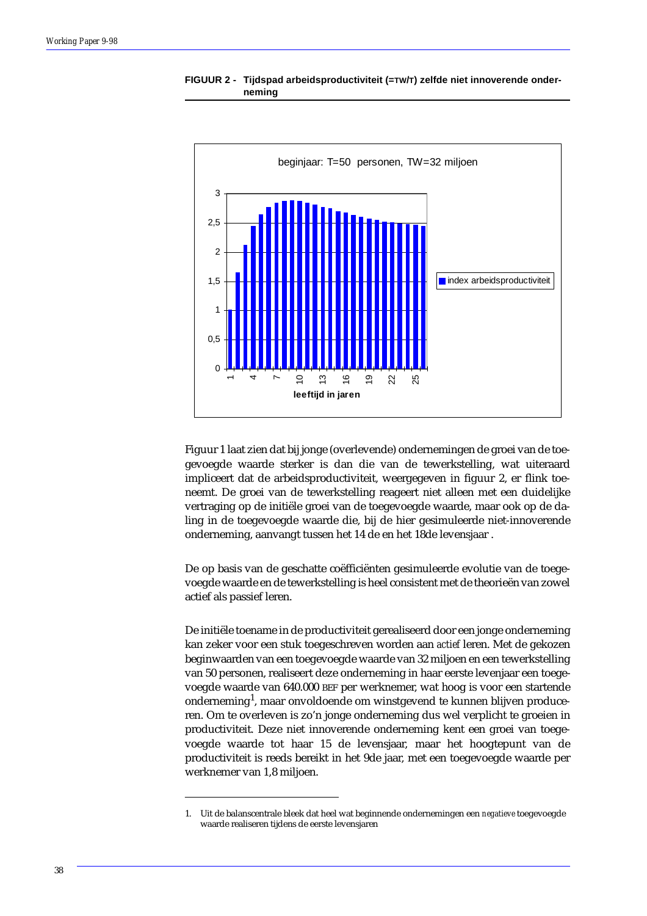**FIGUUR 2 - Tijdspad arbeidsproductiviteit (=TW/T) zelfde niet innoverende onderneming**

beginjaar: T=50 personen, TW=32 miljoen

Figuur 1 laat zien dat bij jonge (overlevende) ondernemingen de groei van de toegevoegde waarde sterker is dan die van de tewerkstelling, wat uiteraard impliceert dat de arbeidsproductiviteit, weergegeven in figuur 2, er flink toeneemt. De groei van de tewerkstelling reageert niet alleen met een duidelijke vertraging op de initiële groei van de toegevoegde waarde, maar ook op de daling in de toegevoegde waarde die, bij de hier gesimuleerde niet-innoverende onderneming, aanvangt tussen het 14 de en het 18de levensjaar .

De op basis van de geschatte coëfficiënten gesimuleerde evolutie van de toegevoegde waarde en de tewerkstelling is heel consistent met de theorieën van zowel actief als passief leren.

De initiële toename in de productiviteit gerealiseerd door een jonge onderneming kan zeker voor een stuk toegeschreven worden aan *actief* leren. Met de gekozen beginwaarden van een toegevoegde waarde van 32 miljoen en een tewerkstelling van 50 personen, realiseert deze onderneming in haar eerste levenjaar een toegevoegde waarde van 640.000 BEF per werknemer, wat hoog is voor een startende onderneming[1], maar onvoldoende om winstgevend te kunnen blijven produceren. Om te overleven is zo'n jonge onderneming dus wel verplicht te groeien in productiviteit. Deze niet innoverende onderneming kent een groei van toegevoegde waarde tot haar 15 de levensjaar, maar het hoogtepunt van de productiviteit is reeds bereikt in het 9de jaar, met een toegevoegde waarde per werknemer van 1,8 miljoen.

1. Uit de balanscentrale bleek dat heel wat beginnende ondernemingen een *negatieve* toegevoegde waarde realiseren tijdens de eerste levensjaren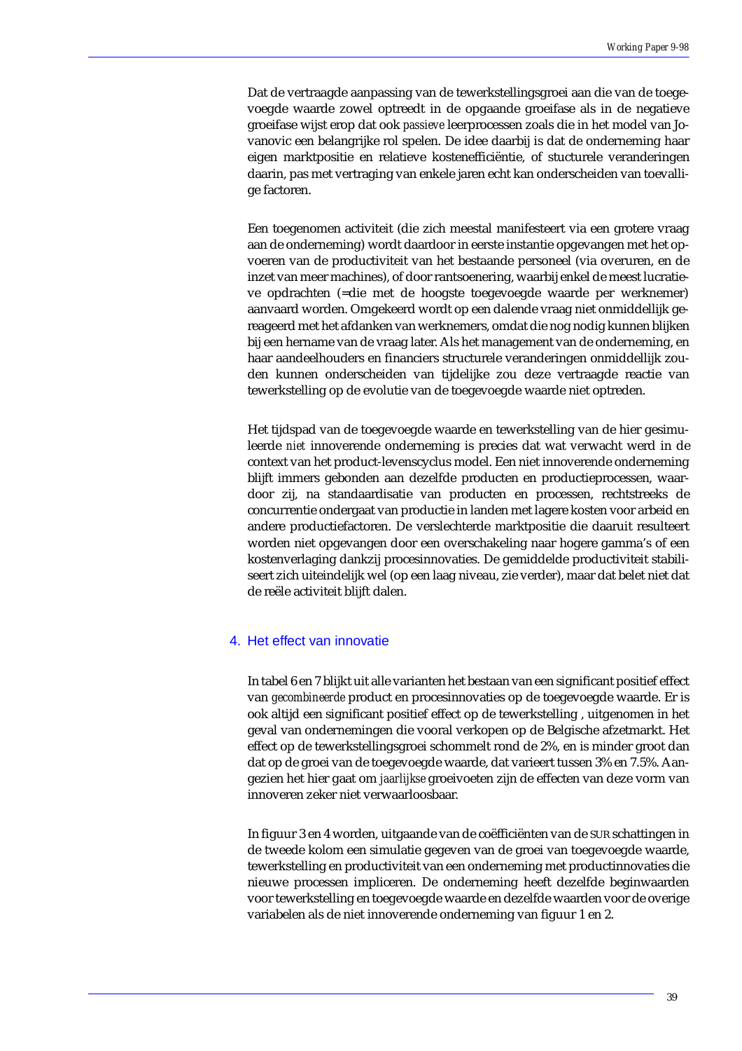Dat de vertraagde aanpassing van de tewerkstellingsgroei aan die van de toegevoegde waarde zowel optreedt in de opgaande groeifase als in de negatieve groeifase wijst erop dat ook *passieve* leerprocessen zoals die in het model van Jovanovic een belangrijke rol spelen. De idee daarbij is dat de onderneming haar eigen marktpositie en relatieve kostenefficiëntie, of stucturele veranderingen daarin, pas met vertraging van enkele jaren echt kan onderscheiden van toevallige factoren.

Een toegenomen activiteit (die zich meestal manifesteert via een grotere vraag aan de onderneming) wordt daardoor in eerste instantie opgevangen met het opvoeren van de productiviteit van het bestaande personeel (via overuren, en de inzet van meer machines), of door rantsoenering, waarbij enkel de meest lucratieve opdrachten (=die met de hoogste toegevoegde waarde per werknemer) aanvaard worden. Omgekeerd wordt op een dalende vraag niet onmiddellijk gereageerd met het afdanken van werknemers, omdat die nog nodig kunnen blijken bij een hername van de vraag later. Als het management van de onderneming, en haar aandeelhouders en financiers structurele veranderingen onmiddellijk zouden kunnen onderscheiden van tijdelijke zou deze vertraagde reactie van tewerkstelling op de evolutie van de toegevoegde waarde niet optreden.

Het tijdspad van de toegevoegde waarde en tewerkstelling van de hier gesimuleerde *niet* innoverende onderneming is precies dat wat verwacht werd in de context van het product-levenscyclus model. Een niet innoverende onderneming blijft immers gebonden aan dezelfde producten en productieprocessen, waardoor zij, na standaardisatie van producten en processen, rechtstreeks de concurrentie ondergaat van productie in landen met lagere kosten voor arbeid en andere productiefactoren. De verslechterde marktpositie die daaruit resulteert worden niet opgevangen door een overschakeling naar hogere gamma's of een kostenverlaging dankzij procesinnovaties. De gemiddelde productiviteit stabiliseert zich uiteindelijk wel (op een laag niveau, zie verder), maar dat belet niet dat de reële activiteit blijft dalen.

## 4. Het effect van innovatie

In tabel 6 en 7 blijkt uit alle varianten het bestaan van een significant positief effect van *gecombineerde* product en procesinnovaties op de toegevoegde waarde. Er is ook altijd een significant positief effect op de tewerkstelling , uitgenomen in het geval van ondernemingen die vooral verkopen op de Belgische afzetmarkt. Het effect op de tewerkstellingsgroei schommelt rond de 2%, en is minder groot dan dat op de groei van de toegevoegde waarde, dat varieert tussen 3% en 7.5%. Aangezien het hier gaat om *jaarlijkse* groeivoeten zijn de effecten van deze vorm van innoveren zeker niet verwaarloosbaar.

In figuur 3 en 4 worden, uitgaande van de coëfficiënten van de SUR schattingen in de tweede kolom een simulatie gegeven van de groei van toegevoegde waarde, tewerkstelling en productiviteit van een onderneming met productinnovaties die nieuwe processen impliceren. De onderneming heeft dezelfde beginwaarden voor tewerkstelling en toegevoegde waarde en dezelfde waarden voor de overige variabelen als de niet innoverende onderneming van figuur 1 en 2.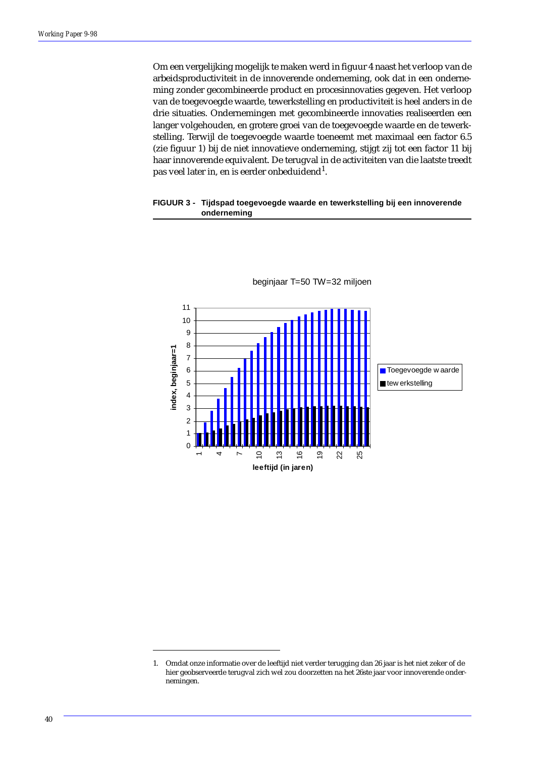Om een vergelijking mogelijk te maken werd in figuur 4 naast het verloop van de arbeidsproductiviteit in de innoverende onderneming, ook dat in een onderneming zonder gecombineerde product en procesinnovaties gegeven. Het verloop van de toegevoegde waarde, tewerkstelling en productiviteit is heel anders in de drie situaties. Ondernemingen met gecombineerde innovaties realiseerden een langer volgehouden, en grotere groei van de toegevoegde waarde en de tewerkstelling. Terwijl de toegevoegde waarde toeneemt met maximaal een factor 6.5 (zie figuur 1) bij de niet innovatieve onderneming, stijgt zij tot een factor 11 bij haar innoverende equivalent. De terugval in de activiteiten van die laatste treedt pas veel later in, en is eerder onbeduidend[1].

**FIGUUR 3 - Tijdspad toegevoegde waarde en tewerkstelling bij een innoverende onderneming**

beginjaar T=50 TW=32 miljoen

index, beginjaar=1

leeftijd (in jaren)

Toegevoegde waarde
tewerkstelling

---

1. Omdat onze informatie over de leeftijd niet verder terugging dan 26 jaar is het niet zeker of de hier geobserveerde terugval zich wel zou doorzetten na het 26ste jaar voor innoverende ondernemingen.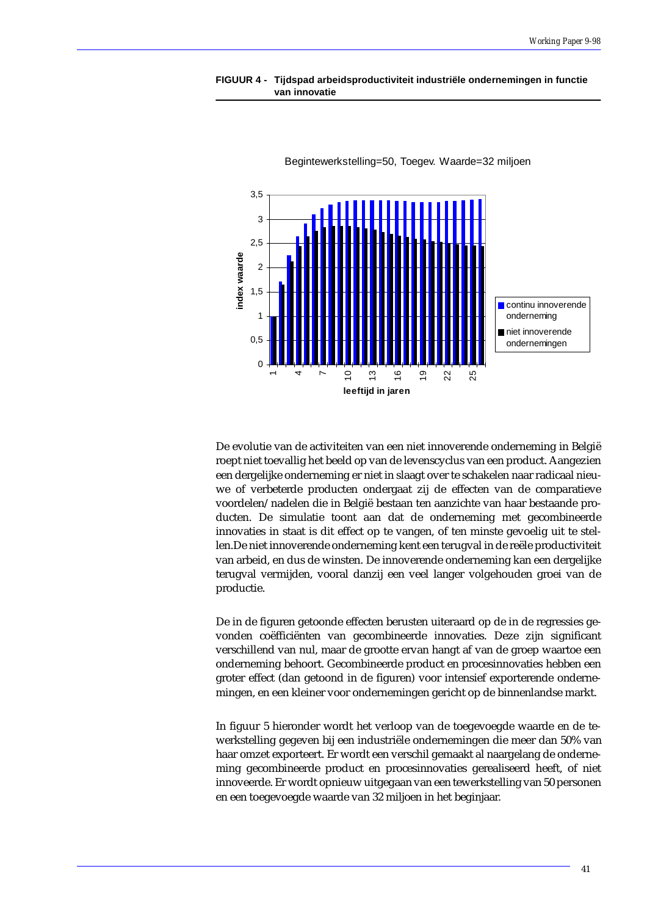**FIGUUR 4 - Tijdspad arbeidsproductiviteit industriële ondernemingen in functie van innovatie**

Begintewerkstelling=50, Toegev. Waarde=32 miljoen

De evolutie van de activiteiten van een niet innoverende onderneming in België roept niet toevallig het beeld op van de levenscyclus van een product. Aangezien een dergelijke onderneming er niet in slaagt over te schakelen naar radicaal nieuwe of verbeterde producten ondergaat zij de effecten van de comparatieve voordelen/nadelen die in België bestaan ten aanzichte van haar bestaande producten. De simulatie toont aan dat de onderneming met gecombineerde innovaties in staat is dit effect op te vangen, of ten minste gevoelig uit te stellen.De niet innoverende onderneming kent een terugval in de reële productiviteit van arbeid, en dus de winsten. De innoverende onderneming kan een dergelijke terugval vermijden, vooral danzij een veel langer volgehouden groei van de productie.

De in de figuren getoonde effecten berusten uiteraard op de in de regressies gevonden coëfficiënten van gecombineerde innovaties. Deze zijn significant verschillend van nul, maar de grootte ervan hangt af van de groep waartoe een onderneming behoort. Gecombineerde product en procesinnovaties hebben een groter effect (dan getoond in de figuren) voor intensief exporterende ondernemingen, en een kleiner voor ondernemingen gericht op de binnenlandse markt.

In figuur 5 hieronder wordt het verloop van de toegevoegde waarde en de tewerkstelling gegeven bij een industriële ondernemingen die meer dan 50% van haar omzet exporteert. Er wordt een verschil gemaakt al naargelang de onderneming gecombineerde product en procesinnovaties gerealiseerd heeft, of niet innoveerde. Er wordt opnieuw uitgegaan van een tewerkstelling van 50 personen en een toegevoegde waarde van 32 miljoen in het beginjaar.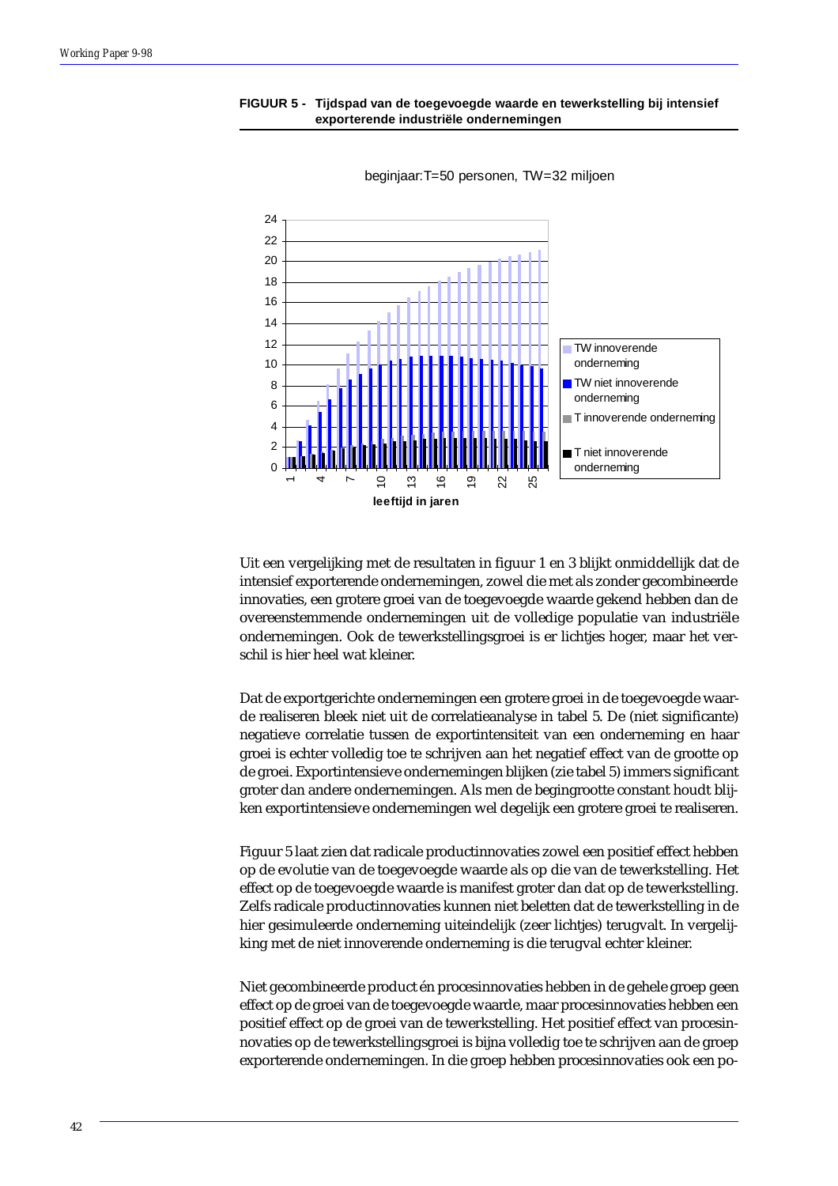**FIGUUR 5 - Tijdspad van de toegevoegde waarde en tewerkstelling bij intensief exporterende industriële ondernemingen**

beginjaar:T=50 personen, TW=32 miljoen

Uit een vergelijking met de resultaten in figuur 1 en 3 blijkt onmiddellijk dat de intensief exporterende ondernemingen, zowel die met als zonder gecombineerde innovaties, een grotere groei van de toegevoegde waarde gekend hebben dan de overeenstemmende ondernemingen uit de volledige populatie van industriële ondernemingen. Ook de tewerkstellingsgroei is er lichtjes hoger, maar het verschil is hier heel wat kleiner.

Dat de exportgerichte ondernemingen een grotere groei in de toegevoegde waarde realiseren bleek niet uit de correlatieanalyse in tabel 5. De (niet significante) negatieve correlatie tussen de exportintensiteit van een onderneming en haar groei is echter volledig toe te schrijven aan het negatief effect van de grootte op de groei. Exportintensieve ondernemingen blijken (zie tabel 5) immers significant groter dan andere ondernemingen. Als men de begingrootte constant houdt blijken exportintensieve ondernemingen wel degelijk een grotere groei te realiseren.

Figuur 5 laat zien dat radicale productinnovaties zowel een positief effect hebben op de evolutie van de toegevoegde waarde als op die van de tewerkstelling. Het effect op de toegevoegde waarde is manifest groter dan dat op de tewerkstelling. Zelfs radicale productinnovaties kunnen niet beletten dat de tewerkstelling in de hier gesimuleerde onderneming uiteindelijk (zeer lichtjes) terugvalt. In vergelijking met de niet innoverende onderneming is die terugval echter kleiner.

Niet gecombineerde product én procesinnovaties hebben in de gehele groep geen effect op de groei van de toegevoegde waarde, maar procesinnovaties hebben een positief effect op de groei van de tewerkstelling. Het positief effect van procesinnovaties op de tewerkstellingsgroei is bijna volledig toe te schrijven aan de groep exporterende ondernemingen. In die groep hebben procesinnovaties ook een po-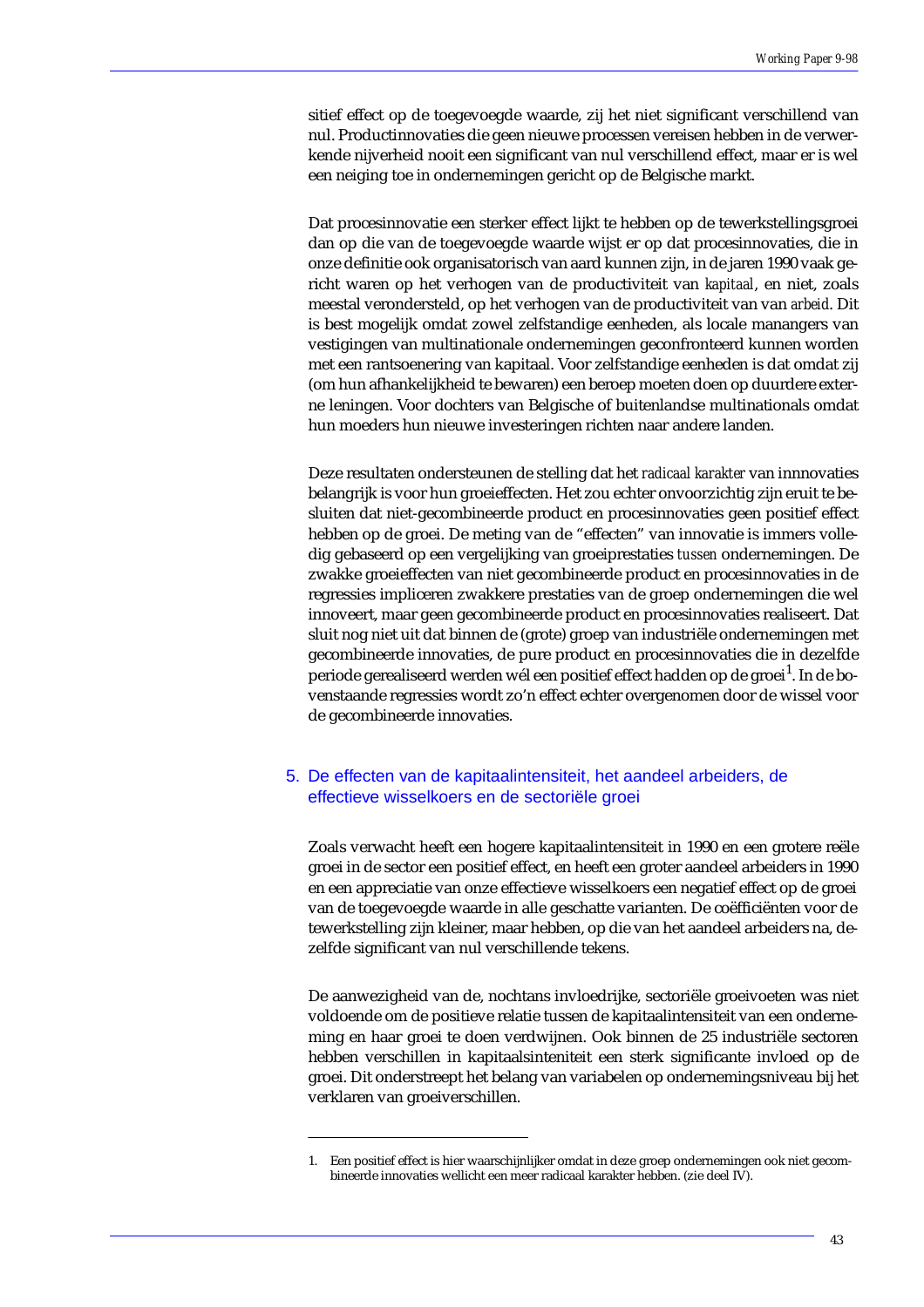sitief effect op de toegevoegde waarde, zij het niet significant verschillend van nul. Productinnovaties die geen nieuwe processen vereisen hebben in de verwerkende nijverheid nooit een significant van nul verschillend effect, maar er is wel een neiging toe in ondernemingen gericht op de Belgische markt.

Dat procesinnovatie een sterker effect lijkt te hebben op de tewerkstellingsgroei dan op die van de toegevoegde waarde wijst er op dat procesinnovaties, die in onze definitie ook organisatorisch van aard kunnen zijn, in de jaren 1990 vaak gericht waren op het verhogen van de productiviteit van *kapitaal*, en niet, zoals meestal verondersteld, op het verhogen van de productiviteit van van *arbeid*. Dit is best mogelijk omdat zowel zelfstandige eenheden, als locale manangers van vestigingen van multinationale ondernemingen geconfronteerd kunnen worden met een rantsoenering van kapitaal. Voor zelfstandige eenheden is dat omdat zij (om hun afhankelijkheid te bewaren) een beroep moeten doen op duurdere externe leningen. Voor dochters van Belgische of buitenlandse multinationals omdat hun moeders hun nieuwe investeringen richten naar andere landen.

Deze resultaten ondersteunen de stelling dat het *radicaal karakter* van innnovaties belangrijk is voor hun groeieffecten. Het zou echter onvoorzichtig zijn eruit te besluiten dat niet-gecombineerde product en procesinnovaties geen positief effect hebben op de groei. De meting van de "effecten" van innovatie is immers volledig gebaseerd op een vergelijking van groeiprestaties *tussen* ondernemingen. De zwakke groeieffecten van niet gecombineerde product en procesinnovaties in de regressies impliceren zwakkere prestaties van de groep ondernemingen die wel innoveert, maar geen gecombineerde product en procesinnovaties realiseert. Dat sluit nog niet uit dat binnen de (grote) groep van industriële ondernemingen met gecombineerde innovaties, de pure product en procesinnovaties die in dezelfde periode gerealiseerd werden wél een positief effect hadden op de groei[1]. In de bovenstaande regressies wordt zo'n effect echter overgenomen door de wissel voor de gecombineerde innovaties.

## 5. De effecten van de kapitaalintensiteit, het aandeel arbeiders, de effectieve wisselkoers en de sectoriële groei

Zoals verwacht heeft een hogere kapitaalintensiteit in 1990 en een grotere reële groei in de sector een positief effect, en heeft een groter aandeel arbeiders in 1990 en een appreciatie van onze effectieve wisselkoers een negatief effect op de groei van de toegevoegde waarde in alle geschatte varianten. De coëfficiënten voor de tewerkstelling zijn kleiner, maar hebben, op die van het aandeel arbeiders na, dezelfde significant van nul verschillende tekens.

De aanwezigheid van de, nochtans invloedrijke, sectoriële groeivoeten was niet voldoende om de positieve relatie tussen de kapitaalintensiteit van een onderneming en haar groei te doen verdwijnen. Ook binnen de 25 industriële sectoren hebben verschillen in kapitaalsinteniteit een sterk significante invloed op de groei. Dit onderstreept het belang van variabelen op ondernemingsniveau bij het verklaren van groeiverschillen.

---

1. Een positief effect is hier waarschijnlijker omdat in deze groep ondernemingen ook niet gecombineerde innovaties wellicht een meer radicaal karakter hebben. (zie deel IV).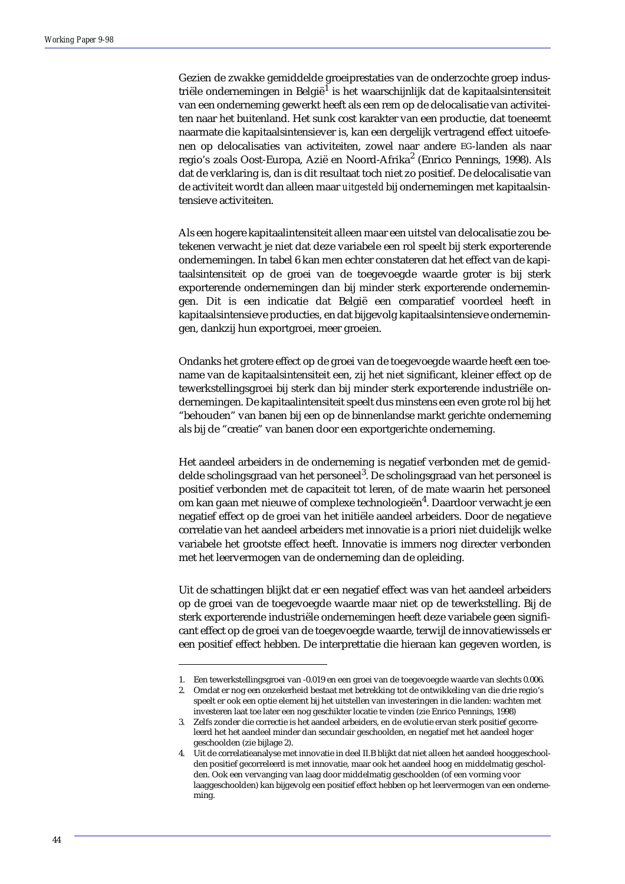Gezien de zwakke gemiddelde groeiprestaties van de onderzochte groep industriële ondernemingen in België[1] is het waarschijnlijk dat de kapitaalsintensiteit van een onderneming gewerkt heeft als een rem op de delocalisatie van activiteiten naar het buitenland. Het sunk cost karakter van een productie, dat toeneemt naarmate die kapitaalsintensiever is, kan een dergelijk vertragend effect uitoefenen op delocalisaties van activiteiten, zowel naar andere EG-landen als naar regio's zoals Oost-Europa, Azië en Noord-Afrika[2] (Enrico Pennings, 1998). Als dat de verklaring is, dan is dit resultaat toch niet zo positief. De delocalisatie van de activiteit wordt dan alleen maar *uitgesteld* bij ondernemingen met kapitaalsintensieve activiteiten.

Als een hogere kapitaalintensiteit alleen maar een uitstel van delocalisatie zou betekenen verwacht je niet dat deze variabele een rol speelt bij sterk exporterende ondernemingen. In tabel 6 kan men echter constateren dat het effect van de kapitaalsintensiteit op de groei van de toegevoegde waarde groter is bij sterk exporterende ondernemingen dan bij minder sterk exporterende ondernemingen. Dit is een indicatie dat België een comparatief voordeel heeft in kapitaalsintensieve producties, en dat bijgevolg kapitaalsintensieve ondernemingen, dankzij hun exportgroei, meer groeien.

Ondanks het grotere effect op de groei van de toegevoegde waarde heeft een toename van de kapitaalsintensiteit een, zij het niet significant, kleiner effect op de tewerkstellingsgroei bij sterk dan bij minder sterk exporterende industriële ondernemingen. De kapitaalintensiteit speelt dus minstens een even grote rol bij het "behouden" van banen bij een op de binnenlandse markt gerichte onderneming als bij de "creatie" van banen door een exportgerichte onderneming.

Het aandeel arbeiders in de onderneming is negatief verbonden met de gemiddelde scholingsgraad van het personeel[3]. De scholingsgraad van het personeel is positief verbonden met de capaciteit tot leren, of de mate waarin het personeel om kan gaan met nieuwe of complexe technologieën[4]. Daardoor verwacht je een negatief effect op de groei van het initiële aandeel arbeiders. Door de negatieve correlatie van het aandeel arbeiders met innovatie is a priori niet duidelijk welke variabele het grootste effect heeft. Innovatie is immers nog directer verbonden met het leervermogen van de onderneming dan de opleiding.

Uit de schattingen blijkt dat er een negatief effect was van het aandeel arbeiders op de groei van de toegevoegde waarde maar niet op de tewerkstelling. Bij de sterk exporterende industriële ondernemingen heeft deze variabele geen significant effect op de groei van de toegevoegde waarde, terwijl de innovatiewissels er een positief effect hebben. De interprettatie die hieraan kan gegeven worden, is

---

1. Een tewerkstellingsgroei van -0.019 en een groei van de toegevoegde waarde van slechts 0.006.
2. Omdat er nog een onzekerheid bestaat met betrekking tot de ontwikkeling van die drie regio's speelt er ook een optie element bij het uitstellen van investeringen in die landen: wachten met investeren laat toe later een nog geschikter locatie te vinden (zie Enrico Pennings, 1998)
3. Zelfs zonder die correctie is het aandeel arbeiders, en de evolutie ervan sterk positief gecorreleerd het het aandeel minder dan secundair geschoolden, en negatief met het aandeel hoger geschoolden (zie bijlage 2).
4. Uit de correlatieanalyse met innovatie in deel II.B blijkt dat niet alleen het aandeel hooggeschoolden positief gecorreleerd is met innovatie, maar ook het aandeel hoog en middelmatig geschoolden. Ook een vervanging van laag door middelmatig geschoolden (of een vorming voor laaggeschoolden) kan bijgevolg een positief effect hebben op het leervermogen van een onderneming.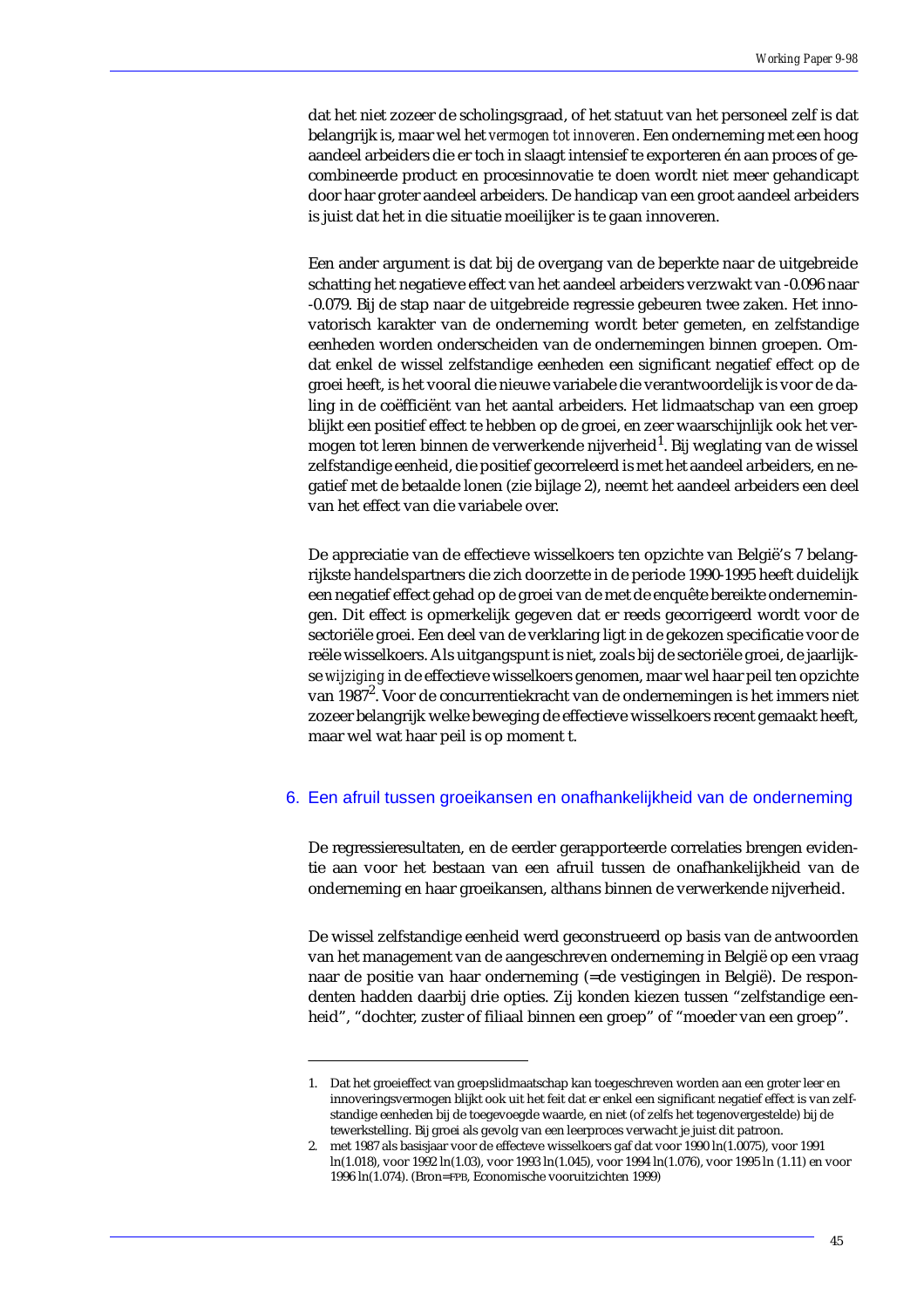dat het niet zozeer de scholingsgraad, of het statuut van het personeel zelf is dat belangrijk is, maar wel het *vermogen tot innoveren*. Een onderneming met een hoog aandeel arbeiders die er toch in slaagt intensief te exporteren én aan proces of gecombineerde product en procesinnovatie te doen wordt niet meer gehandicapt door haar groter aandeel arbeiders. De handicap van een groot aandeel arbeiders is juist dat het in die situatie moeilijker is te gaan innoveren.

Een ander argument is dat bij de overgang van de beperkte naar de uitgebreide schatting het negatieve effect van het aandeel arbeiders verzwakt van -0.096 naar -0.079. Bij de stap naar de uitgebreide regressie gebeuren twee zaken. Het innovatorisch karakter van de onderneming wordt beter gemeten, en zelfstandige eenheden worden onderscheiden van de ondernemingen binnen groepen. Omdat enkel de wissel zelfstandige eenheden een significant negatief effect op de groei heeft, is het vooral die nieuwe variabele die verantwoordelijk is voor de daling in de coëfficiënt van het aantal arbeiders. Het lidmaatschap van een groep blijkt een positief effect te hebben op de groei, en zeer waarschijnlijk ook het vermogen tot leren binnen de verwerkende nijverheid[1]. Bij weglating van de wissel zelfstandige eenheid, die positief gecorreleerd is met het aandeel arbeiders, en negatief met de betaalde lonen (zie bijlage 2), neemt het aandeel arbeiders een deel van het effect van die variabele over.

De appreciatie van de effectieve wisselkoers ten opzichte van België's 7 belangrijkste handelspartners die zich doorzette in de periode 1990-1995 heeft duidelijk een negatief effect gehad op de groei van de met de enquête bereikte ondernemingen. Dit effect is opmerkelijk gegeven dat er reeds gecorrigeerd wordt voor de sectoriële groei. Een deel van de verklaring ligt in de gekozen specificatie voor de reële wisselkoers. Als uitgangspunt is niet, zoals bij de sectoriële groei, de jaarlijkse *wijziging* in de effectieve wisselkoers genomen, maar wel haar peil ten opzichte van 1987[2]. Voor de concurrentiekracht van de ondernemingen is het immers niet zozeer belangrijk welke beweging de effectieve wisselkoers recent gemaakt heeft, maar wel wat haar peil is op moment t.

## 6. Een afruil tussen groeikansen en onafhankelijkheid van de onderneming

De regressieresultaten, en de eerder gerapporteerde correlaties brengen evidentie aan voor het bestaan van een afruil tussen de onafhankelijkheid van de onderneming en haar groeikansen, althans binnen de verwerkende nijverheid.

De wissel zelfstandige eenheid werd geconstrueerd op basis van de antwoorden van het management van de aangeschreven onderneming in België op een vraag naar de positie van haar onderneming (=de vestigingen in België). De respondenten hadden daarbij drie opties. Zij konden kiezen tussen "zelfstandige eenheid", "dochter, zuster of filiaal binnen een groep" of "moeder van een groep".

---

1. Dat het groeieffect van groepslidmaatschap kan toegeschreven worden aan een groter leer en innoveringsvermogen blijkt ook uit het feit dat er enkel een significant negatief effect is van zelfstandige eenheden bij de toegevoegde waarde, en niet (of zelfs het tegenovergestelde) bij de tewerkstelling. Bij groei als gevolg van een leerproces verwacht je juist dit patroon.
2. met 1987 als basisjaar voor de effecteve wisselkoers gaf dat voor 1990 ln(1.0075), voor 1991 ln(1.018), voor 1992 ln(1.03), voor 1993 ln(1.045), voor 1994 ln(1.076), voor 1995 ln (1.11) en voor 1996 ln(1.074). (Bron=FPB, Economische vooruitzichten 1999)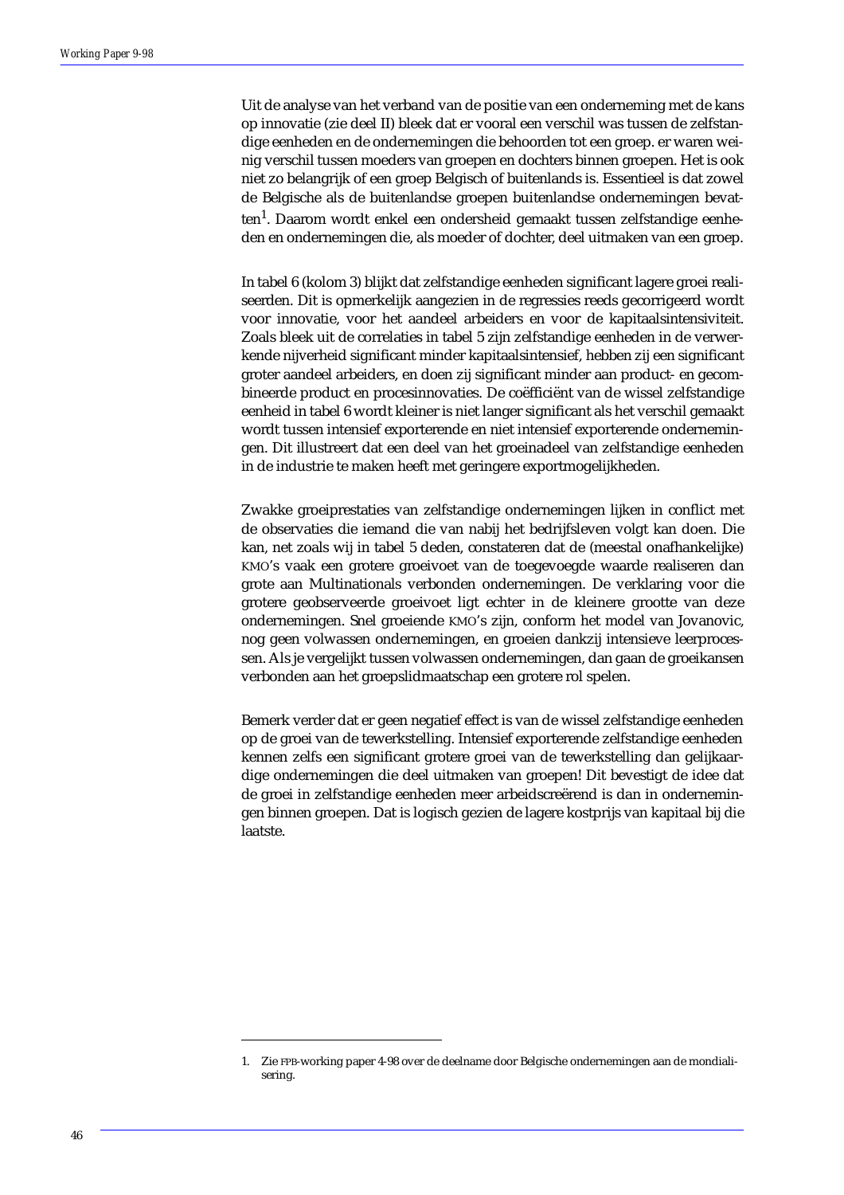Uit de analyse van het verband van de positie van een onderneming met de kans op innovatie (zie deel II) bleek dat er vooral een verschil was tussen de zelfstandige eenheden en de ondernemingen die behoorden tot een groep. er waren weinig verschil tussen moeders van groepen en dochters binnen groepen. Het is ook niet zo belangrijk of een groep Belgisch of buitenlands is. Essentieel is dat zowel de Belgische als de buitenlandse groepen buitenlandse ondernemingen bevatten[1]. Daarom wordt enkel een ondersheid gemaakt tussen zelfstandige eenheden en ondernemingen die, als moeder of dochter, deel uitmaken van een groep.

In tabel 6 (kolom 3) blijkt dat zelfstandige eenheden significant lagere groei realiseerden. Dit is opmerkelijk aangezien in de regressies reeds gecorrigeerd wordt voor innovatie, voor het aandeel arbeiders en voor de kapitaalsintensiviteit. Zoals bleek uit de correlaties in tabel 5 zijn zelfstandige eenheden in de verwerkende nijverheid significant minder kapitaalsintensief, hebben zij een significant groter aandeel arbeiders, en doen zij significant minder aan product- en gecombineerde product en procesinnovaties. De coëfficiënt van de wissel zelfstandige eenheid in tabel 6 wordt kleiner is niet langer significant als het verschil gemaakt wordt tussen intensief exporterende en niet intensief exporterende ondernemingen. Dit illustreert dat een deel van het groeinadeel van zelfstandige eenheden in de industrie te maken heeft met geringere exportmogelijkheden.

Zwakke groeiprestaties van zelfstandige ondernemingen lijken in conflict met de observaties die iemand die van nabij het bedrijfsleven volgt kan doen. Die kan, net zoals wij in tabel 5 deden, constateren dat de (meestal onafhankelijke) KMO's vaak een grotere groeivoet van de toegevoegde waarde realiseren dan grote aan Multinationals verbonden ondernemingen. De verklaring voor die grotere geobserveerde groeivoet ligt echter in de kleinere grootte van deze ondernemingen. Snel groeiende KMO's zijn, conform het model van Jovanovic, nog geen volwassen ondernemingen, en groeien dankzij intensieve leerprocessen. Als je vergelijkt tussen volwassen ondernemingen, dan gaan de groeikansen verbonden aan het groepslidmaatschap een grotere rol spelen.

Bemerk verder dat er geen negatief effect is van de wissel zelfstandige eenheden op de groei van de tewerkstelling. Intensief exporterende zelfstandige eenheden kennen zelfs een significant grotere groei van de tewerkstelling dan gelijkaardige ondernemingen die deel uitmaken van groepen! Dit bevestigt de idee dat de groei in zelfstandige eenheden meer arbeidscreërend is dan in ondernemingen binnen groepen. Dat is logisch gezien de lagere kostprijs van kapitaal bij die laatste.

---

1. Zie FPB-working paper 4-98 over de deelname door Belgische ondernemingen aan de mondialisering.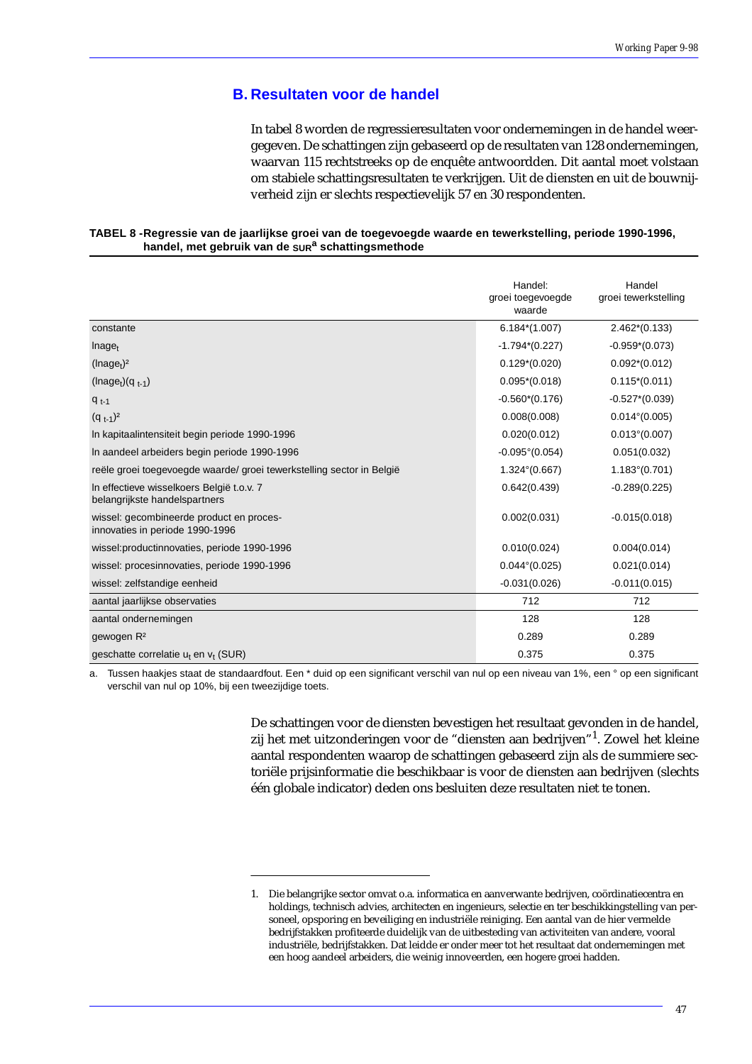## B. Resultaten voor de handel

In tabel 8 worden de regressieresultaten voor ondernemingen in de handel weergegeven. De schattingen zijn gebaseerd op de resultaten van 128 ondernemingen, waarvan 115 rechtstreeks op de enquête antwoordden. Dit aantal moet volstaan om stabiele schattingsresultaten te verkrijgen. Uit de diensten en uit de bouwnijverheid zijn er slechts respectievelijk 57 en 30 respondenten.

**TABEL 8 - Regressie van de jaarlijkse groei van de toegevoegde waarde en tewerkstelling, periode 1990-1996, handel, met gebruik van de SUR[a] schattingsmethode**

| | Handel: groei toegevoegde waarde | Handel groei tewerkstelling |
|---|---|---|
| constante | 6.184*(1.007) | 2.462*(0.133) |
| $\ln age_t$ | -1.794*(0.227) | -0.959*(0.073) |
| $(\ln age_t)^2$ | 0.129*(0.020) | 0.092*(0.012) |
| $(\ln age_t)(q_{t-1})$ | 0.095*(0.018) | 0.115*(0.011) |
| $q_{t-1}$ | -0.560*(0.176) | -0.527*(0.039) |
| $(q_{t-1})^2$ | 0.008(0.008) | 0.014°(0.005) |
| ln kapitaalintensiteit begin periode 1990-1996 | 0.020(0.012) | 0.013°(0.007) |
| ln aandeel arbeiders begin periode 1990-1996 | -0.095°(0.054) | 0.051(0.032) |
| reële groei toegevoegde waarde/ groei tewerkstelling sector in België | 1.324°(0.667) | 1.183°(0.701) |
| ln effectieve wisselkoers België t.o.v. 7 belangrijkste handelspartners | 0.642(0.439) | -0.289(0.225) |
| wissel: gecombineerde product en proces-innovaties in periode 1990-1996 | 0.002(0.031) | -0.015(0.018) |
| wissel:productinnovaties, periode 1990-1996 | 0.010(0.024) | 0.004(0.014) |
| wissel: procesinnovaties, periode 1990-1996 | 0.044°(0.025) | 0.021(0.014) |
| wissel: zelfstandige eenheid | -0.031(0.026) | -0.011(0.015) |
| aantal jaarlijkse observaties | 712 | 712 |
| aantal ondernemingen | 128 | 128 |
| gewogen $R^2$ | 0.289 | 0.289 |
| geschatte correlatie $u_t$ en $v_t$ (SUR) | 0.375 | 0.375 |

a. Tussen haakjes staat de standaardfout. Een * duid op een significant verschil van nul op een niveau van 1%, een ° op een significant verschil van nul op 10%, bij een tweezijdige toets.

De schattingen voor de diensten bevestigen het resultaat gevonden in de handel, zij het met uitzonderingen voor de "diensten aan bedrijven"[1]. Zowel het kleine aantal respondenten waarop de schattingen gebaseerd zijn als de summiere sectoriële prijsinformatie die beschikbaar is voor de diensten aan bedrijven (slechts één globale indicator) deden ons besluiten deze resultaten niet te tonen.

1. Die belangrijke sector omvat o.a. informatica en aanverwante bedrijven, coördinatiecentra en holdings, technisch advies, architecten en ingenieurs, selectie en ter beschikkingstelling van personeel, opsporing en beveiliging en industriële reiniging. Een aantal van de hier vermelde bedrijfstakken profiteerde duidelijk van de uitbesteding van activiteiten van andere, vooral industriële, bedrijfstakken. Dat leidde er onder meer tot het resultaat dat ondernemingen met een hoog aandeel arbeiders, die weinig innoveerden, een hogere groei hadden.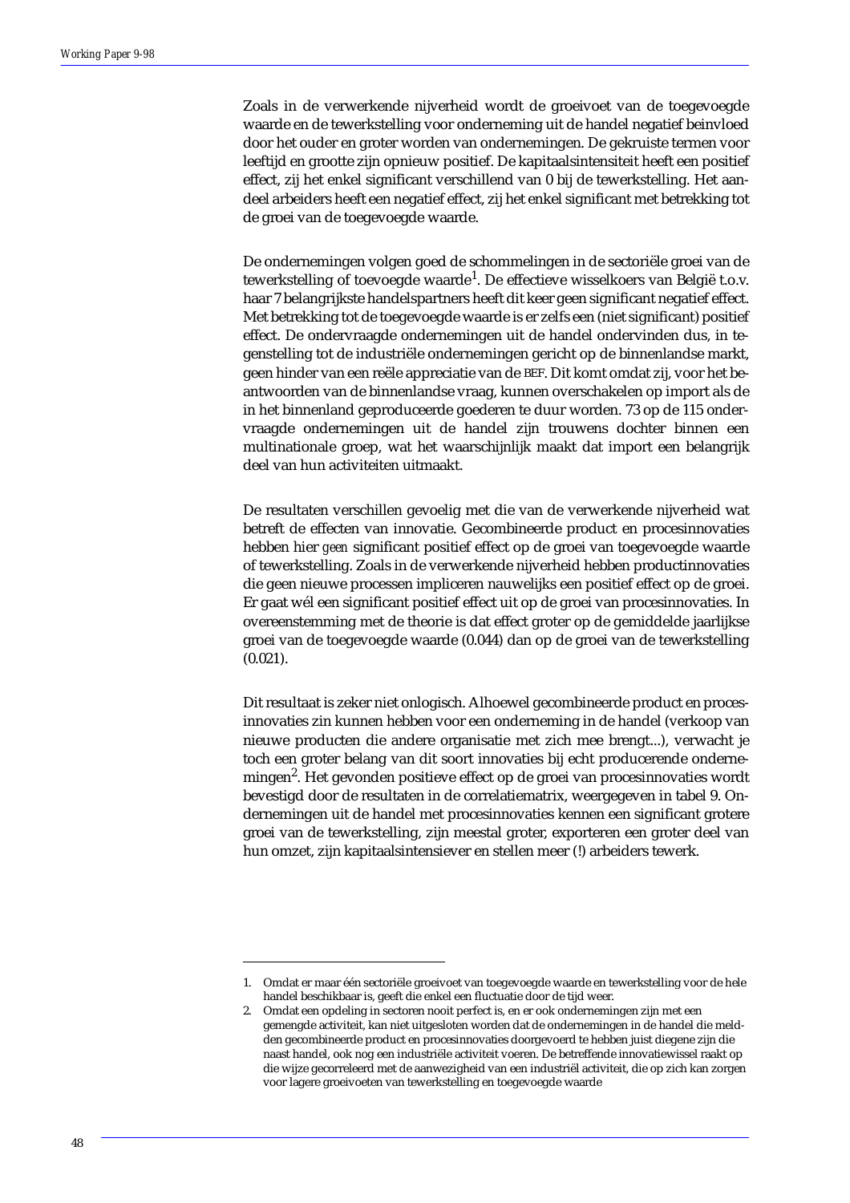Zoals in de verwerkende nijverheid wordt de groeivoet van de toegevoegde waarde en de tewerkstelling voor onderneming uit de handel negatief beinvloed door het ouder en groter worden van ondernemingen. De gekruiste termen voor leeftijd en grootte zijn opnieuw positief. De kapitaalsintensiteit heeft een positief effect, zij het enkel significant verschillend van 0 bij de tewerkstelling. Het aandeel arbeiders heeft een negatief effect, zij het enkel significant met betrekking tot de groei van de toegevoegde waarde.

De ondernemingen volgen goed de schommelingen in de sectoriële groei van de tewerkstelling of toevoegde waarde[1]. De effectieve wisselkoers van België t.o.v. haar 7 belangrijkste handelspartners heeft dit keer geen significant negatief effect. Met betrekking tot de toegevoegde waarde is er zelfs een (niet significant) positief effect. De ondervraagde ondernemingen uit de handel ondervinden dus, in tegenstelling tot de industriële ondernemingen gericht op de binnenlandse markt, geen hinder van een reële appreciatie van de BEF. Dit komt omdat zij, voor het beantwoorden van de binnenlandse vraag, kunnen overschakelen op import als de in het binnenland geproduceerde goederen te duur worden. 73 op de 115 ondervraagde ondernemingen uit de handel zijn trouwens dochter binnen een multinationale groep, wat het waarschijnlijk maakt dat import een belangrijk deel van hun activiteiten uitmaakt.

De resultaten verschillen gevoelig met die van de verwerkende nijverheid wat betreft de effecten van innovatie. Gecombineerde product en procesinnovaties hebben hier *geen* significant positief effect op de groei van toegevoegde waarde of tewerkstelling. Zoals in de verwerkende nijverheid hebben productinnovaties die geen nieuwe processen impliceren nauwelijks een positief effect op de groei. Er gaat wél een significant positief effect uit op de groei van procesinnovaties. In overeenstemming met de theorie is dat effect groter op de gemiddelde jaarlijkse groei van de toegevoegde waarde (0.044) dan op de groei van de tewerkstelling (0.021).

Dit resultaat is zeker niet onlogisch. Alhoewel gecombineerde product en procesinnovaties zin kunnen hebben voor een onderneming in de handel (verkoop van nieuwe producten die andere organisatie met zich mee brengt...), verwacht je toch een groter belang van dit soort innovaties bij echt producerende ondernemingen[2]. Het gevonden positieve effect op de groei van procesinnovaties wordt bevestigd door de resultaten in de correlatiematrix, weergegeven in tabel 9. Ondernemingen uit de handel met procesinnovaties kennen een significant grotere groei van de tewerkstelling, zijn meestal groter, exporteren een groter deel van hun omzet, zijn kapitaalsintensiever en stellen meer (!) arbeiders tewerk.

---

1. Omdat er maar één sectoriële groeivoet van toegevoegde waarde en tewerkstelling voor de hele handel beschikbaar is, geeft die enkel een fluctuatie door de tijd weer.
2. Omdat een opdeling in sectoren nooit perfect is, en er ook ondernemingen zijn met een gemengde activiteit, kan niet uitgesloten worden dat de ondernemingen in de handel die meldden gecombineerde product en procesinnovaties doorgevoerd te hebben juist diegene zijn die naast handel, ook nog een industriële activiteit voeren. De betreffende innovatiewissel raakt op die wijze gecorreleerd met de aanwezigheid van een industriël activiteit, die op zich kan zorgen voor lagere groeivoeten van tewerkstelling en toegevoegde waarde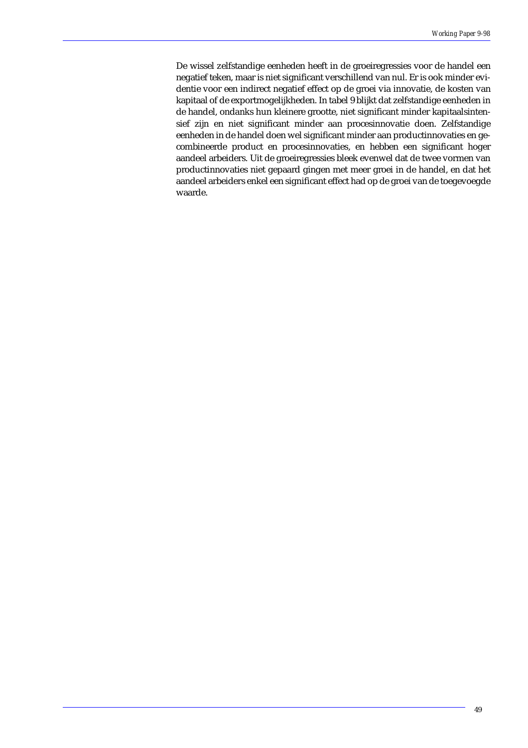De wissel zelfstandige eenheden heeft in de groeiregressies voor de handel een negatief teken, maar is niet significant verschillend van nul. Er is ook minder evidentie voor een indirect negatief effect op de groei via innovatie, de kosten van kapitaal of de exportmogelijkheden. In tabel 9 blijkt dat zelfstandige eenheden in de handel, ondanks hun kleinere grootte, niet significant minder kapitaalsintensief zijn en niet significant minder aan procesinnovatie doen. Zelfstandige eenheden in de handel doen wel significant minder aan productinnovaties en gecombineerde product en procesinnovaties, en hebben een significant hoger aandeel arbeiders. Uit de groeiregressies bleek evenwel dat de twee vormen van productinnovaties niet gepaard gingen met meer groei in de handel, en dat het aandeel arbeiders enkel een significant effect had op de groei van de toegevoegde waarde.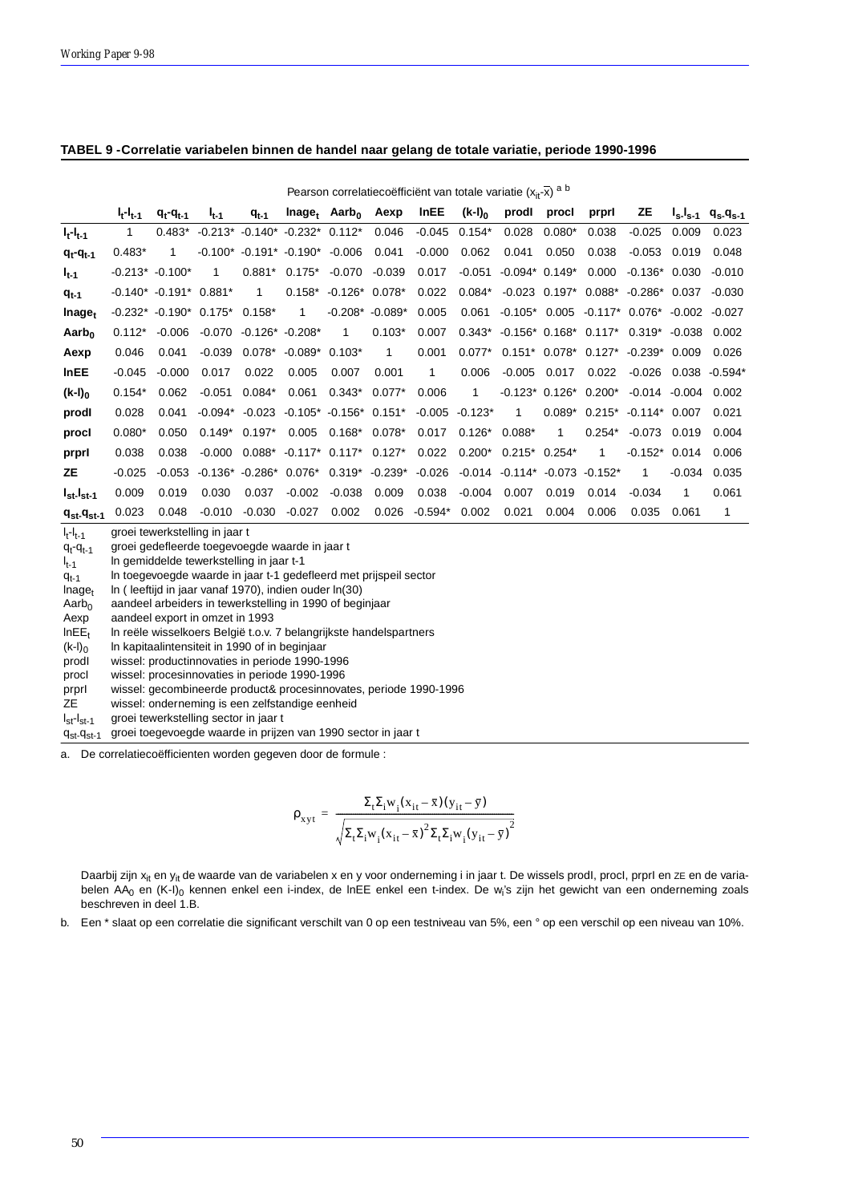**TABEL 9 -Correlatie variabelen binnen de handel naar gelang de totale variatie, periode 1990-1996**

| | Pearson correlatiecoëfficiënt van totale variatie ($x_{it}$-$\bar{x}$) [a b] | | | | | | | | | | | | | | |
|---|---|---|---|---|---|---|---|---|---|---|---|---|---|---|---|
| | $l_t$-$l_{t-1}$ | $q_t$-$q_{t-1}$ | $l_{t-1}$ | $q_{t-1}$ | $lnage_t$ | $Aarb_0$ | Aexp | lnEE | $(k\text{-}l)_0$ | prodI | procI | prprI | ZE | $l_s$-$l_{s-1}$ | $q_s$-$q_{s-1}$ |
| $l_t$-$l_{t-1}$ | 1 | 0.483* | -0.213* | -0.140* | -0.232* | 0.112* | 0.046 | -0.045 | 0.154* | 0.028 | 0.080* | 0.038 | -0.025 | 0.009 | 0.023 |
| $q_t$-$q_{t-1}$ | 0.483* | 1 | -0.100* | -0.191* | -0.190* | -0.006 | 0.041 | -0.000 | 0.062 | 0.041 | 0.050 | 0.038 | -0.053 | 0.019 | 0.048 |
| $l_{t-1}$ | -0.213* | -0.100* | 1 | 0.881* | 0.175* | -0.070 | -0.039 | 0.017 | -0.051 | -0.094* | 0.149* | 0.000 | -0.136* | 0.030 | -0.010 |
| $q_{t-1}$ | -0.140* | -0.191* | 0.881* | 1 | 0.158* | -0.126* | 0.078* | 0.022 | 0.084* | -0.023 | 0.197* | 0.088* | -0.286* | 0.037 | -0.030 |
| $lnage_t$ | -0.232* | -0.190* | 0.175* | 0.158* | 1 | -0.208* | -0.089* | 0.005 | 0.061 | -0.105* | 0.005 | -0.117* | 0.076* | -0.002 | -0.027 |
| $Aarb_0$ | 0.112* | -0.006 | -0.070 | -0.126* | -0.208* | 1 | 0.103* | 0.007 | 0.343* | -0.156* | 0.168* | 0.117* | 0.319* | -0.038 | 0.002 |
| Aexp | 0.046 | 0.041 | -0.039 | 0.078* | -0.089* | 0.103* | 1 | 0.001 | 0.077* | 0.151* | 0.078* | 0.127* | -0.239* | 0.009 | 0.026 |
| lnEE | -0.045 | -0.000 | 0.017 | 0.022 | 0.005 | 0.007 | 0.001 | 1 | 0.006 | -0.005 | 0.017 | 0.022 | -0.026 | 0.038 | -0.594* |
| $(k\text{-}l)_0$ | 0.154* | 0.062 | -0.051 | 0.084* | 0.061 | 0.343* | 0.077* | 0.006 | 1 | -0.123* | 0.126* | 0.200* | -0.014 | -0.004 | 0.002 |
| prodI | 0.028 | 0.041 | -0.094* | -0.023 | -0.105* | -0.156* | 0.151* | -0.005 | -0.123* | 1 | 0.089* | 0.215* | -0.114* | 0.007 | 0.021 |
| procI | 0.080* | 0.050 | 0.149* | 0.197* | 0.005 | 0.168* | 0.078* | 0.017 | 0.126* | 0.088* | 1 | 0.254* | -0.073 | 0.019 | 0.004 |
| prprI | 0.038 | 0.038 | -0.000 | 0.088* | -0.117* | 0.117* | 0.127* | 0.022 | 0.200* | 0.215* | 0.254* | 1 | -0.152* | 0.014 | 0.006 |
| ZE | -0.025 | -0.053 | -0.136* | -0.286* | 0.076* | 0.319* | -0.239* | -0.026 | -0.014 | -0.114* | -0.073 | -0.152* | 1 | -0.034 | 0.035 |
| $l_{st}$-$l_{st-1}$ | 0.009 | 0.019 | 0.030 | 0.037 | -0.002 | -0.038 | 0.009 | 0.038 | -0.004 | 0.007 | 0.019 | 0.014 | -0.034 | 1 | 0.061 |
| $q_{st}$-$q_{st-1}$ | 0.023 | 0.048 | -0.010 | -0.030 | -0.027 | 0.002 | 0.026 | -0.594* | 0.002 | 0.021 | 0.004 | 0.006 | 0.035 | 0.061 | 1 |

$l_t$-$l_{t-1}$ groei tewerkstelling in jaar t
$q_t$-$q_{t-1}$ groei gedefleerde toegevoegde waarde in jaar t
$l_{t-1}$ ln gemiddelde tewerkstelling in jaar t-1
$q_{t-1}$ ln toegevoegde waarde in jaar t-1 gedefleerd met prijspeil sector
$lnage_t$ ln ( leeftijd in jaar vanaf 1970), indien ouder ln(30)
$Aarb_0$ aandeel arbeiders in tewerkstelling in 1990 of beginjaar
Aexp aandeel export in omzet in 1993
$lnEE_t$ ln reële wisselkoers België t.o.v. 7 belangrijkste handelspartners
$(k\text{-}l)_0$ ln kapitaalintensiteit in 1990 of in beginjaar
prodI wissel: productinnovaties in periode 1990-1996
procI wissel: procesinnovaties in periode 1990-1996
prprI wissel: gecombineerde product& procesinnovates, periode 1990-1996
ZE wissel: onderneming is een zelfstandige eenheid
$l_{st}$-$l_{st-1}$ groei tewerkstelling sector in jaar t
$q_{st}$-$q_{st-1}$ groei toegevoegde waarde in prijzen van 1990 sector in jaar t

a. De correlatiecoëfficienten worden gegeven door de formule :

$$\rho_{xyt} = \frac{\Sigma_t \Sigma_i w_i (x_{it} - \bar{x})(y_{it} - \bar{y})}{\sqrt{\Sigma_t \Sigma_i w_i (x_{it} - \bar{x})^2 \Sigma_t \Sigma_i w_i (y_{it} - \bar{y})^2}}$$

Daarbij zijn $x_{it}$ en $y_{it}$ de waarde van de variabelen x en y voor onderneming i in jaar t. De wissels prodI, procI, prprI en ZE en de variabelen $AA_0$ en $(K\text{-}l)_0$ kennen enkel een i-index, de lnEE enkel een t-index. De $w_i$'s zijn het gewicht van een onderneming zoals beschreven in deel 1.B.

b. Een * slaat op een correlatie die significant verschilt van 0 op een testniveau van 5%, een ° op een verschil op een niveau van 10%.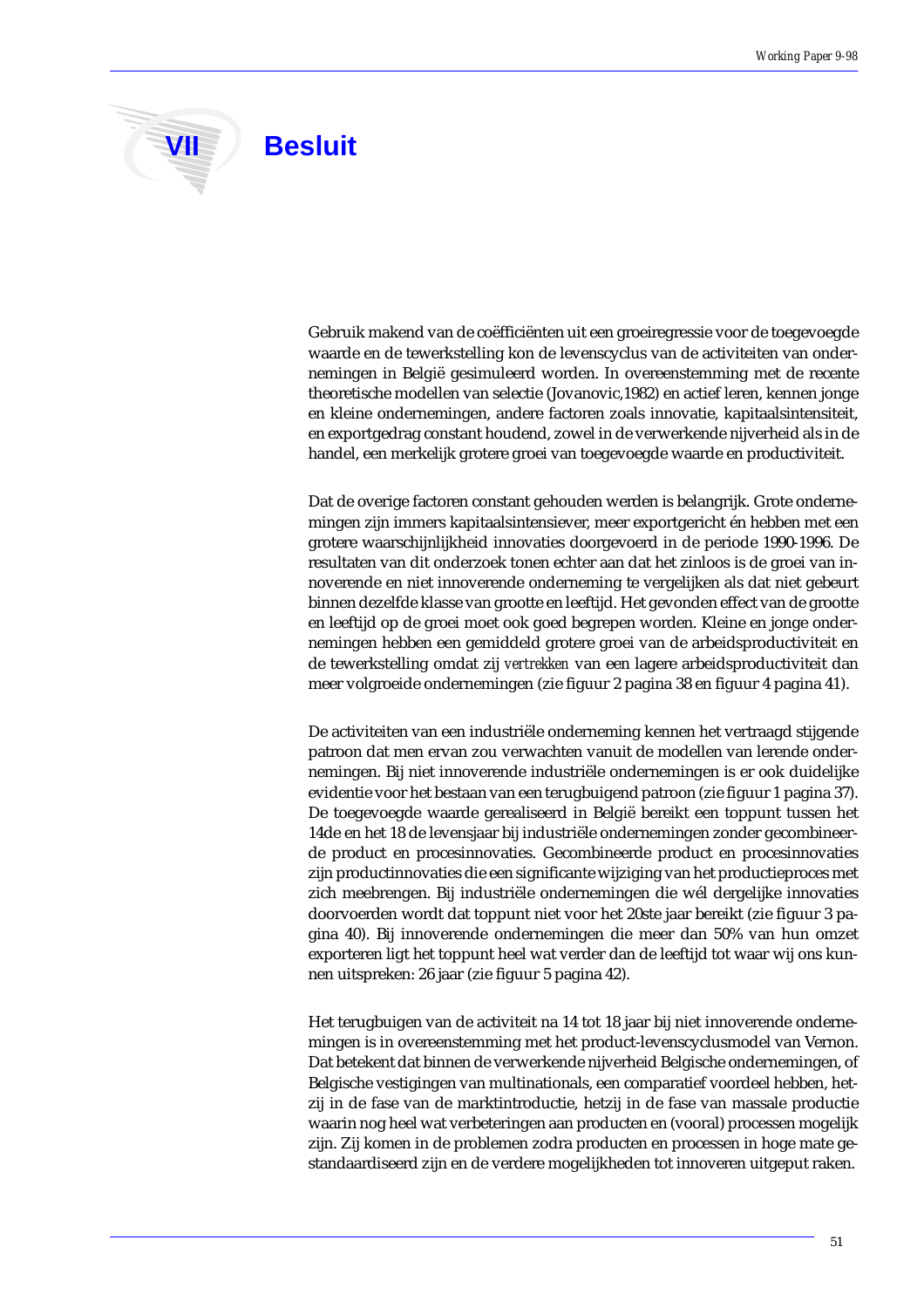# VII Besluit

Gebruik makend van de coëfficiënten uit een groeiregressie voor de toegevoegde waarde en de tewerkstelling kon de levenscyclus van de activiteiten van ondernemingen in België gesimuleerd worden. In overeenstemming met de recente theoretische modellen van selectie (Jovanovic,1982) en actief leren, kennen jonge en kleine ondernemingen, andere factoren zoals innovatie, kapitaalsintensiteit, en exportgedrag constant houdend, zowel in de verwerkende nijverheid als in de handel, een merkelijk grotere groei van toegevoegde waarde en productiviteit.

Dat de overige factoren constant gehouden werden is belangrijk. Grote ondernemingen zijn immers kapitaalsintensiever, meer exportgericht én hebben met een grotere waarschijnlijkheid innovaties doorgevoerd in de periode 1990-1996. De resultaten van dit onderzoek tonen echter aan dat het zinloos is de groei van innoverende en niet innoverende onderneming te vergelijken als dat niet gebeurt binnen dezelfde klasse van grootte en leeftijd. Het gevonden effect van de grootte en leeftijd op de groei moet ook goed begrepen worden. Kleine en jonge ondernemingen hebben een gemiddeld grotere groei van de arbeidsproductiviteit en de tewerkstelling omdat zij *vertrekken* van een lagere arbeidsproductiviteit dan meer volgroeide ondernemingen (zie figuur 2 pagina 38 en figuur 4 pagina 41).

De activiteiten van een industriële onderneming kennen het vertraagd stijgende patroon dat men ervan zou verwachten vanuit de modellen van lerende ondernemingen. Bij niet innoverende industriële ondernemingen is er ook duidelijke evidentie voor het bestaan van een terugbuigend patroon (zie figuur 1 pagina 37). De toegevoegde waarde gerealiseerd in België bereikt een toppunt tussen het 14de en het 18 de levensjaar bij industriële ondernemingen zonder gecombineerde product en procesinnovaties. Gecombineerde product en procesinnovaties zijn productinnovaties die een significante wijziging van het productieproces met zich meebrengen. Bij industriële ondernemingen die wél dergelijke innovaties doorvoerden wordt dat toppunt niet voor het 20ste jaar bereikt (zie figuur 3 pagina 40). Bij innoverende ondernemingen die meer dan 50% van hun omzet exporteren ligt het toppunt heel wat verder dan de leeftijd tot waar wij ons kunnen uitspreken: 26 jaar (zie figuur 5 pagina 42).

Het terugbuigen van de activiteit na 14 tot 18 jaar bij niet innoverende ondernemingen is in overeenstemming met het product-levenscyclusmodel van Vernon. Dat betekent dat binnen de verwerkende nijverheid Belgische ondernemingen, of Belgische vestigingen van multinationals, een comparatief voordeel hebben, hetzij in de fase van de marktintroductie, hetzij in de fase van massale productie waarin nog heel wat verbeteringen aan producten en (vooral) processen mogelijk zijn. Zij komen in de problemen zodra producten en processen in hoge mate gestandaardiseerd zijn en de verdere mogelijkheden tot innoveren uitgeput raken.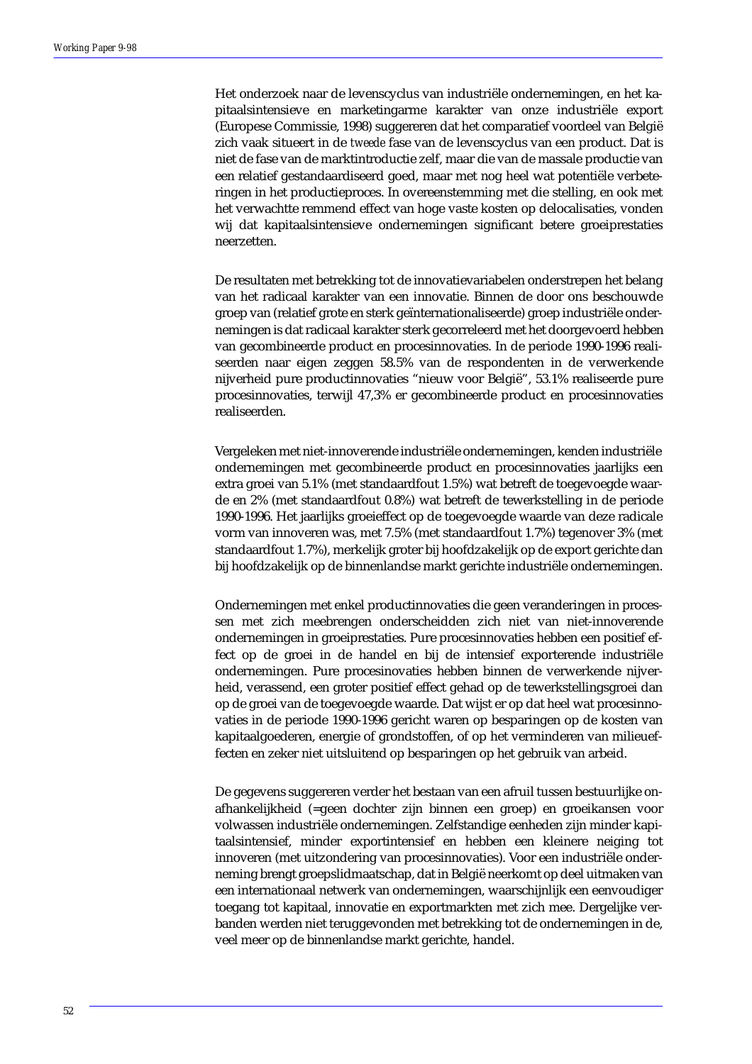Het onderzoek naar de levenscyclus van industriële ondernemingen, en het kapitaalsintensieve en marketingarme karakter van onze industriële export (Europese Commissie, 1998) suggereren dat het comparatief voordeel van België zich vaak situeert in de *tweede* fase van de levenscyclus van een product. Dat is niet de fase van de marktintroductie zelf, maar die van de massale productie van een relatief gestandaardiseerd goed, maar met nog heel wat potentiële verbeteringen in het productieproces. In overeenstemming met die stelling, en ook met het verwachtte remmend effect van hoge vaste kosten op delocalisaties, vonden wij dat kapitaalsintensieve ondernemingen significant betere groeiprestaties neerzetten.

De resultaten met betrekking tot de innovatievariabelen onderstrepen het belang van het radicaal karakter van een innovatie. Binnen de door ons beschouwde groep van (relatief grote en sterk geïnternationaliseerde) groep industriële ondernemingen is dat radicaal karakter sterk gecorreleerd met het doorgevoerd hebben van gecombineerde product en procesinnovaties. In de periode 1990-1996 realiseerden naar eigen zeggen 58.5% van de respondenten in de verwerkende nijverheid pure productinnovaties “nieuw voor België”, 53.1% realiseerde pure procesinnovaties, terwijl 47,3% er gecombineerde product en procesinnovaties realiseerden.

Vergeleken met niet-innoverende industriële ondernemingen, kenden industriële ondernemingen met gecombineerde product en procesinnovaties jaarlijks een extra groei van 5.1% (met standaardfout 1.5%) wat betreft de toegevoegde waarde en 2% (met standaardfout 0.8%) wat betreft de tewerkstelling in de periode 1990-1996. Het jaarlijks groeieffect op de toegevoegde waarde van deze radicale vorm van innoveren was, met 7.5% (met standaardfout 1.7%) tegenover 3% (met standaardfout 1.7%), merkelijk groter bij hoofdzakelijk op de export gerichte dan bij hoofdzakelijk op de binnenlandse markt gerichte industriële ondernemingen.

Ondernemingen met enkel productinnovaties die geen veranderingen in processen met zich meebrengen onderscheidden zich niet van niet-innoverende ondernemingen in groeiprestaties. Pure procesinnovaties hebben een positief effect op de groei in de handel en bij de intensief exporterende industriële ondernemingen. Pure procesinovaties hebben binnen de verwerkende nijverheid, verassend, een groter positief effect gehad op de tewerkstellingsgroei dan op de groei van de toegevoegde waarde. Dat wijst er op dat heel wat procesinnovaties in de periode 1990-1996 gericht waren op besparingen op de kosten van kapitaalgoederen, energie of grondstoffen, of op het verminderen van milieueffecten en zeker niet uitsluitend op besparingen op het gebruik van arbeid.

De gegevens suggereren verder het bestaan van een afruil tussen bestuurlijke onafhankelijkheid (=geen dochter zijn binnen een groep) en groeikansen voor volwassen industriële ondernemingen. Zelfstandige eenheden zijn minder kapitaalsintensief, minder exportintensief en hebben een kleinere neiging tot innoveren (met uitzondering van procesinnovaties). Voor een industriële onderneming brengt groepslidmaatschap, dat in België neerkomt op deel uitmaken van een internationaal netwerk van ondernemingen, waarschijnlijk een eenvoudiger toegang tot kapitaal, innovatie en exportmarkten met zich mee. Dergelijke verbanden werden niet teruggevonden met betrekking tot de ondernemingen in de, veel meer op de binnenlandse markt gerichte, handel.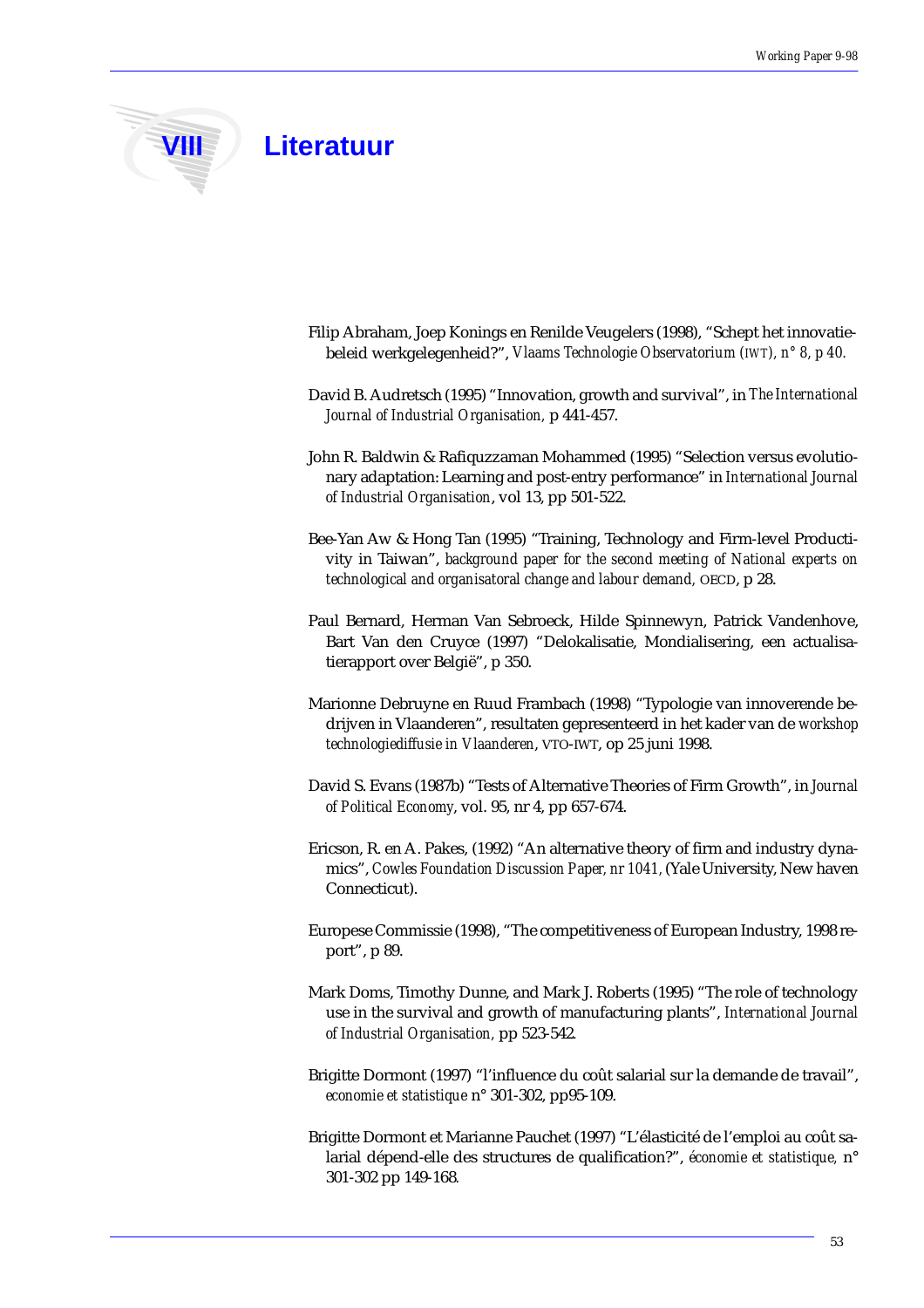# VIII Literatuur

Filip Abraham, Joep Konings en Renilde Veugelers (1998), "Schept het innovatiebeleid werkgelegenheid?", *Vlaams Technologie Observatorium (IWT), n° 8, p 40.*

David B. Audretsch (1995) "Innovation, growth and survival", in *The International Journal of Industrial Organisation,* p 441-457.

John R. Baldwin & Rafiquzzaman Mohammed (1995) "Selection versus evolutionary adaptation: Learning and post-entry performance" in *International Journal of Industrial Organisation*, vol 13, pp 501-522.

Bee-Yan Aw & Hong Tan (1995) "Training, Technology and Firm-level Productivity in Taiwan", *background paper for the second meeting of National experts on technological and organisatoral change and labour demand,* OECD, p 28.

Paul Bernard, Herman Van Sebroeck, Hilde Spinnewyn, Patrick Vandenhove, Bart Van den Cruyce (1997) "Delokalisatie, Mondialisering, een actualisatierapport over België", p 350.

Marionne Debruyne en Ruud Frambach (1998) "Typologie van innoverende bedrijven in Vlaanderen", resultaten gepresenteerd in het kader van de *workshop technologiediffusie in Vlaanderen*, VTO-IWT, op 25 juni 1998.

David S. Evans (1987b) "Tests of Alternative Theories of Firm Growth", in *Journal of Political Economy*, vol. 95, nr 4, pp 657-674.

Ericson, R. en A. Pakes, (1992) "An alternative theory of firm and industry dynamics", *Cowles Foundation Discussion Paper, nr 1041,* (Yale University, New haven Connecticut).

Europese Commissie (1998), "The competitiveness of European Industry, 1998 report", p 89.

Mark Doms, Timothy Dunne, and Mark J. Roberts (1995) "The role of technology use in the survival and growth of manufacturing plants", *International Journal of Industrial Organisation,* pp 523-542.

Brigitte Dormont (1997) "l'influence du coût salarial sur la demande de travail", *economie et statistique* n° 301-302, pp95-109.

Brigitte Dormont et Marianne Pauchet (1997) "L'élasticité de l'emploi au coût salarial dépend-elle des structures de qualification?", *économie et statistique,* n° 301-302 pp 149-168.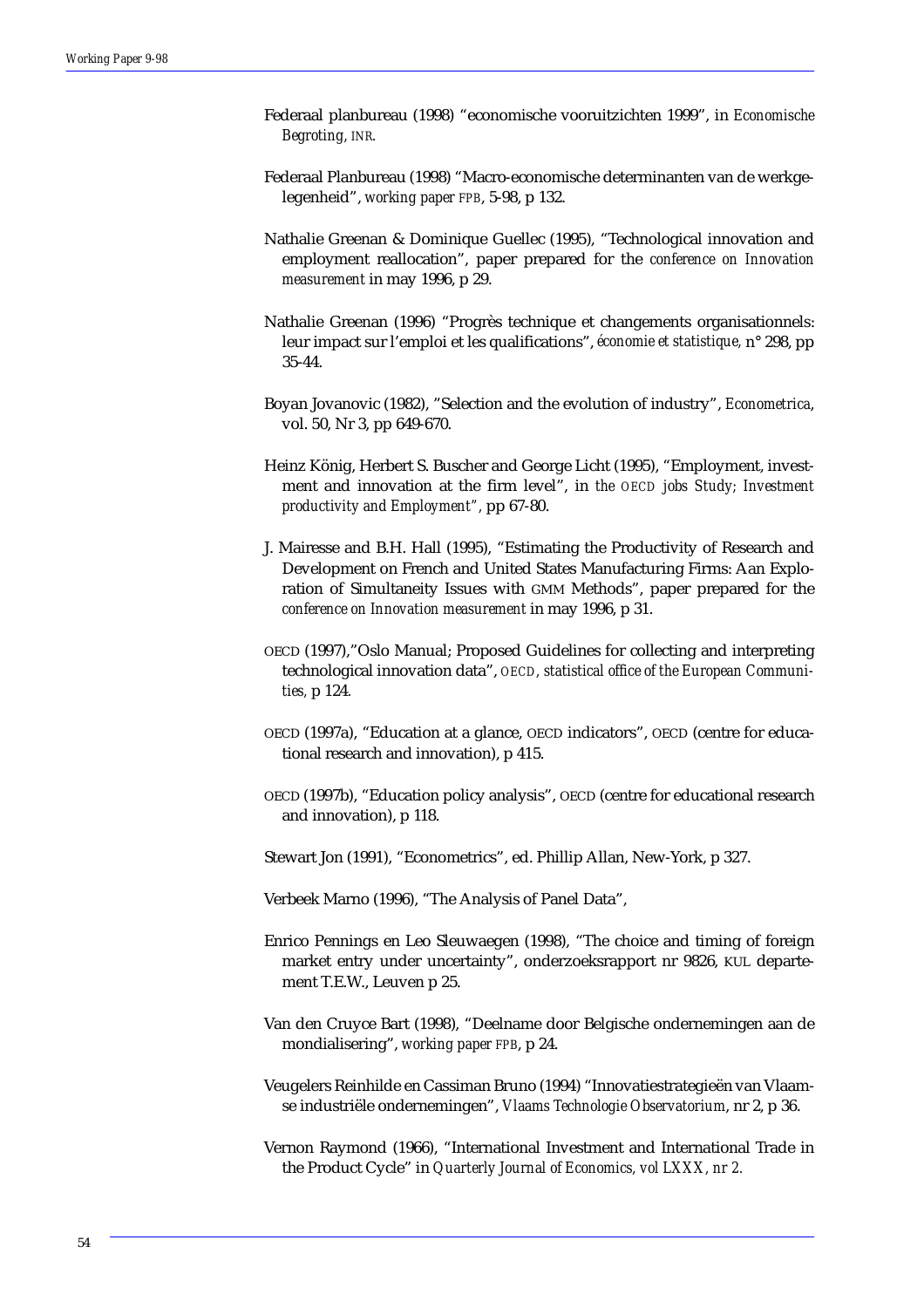Federaal planbureau (1998) "economische vooruitzichten 1999", in *Economische Begroting*, *INR*.

Federaal Planbureau (1998) "Macro-economische determinanten van de werkgelegenheid", *working paper FPB*, 5-98, p 132.

Nathalie Greenan & Dominique Guellec (1995), "Technological innovation and employment reallocation", paper prepared for the *conference on Innovation measurement* in may 1996, p 29.

Nathalie Greenan (1996) "Progrès technique et changements organisationnels: leur impact sur l'emploi et les qualifications", *économie et statistique*, n° 298, pp 35-44.

Boyan Jovanovic (1982), "Selection and the evolution of industry", *Econometrica*, vol. 50, Nr 3, pp 649-670.

Heinz König, Herbert S. Buscher and George Licht (1995), "Employment, investment and innovation at the firm level", in *the OECD jobs Study; Investment productivity and Employment"*, pp 67-80.

J. Mairesse and B.H. Hall (1995), "Estimating the Productivity of Research and Development on French and United States Manufacturing Firms: Aan Exploration of Simultaneity Issues with GMM Methods", paper prepared for the *conference on Innovation measurement* in may 1996, p 31.

OECD (1997),"Oslo Manual; Proposed Guidelines for collecting and interpreting technological innovation data", *OECD, statistical office of the European Communities*, p 124.

OECD (1997a), "Education at a glance, OECD indicators", OECD (centre for educational research and innovation), p 415.

OECD (1997b), "Education policy analysis", OECD (centre for educational research and innovation), p 118.

Stewart Jon (1991), "Econometrics", ed. Phillip Allan, New-York, p 327.

Verbeek Marno (1996), "The Analysis of Panel Data",

Enrico Pennings en Leo Sleuwaegen (1998), "The choice and timing of foreign market entry under uncertainty", onderzoeksrapport nr 9826, KUL departement T.E.W., Leuven p 25.

Van den Cruyce Bart (1998), "Deelname door Belgische ondernemingen aan de mondialisering", *working paper FPB*, p 24.

Veugelers Reinhilde en Cassiman Bruno (1994) "Innovatiestrategieën van Vlaamse industriële ondernemingen", *Vlaams Technologie Observatorium*, nr 2, p 36.

Vernon Raymond (1966), "International Investment and International Trade in the Product Cycle" in *Quarterly Journal of Economics, vol LXXX, nr 2.*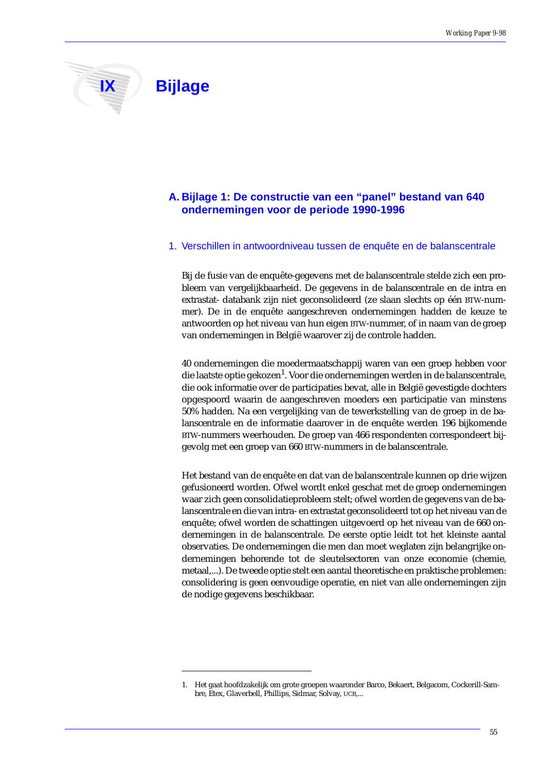# IX Bijlage

## A. Bijlage 1: De constructie van een "panel" bestand van 640 ondernemingen voor de periode 1990-1996

### 1. Verschillen in antwoordniveau tussen de enquête en de balanscentrale

Bij de fusie van de enquête-gegevens met de balanscentrale stelde zich een probleem van vergelijkbaarheid. De gegevens in de balanscentrale en de intra en extrastat- databank zijn niet geconsolideerd (ze slaan slechts op één BTW-nummer). De in de enquête aangeschreven ondernemingen hadden de keuze te antwoorden op het niveau van hun eigen BTW-nummer, of in naam van de groep van ondernemingen in België waarover zij de controle hadden.

40 ondernemingen die moedermaatschappij waren van een groep hebben voor die laatste optie gekozen[1]. Voor die ondernemingen werden in de balanscentrale, die ook informatie over de participaties bevat, alle in België gevestigde dochters opgespoord waarin de aangeschreven moeders een participatie van minstens 50% hadden. Na een vergelijking van de tewerkstelling van de groep in de balanscentrale en de informatie daarover in de enquête werden 196 bijkomende BTW-nummers weerhouden. De groep van 466 respondenten correspondeert bijgevolg met een groep van 660 BTW-nummers in de balanscentrale.

Het bestand van de enquête en dat van de balanscentrale kunnen op drie wijzen gefusioneerd worden. Ofwel wordt enkel geschat met de groep ondernemingen waar zich geen consolidatieprobleem stelt; ofwel worden de gegevens van de balanscentrale en die van intra- en extrastat geconsolideerd tot op het niveau van de enquête; ofwel worden de schattingen uitgevoerd op het niveau van de 660 ondernemingen in de balanscentrale. De eerste optie leidt tot het kleinste aantal observaties. De ondernemingen die men dan moet weglaten zijn belangrijke ondernemingen behorende tot de sleutelsectoren van onze economie (chemie, metaal,...). De tweede optie stelt een aantal theoretische en praktische problemen: consolidering is geen eenvoudige operatie, en niet van alle ondernemingen zijn de nodige gegevens beschikbaar.

---

1. Het gaat hoofdzakelijk om grote groepen waaronder Barco, Bekaert, Belgacom, Cockerill-Sambre, Etex, Glaverbell, Phillips, Sidmar, Solvay, UCB,...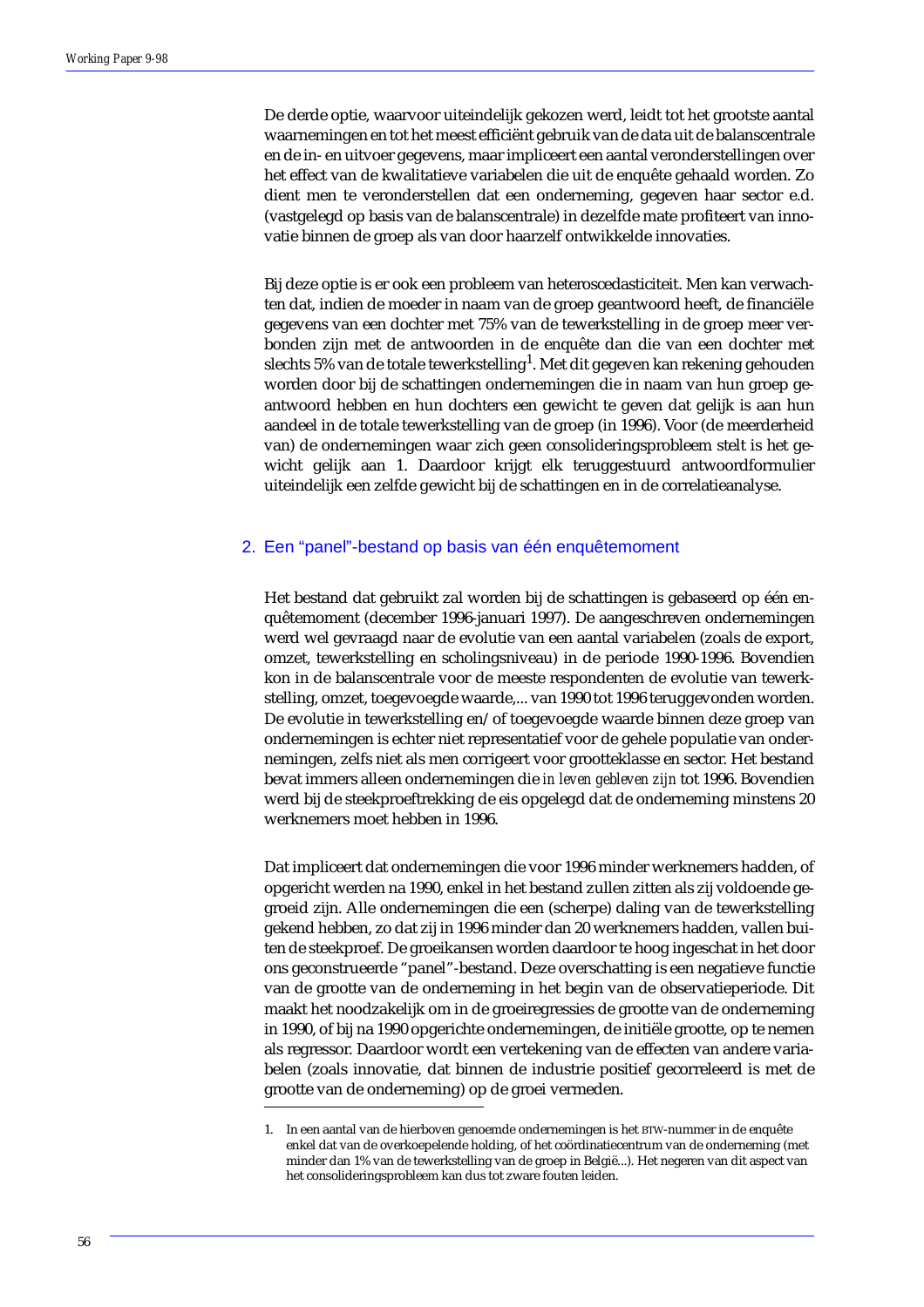De derde optie, waarvoor uiteindelijk gekozen werd, leidt tot het grootste aantal waarnemingen en tot het meest efficiënt gebruik van de data uit de balanscentrale en de in- en uitvoer gegevens, maar impliceert een aantal veronderstellingen over het effect van de kwalitatieve variabelen die uit de enquête gehaald worden. Zo dient men te veronderstellen dat een onderneming, gegeven haar sector e.d. (vastgelegd op basis van de balanscentrale) in dezelfde mate profiteert van innovatie binnen de groep als van door haarzelf ontwikkelde innovaties.

Bij deze optie is er ook een probleem van heteroscedasticiteit. Men kan verwachten dat, indien de moeder in naam van de groep geantwoord heeft, de financiële gegevens van een dochter met 75% van de tewerkstelling in de groep meer verbonden zijn met de antwoorden in de enquête dan die van een dochter met slechts 5% van de totale tewerkstelling[1]. Met dit gegeven kan rekening gehouden worden door bij de schattingen ondernemingen die in naam van hun groep geantwoord hebben en hun dochters een gewicht te geven dat gelijk is aan hun aandeel in de totale tewerkstelling van de groep (in 1996). Voor (de meerderheid van) de ondernemingen waar zich geen consolideringsprobleem stelt is het gewicht gelijk aan 1. Daardoor krijgt elk teruggestuurd antwoordformulier uiteindelijk een zelfde gewicht bij de schattingen en in de correlatieanalyse.

## 2. Een “panel”-bestand op basis van één enquêtemoment

Het bestand dat gebruikt zal worden bij de schattingen is gebaseerd op één enquêtemoment (december 1996-januari 1997). De aangeschreven ondernemingen werd wel gevraagd naar de evolutie van een aantal variabelen (zoals de export, omzet, tewerkstelling en scholingsniveau) in de periode 1990-1996. Bovendien kon in de balanscentrale voor de meeste respondenten de evolutie van tewerkstelling, omzet, toegevoegde waarde,... van 1990 tot 1996 teruggevonden worden. De evolutie in tewerkstelling en/of toegevoegde waarde binnen deze groep van ondernemingen is echter niet representatief voor de gehele populatie van ondernemingen, zelfs niet als men corrigeert voor grootteklasse en sector. Het bestand bevat immers alleen ondernemingen die *in leven gebleven zijn* tot 1996. Bovendien werd bij de steekproeftrekking de eis opgelegd dat de onderneming minstens 20 werknemers moet hebben in 1996.

Dat impliceert dat ondernemingen die voor 1996 minder werknemers hadden, of opgericht werden na 1990, enkel in het bestand zullen zitten als zij voldoende gegroeid zijn. Alle ondernemingen die een (scherpe) daling van de tewerkstelling gekend hebben, zo dat zij in 1996 minder dan 20 werknemers hadden, vallen buiten de steekproef. De groeikansen worden daardoor te hoog ingeschat in het door ons geconstrueerde “panel”-bestand. Deze overschatting is een negatieve functie van de grootte van de onderneming in het begin van de observatieperiode. Dit maakt het noodzakelijk om in de groeiregressies de grootte van de onderneming in 1990, of bij na 1990 opgerichte ondernemingen, de initiële grootte, op te nemen als regressor. Daardoor wordt een vertekening van de effecten van andere variabelen (zoals innovatie, dat binnen de industrie positief gecorreleerd is met de grootte van de onderneming) op de groei vermeden.

1. In een aantal van de hierboven genoemde ondernemingen is het BTW-nummer in de enquête enkel dat van de overkoepelende holding, of het coördinatiecentrum van de onderneming (met minder dan 1% van de tewerkstelling van de groep in België...). Het negeren van dit aspect van het consolideringsprobleem kan dus tot zware fouten leiden.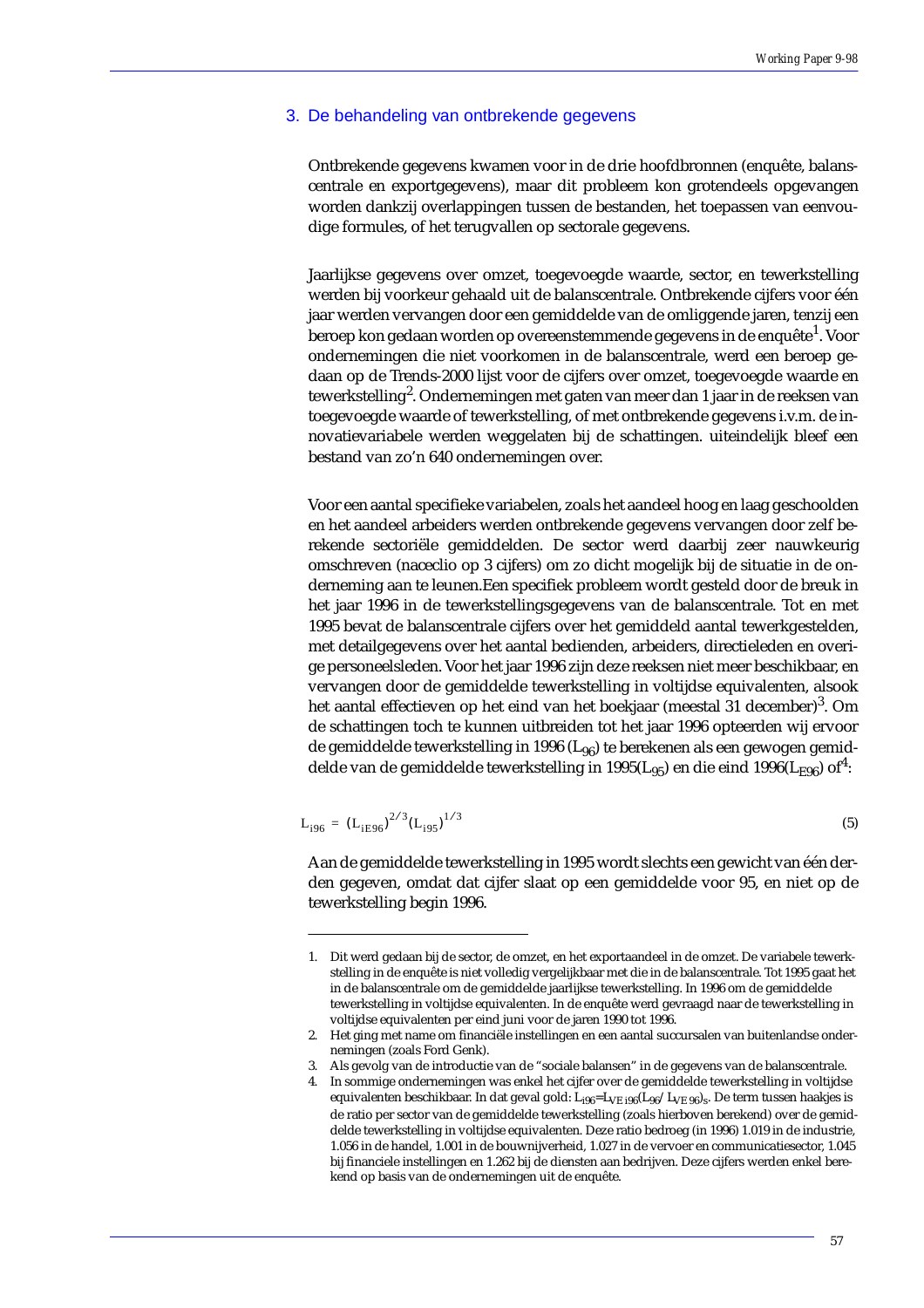## 3. De behandeling van ontbrekende gegevens

Ontbrekende gegevens kwamen voor in de drie hoofdbronnen (enquête, balanscentrale en exportgegevens), maar dit probleem kon grotendeels opgevangen worden dankzij overlappingen tussen de bestanden, het toepassen van eenvoudige formules, of het terugvallen op sectorale gegevens.

Jaarlijkse gegevens over omzet, toegevoegde waarde, sector, en tewerkstelling werden bij voorkeur gehaald uit de balanscentrale. Ontbrekende cijfers voor één jaar werden vervangen door een gemiddelde van de omliggende jaren, tenzij een beroep kon gedaan worden op overeenstemmende gegevens in de enquête[1]. Voor ondernemingen die niet voorkomen in de balanscentrale, werd een beroep gedaan op de Trends-2000 lijst voor de cijfers over omzet, toegevoegde waarde en tewerkstelling[2]. Ondernemingen met gaten van meer dan 1 jaar in de reeksen van toegevoegde waarde of tewerkstelling, of met ontbrekende gegevens i.v.m. de innovatievariabele werden weggelaten bij de schattingen. uiteindelijk bleef een bestand van zo'n 640 ondernemingen over.

Voor een aantal specifieke variabelen, zoals het aandeel hoog en laag geschoolden en het aandeel arbeiders werden ontbrekende gegevens vervangen door zelf berekende sectoriële gemiddelden. De sector werd daarbij zeer nauwkeurig omschreven (naceclio op 3 cijfers) om zo dicht mogelijk bij de situatie in de onderneming aan te leunen.Een specifiek probleem wordt gesteld door de breuk in het jaar 1996 in de tewerkstellingsgegevens van de balanscentrale. Tot en met 1995 bevat de balanscentrale cijfers over het gemiddeld aantal tewerkgestelden, met detailgegevens over het aantal bedienden, arbeiders, directieleden en overige personeelsleden. Voor het jaar 1996 zijn deze reeksen niet meer beschikbaar, en vervangen door de gemiddelde tewerkstelling in voltijdse equivalenten, alsook het aantal effectieven op het eind van het boekjaar (meestal 31 december)[3]. Om de schattingen toch te kunnen uitbreiden tot het jaar 1996 opteerden wij ervoor de gemiddelde tewerkstelling in 1996 ($L_{96}$) te berekenen als een gewogen gemiddelde van de gemiddelde tewerkstelling in 1995($L_{95}$) en die eind 1996($L_{E96}$) of[4]:

$$L_{i96} = (L_{iE96})^{2/3}(L_{i95})^{1/3} \tag{5}$$

Aan de gemiddelde tewerkstelling in 1995 wordt slechts een gewicht van één derden gegeven, omdat dat cijfer slaat op een gemiddelde voor 95, en niet op de tewerkstelling begin 1996.

---

1. Dit werd gedaan bij de sector, de omzet, en het exportaandeel in de omzet. De variabele tewerkstelling in de enquête is niet volledig vergelijkbaar met die in de balanscentrale. Tot 1995 gaat het in de balanscentrale om de gemiddelde jaarlijkse tewerkstelling. In 1996 om de gemiddelde tewerkstelling in voltijdse equivalenten. In de enquête werd gevraagd naar de tewerkstelling in voltijdse equivalenten per eind juni voor de jaren 1990 tot 1996.
2. Het ging met name om financiële instellingen en een aantal succursalen van buitenlandse ondernemingen (zoals Ford Genk).
3. Als gevolg van de introductie van de "sociale balansen" in de gegevens van de balanscentrale.
4. In sommige ondernemingen was enkel het cijfer over de gemiddelde tewerkstelling in voltijdse equivalenten beschikbaar. In dat geval gold: $L_{i96}=L_{VE\,i96}(L_{96}/L_{VE\,96})_s$. De term tussen haakjes is de ratio per sector van de gemiddelde tewerkstelling (zoals hierboven berekend) over de gemiddelde tewerkstelling in voltijdse equivalenten. Deze ratio bedroeg (in 1996) 1.019 in de industrie, 1.056 in de handel, 1.001 in de bouwnijverheid, 1.027 in de vervoer en communicatiesector, 1.045 bij financiele instellingen en 1.262 bij de diensten aan bedrijven. Deze cijfers werden enkel berekend op basis van de ondernemingen uit de enquête.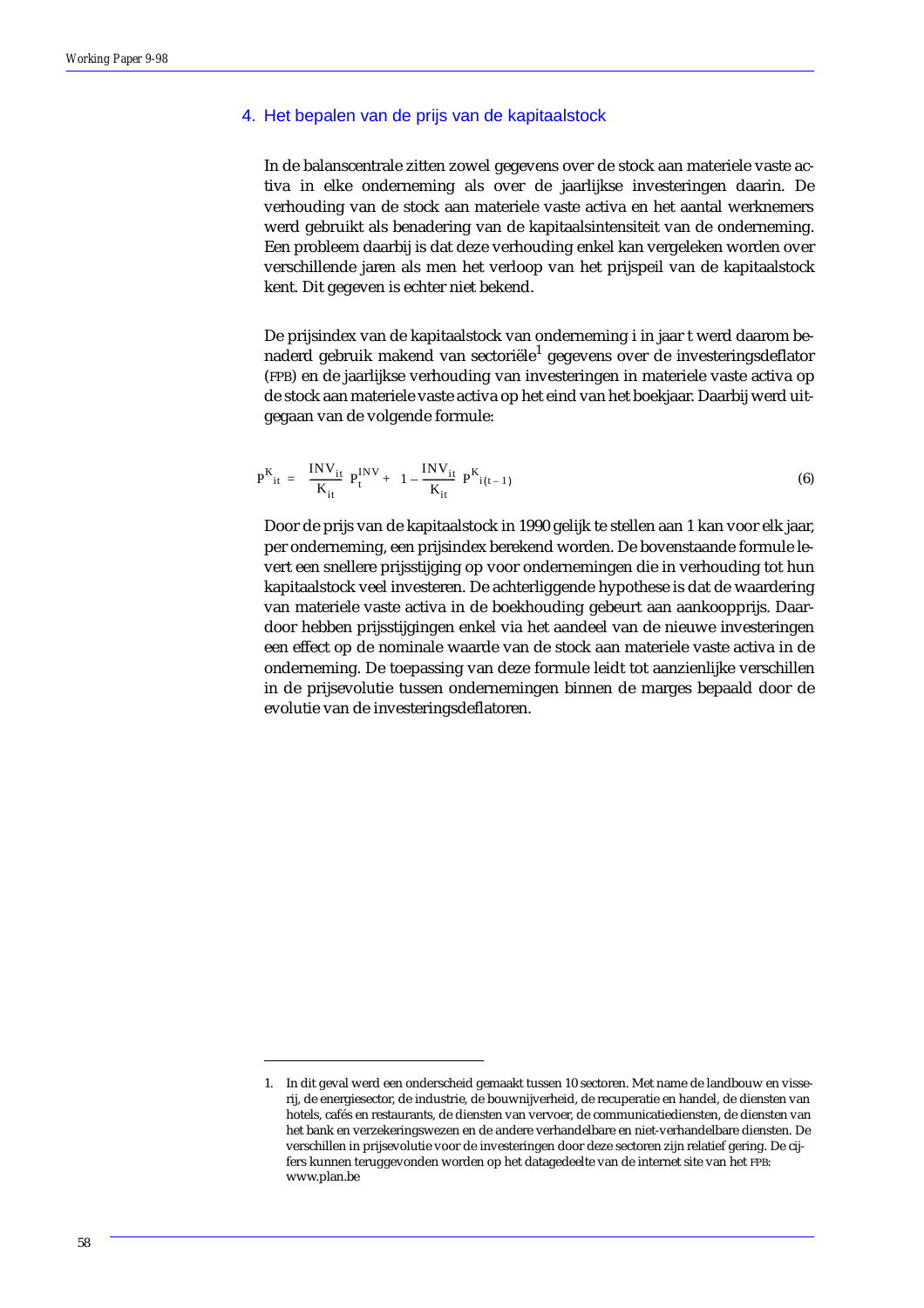## 4. Het bepalen van de prijs van de kapitaalstock

In de balanscentrale zitten zowel gegevens over de stock aan materiele vaste activa in elke onderneming als over de jaarlijkse investeringen daarin. De verhouding van de stock aan materiele vaste activa en het aantal werknemers werd gebruikt als benadering van de kapitaalsintensiteit van de onderneming. Een probleem daarbij is dat deze verhouding enkel kan vergeleken worden over verschillende jaren als men het verloop van het prijspeil van de kapitaalstock kent. Dit gegeven is echter niet bekend.

De prijsindex van de kapitaalstock van onderneming i in jaar t werd daarom benaderd gebruik makend van sectoriële[1] gegevens over de investeringsdeflator (FPB) en de jaarlijkse verhouding van investeringen in materiele vaste activa op de stock aan materiele vaste activa op het eind van het boekjaar. Daarbij werd uitgegaan van de volgende formule:

$$P^K_{it} = \frac{INV_{it}}{K_{it}} P_t^{INV} + \left(1 - \frac{INV_{it}}{K_{it}}\right) P^K_{i(t-1)} \qquad (6)$$

Door de prijs van de kapitaalstock in 1990 gelijk te stellen aan 1 kan voor elk jaar, per onderneming, een prijsindex berekend worden. De bovenstaande formule levert een snellere prijsstijging op voor ondernemingen die in verhouding tot hun kapitaalstock veel investeren. De achterliggende hypothese is dat de waardering van materiele vaste activa in de boekhouding gebeurt aan aankoopprijs. Daardoor hebben prijsstijgingen enkel via het aandeel van de nieuwe investeringen een effect op de nominale waarde van de stock aan materiele vaste activa in de onderneming. De toepassing van deze formule leidt tot aanzienlijke verschillen in de prijsevolutie tussen ondernemingen binnen de marges bepaald door de evolutie van de investeringsdeflatoren.

---

1. In dit geval werd een onderscheid gemaakt tussen 10 sectoren. Met name de landbouw en visserij, de energiesector, de industrie, de bouwnijverheid, de recuperatie en handel, de diensten van hotels, cafés en restaurants, de diensten van vervoer, de communicatiediensten, de diensten van het bank en verzekeringswezen en de andere verhandelbare en niet-verhandelbare diensten. De verschillen in prijsevolutie voor de investeringen door deze sectoren zijn relatief gering. De cijfers kunnen teruggevonden worden op het datagedeelte van de internet site van het FPB: www.plan.be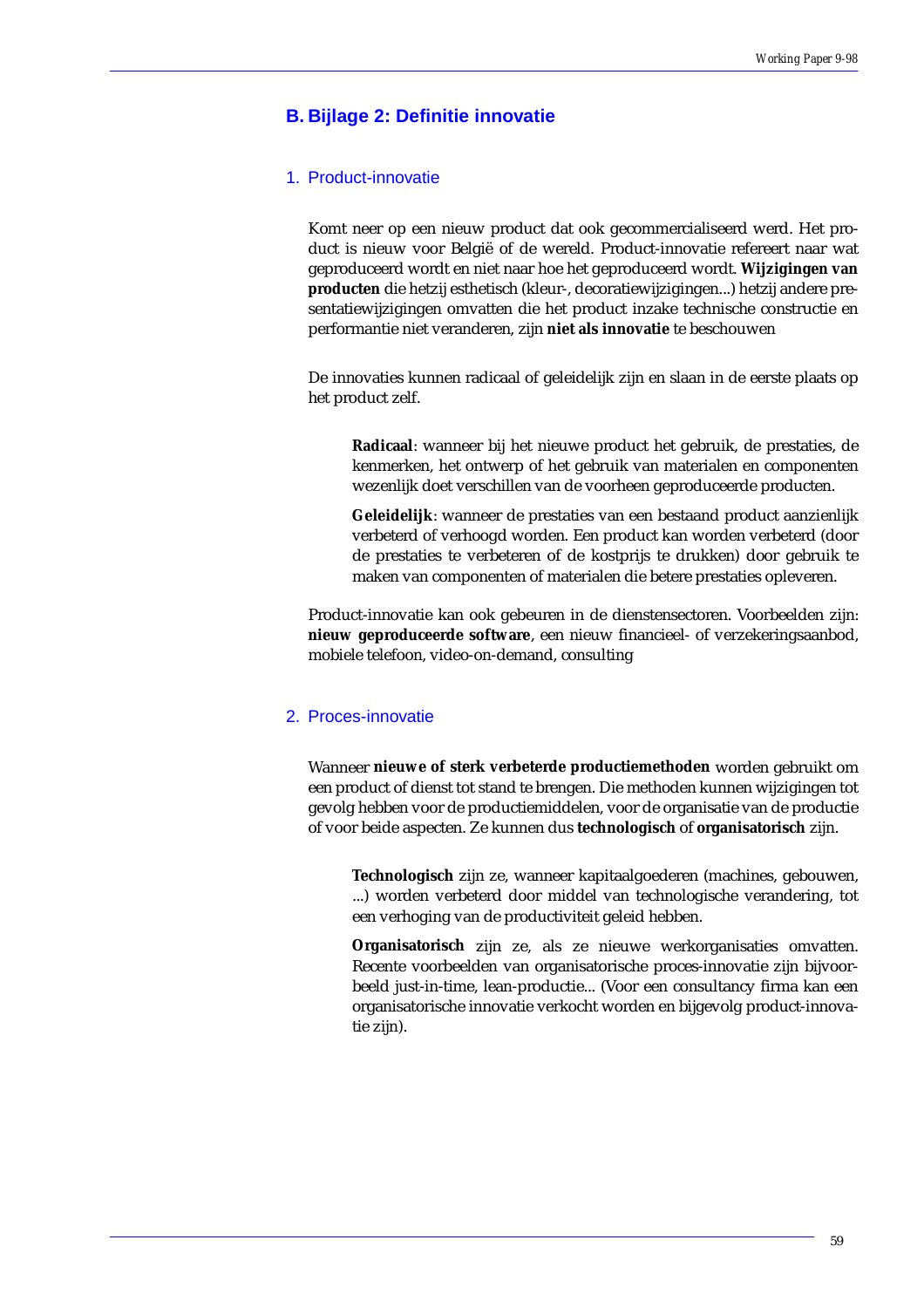## B. Bijlage 2: Definitie innovatie

### 1. Product-innovatie

Komt neer op een nieuw product dat ook gecommercialiseerd werd. Het product is nieuw voor België of de wereld. Product-innovatie refereert naar wat geproduceerd wordt en niet naar hoe het geproduceerd wordt. **Wijzigingen van producten** die hetzij esthetisch (kleur-, decoratiewijzigingen...) hetzij andere presentatiewijzigingen omvatten die het product inzake technische constructie en performantie niet veranderen, zijn **niet als innovatie** te beschouwen

De innovaties kunnen radicaal of geleidelijk zijn en slaan in de eerste plaats op het product zelf.

> **Radicaal**: wanneer bij het nieuwe product het gebruik, de prestaties, de kenmerken, het ontwerp of het gebruik van materialen en componenten wezenlijk doet verschillen van de voorheen geproduceerde producten.
>
> **Geleidelijk**: wanneer de prestaties van een bestaand product aanzienlijk verbeterd of verhoogd worden. Een product kan worden verbeterd (door de prestaties te verbeteren of de kostprijs te drukken) door gebruik te maken van componenten of materialen die betere prestaties opleveren.

Product-innovatie kan ook gebeuren in de dienstensectoren. Voorbeelden zijn: **nieuw geproduceerde software**, een nieuw financieel- of verzekeringsaanbod, mobiele telefoon, video-on-demand, consulting

### 2. Proces-innovatie

Wanneer **nieuwe of sterk verbeterde productiemethoden** worden gebruikt om een product of dienst tot stand te brengen. Die methoden kunnen wijzigingen tot gevolg hebben voor de productiemiddelen, voor de organisatie van de productie of voor beide aspecten. Ze kunnen dus **technologisch** of **organisatorisch** zijn.

> **Technologisch** zijn ze, wanneer kapitaalgoederen (machines, gebouwen, ...) worden verbeterd door middel van technologische verandering, tot een verhoging van de productiviteit geleid hebben.
>
> **Organisatorisch** zijn ze, als ze nieuwe werkorganisaties omvatten. Recente voorbeelden van organisatorische proces-innovatie zijn bijvoorbeeld just-in-time, lean-productie... (Voor een consultancy firma kan een organisatorische innovatie verkocht worden en bijgevolg product-innovatie zijn).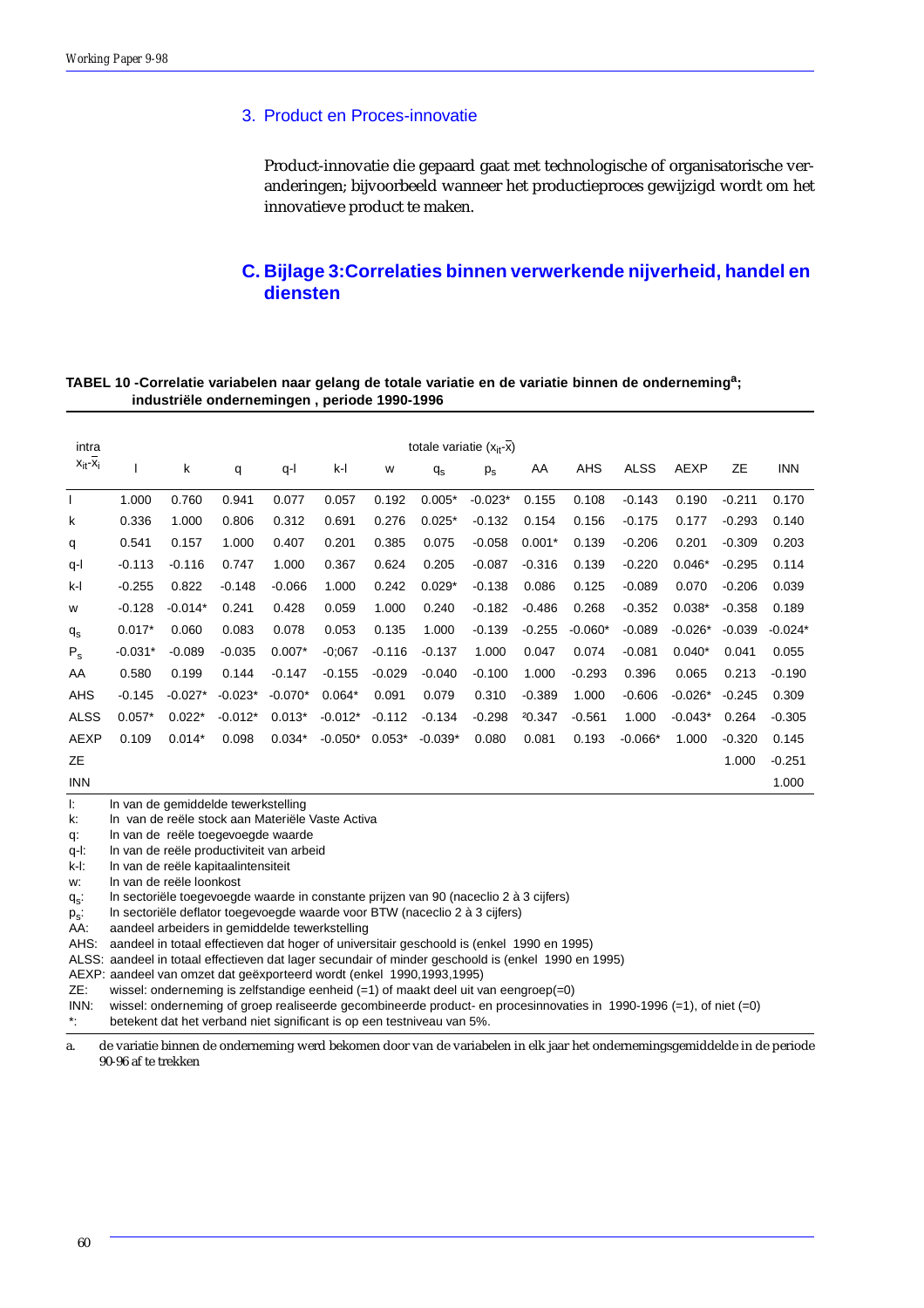### 3. Product en Proces-innovatie

Product-innovatie die gepaard gaat met technologische of organisatorische veranderingen; bijvoorbeeld wanneer het productieproces gewijzigd wordt om het innovatieve product te maken.

## C. Bijlage 3:Correlaties binnen verwerkende nijverheid, handel en diensten

**TABEL 10 -Correlatie variabelen naar gelang de totale variatie en de variatie binnen de onderneming[a]; industriële ondernemingen , periode 1990-1996**

| intra $x_{it}-\bar{x}_i$ | totale variatie ($x_{it}-\bar{x}$) | | | | | | | | | | | | | |
|---|---|---|---|---|---|---|---|---|---|---|---|---|---|---|
| | l | k | q | q-l | k-l | w | $q_s$ | $p_s$ | AA | AHS | ALSS | AEXP | ZE | INN |
| l | 1.000 | 0.760 | 0.941 | 0.077 | 0.057 | 0.192 | 0.005* | -0.023* | 0.155 | 0.108 | -0.143 | 0.190 | -0.211 | 0.170 |
| k | 0.336 | 1.000 | 0.806 | 0.312 | 0.691 | 0.276 | 0.025* | -0.132 | 0.154 | 0.156 | -0.175 | 0.177 | -0.293 | 0.140 |
| q | 0.541 | 0.157 | 1.000 | 0.407 | 0.201 | 0.385 | 0.075 | -0.058 | 0.001* | 0.139 | -0.206 | 0.201 | -0.309 | 0.203 |
| q-l | -0.113 | -0.116 | 0.747 | 1.000 | 0.367 | 0.624 | 0.205 | -0.087 | -0.316 | 0.139 | -0.220 | 0.046* | -0.295 | 0.114 |
| k-l | -0.255 | 0.822 | -0.148 | -0.066 | 1.000 | 0.242 | 0.029* | -0.138 | 0.086 | 0.125 | -0.089 | 0.070 | -0.206 | 0.039 |
| w | -0.128 | -0.014* | 0.241 | 0.428 | 0.059 | 1.000 | 0.240 | -0.182 | -0.486 | 0.268 | -0.352 | 0.038* | -0.358 | 0.189 |
| $q_s$ | 0.017* | 0.060 | 0.083 | 0.078 | 0.053 | 0.135 | 1.000 | -0.139 | -0.255 | -0.060* | -0.089 | -0.026* | -0.039 | -0.024* |
| $P_s$ | -0.031* | -0.089 | -0.035 | 0.007* | -0;067 | -0.116 | -0.137 | 1.000 | 0.047 | 0.074 | -0.081 | 0.040* | 0.041 | 0.055 |
| AA | 0.580 | 0.199 | 0.144 | -0.147 | -0.155 | -0.029 | -0.040 | -0.100 | 1.000 | -0.293 | 0.396 | 0.065 | 0.213 | -0.190 |
| AHS | -0.145 | -0.027* | -0.023* | -0.070* | 0.064* | 0.091 | 0.079 | 0.310 | -0.389 | 1.000 | -0.606 | -0.026* | -0.245 | 0.309 |
| ALSS | 0.057* | 0.022* | -0.012* | 0.013* | -0.012* | -0.112 | -0.134 | -0.298 | ²0.347 | -0.561 | 1.000 | -0.043* | 0.264 | -0.305 |
| AEXP | 0.109 | 0.014* | 0.098 | 0.034* | -0.050* | 0.053* | -0.039* | 0.080 | 0.081 | 0.193 | -0.066* | 1.000 | -0.320 | 0.145 |
| ZE | | | | | | | | | | | | | 1.000 | -0.251 |
| INN | | | | | | | | | | | | | | 1.000 |

l: ln van de gemiddelde tewerkstelling
k: ln van de reële stock aan Materiële Vaste Activa
q: ln van de reële toegevoegde waarde
q-l: ln van de reële productiviteit van arbeid
k-l: ln van de reële kapitaalintensiteit
w: ln van de reële loonkost
$q_s$: ln sectoriële toegevoegde waarde in constante prijzen van 90 (naceclio 2 à 3 cijfers)
$p_s$: ln sectoriële deflator toegevoegde waarde voor BTW (naceclio 2 à 3 cijfers)
AA: aandeel arbeiders in gemiddelde tewerkstelling
AHS: aandeel in totaal effectieven dat hoger of universitair geschoold is (enkel 1990 en 1995)
ALSS: aandeel in totaal effectieven dat lager secundair of minder geschoold is (enkel 1990 en 1995)
AEXP: aandeel van omzet dat geëxporteerd wordt (enkel 1990,1993,1995)
ZE: wissel: onderneming is zelfstandige eenheid (=1) of maakt deel uit van eengroep(=0)
INN: wissel: onderneming of groep realiseerde gecombineerde product- en procesinnovaties in 1990-1996 (=1), of niet (=0)
*: betekent dat het verband niet significant is op een testniveau van 5%.

a. de variatie binnen de onderneming werd bekomen door van de variabelen in elk jaar het ondernemingsgemiddelde in de periode 90-96 af te trekken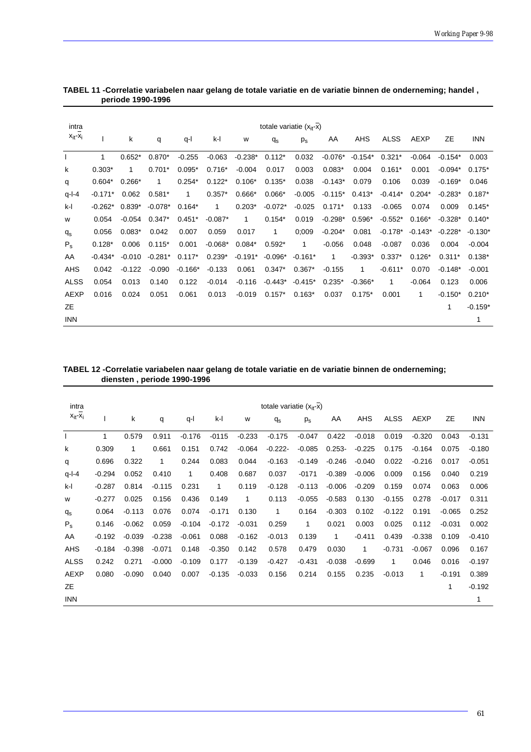**TABEL 11 -Correlatie variabelen naar gelang de totale variatie en de variatie binnen de onderneming; handel , periode 1990-1996**

| intra $x_{it}-\bar{x}_i$ | totale variatie $(x_{it}-\bar{x})$ | | | | | | | | | | | | | |
|---|---|---|---|---|---|---|---|---|---|---|---|---|---|---|
| | l | k | q | q-l | k-l | w | $q_s$ | $p_s$ | AA | AHS | ALSS | AEXP | ZE | INN |
| l | 1 | 0.652* | 0.870* | -0.255 | -0.063 | -0.238* | 0.112* | 0.032 | -0.076* | -0.154* | 0.321* | -0.064 | -0.154* | 0.003 |
| k | 0.303* | 1 | 0.701* | 0.095* | 0.716* | -0.004 | 0.017 | 0.003 | 0.083* | 0.004 | 0.161* | 0.001 | -0.094* | 0.175* |
| q | 0.604* | 0.266* | 1 | 0.254* | 0.122* | 0.106* | 0.135* | 0.038 | -0.143* | 0.079 | 0.106 | 0.039 | -0.169* | 0.046 |
| q-l-4 | -0.171* | 0.062 | 0.581* | 1 | 0.357* | 0.666* | 0.066* | -0.005 | -0.115* | 0.413* | -0.414* | 0.204* | -0.283* | 0.187* |
| k-l | -0.262* | 0.839* | -0.078* | 0.164* | 1 | 0.203* | -0.072* | -0.025 | 0.171* | 0.133 | -0.065 | 0.074 | 0.009 | 0.145* |
| w | 0.054 | -0.054 | 0.347* | 0.451* | -0.087* | 1 | 0.154* | 0.019 | -0.298* | 0.596* | -0.552* | 0.166* | -0.328* | 0.140* |
| $q_s$ | 0.056 | 0.083* | 0.042 | 0.007 | 0.059 | 0.017 | 1 | 0;009 | -0.204* | 0.081 | -0.178* | -0.143* | -0.228* | -0.130* |
| $P_s$ | 0.128* | 0.006 | 0.115* | 0.001 | -0.068* | 0.084* | 0.592* | 1 | -0.056 | 0.048 | -0.087 | 0.036 | 0.004 | -0.004 |
| AA | -0.434* | -0.010 | -0.281* | 0.117* | 0.239* | -0.191* | -0.096* | -0.161* | 1 | -0.393* | 0.337* | 0.126* | 0.311* | 0.138* |
| AHS | 0.042 | -0.122 | -0.090 | -0.166* | -0.133 | 0.061 | 0.347* | 0.367* | -0.155 | 1 | -0.611* | 0.070 | -0.148* | -0.001 |
| ALSS | 0.054 | 0.013 | 0.140 | 0.122 | -0.014 | -0.116 | -0.443* | -0.415* | 0.235* | -0.366* | 1 | -0.064 | 0.123 | 0.006 |
| AEXP | 0.016 | 0.024 | 0.051 | 0.061 | 0.013 | -0.019 | 0.157* | 0.163* | 0.037 | 0.175* | 0.001 | 1 | -0.150* | 0.210* |
| ZE | | | | | | | | | | | | | 1 | -0.159* |
| INN | | | | | | | | | | | | | | 1 |

**TABEL 12 -Correlatie variabelen naar gelang de totale variatie en de variatie binnen de onderneming; diensten , periode 1990-1996**

| intra $x_{it}-\bar{x}_i$ | totale variatie $(x_{it}-\bar{x})$ | | | | | | | | | | | | | |
|---|---|---|---|---|---|---|---|---|---|---|---|---|---|---|
| | l | k | q | q-l | k-l | w | $q_s$ | $p_s$ | AA | AHS | ALSS | AEXP | ZE | INN |
| l | 1 | 0.579 | 0.911 | -0.176 | -0115 | -0.233 | -0.175 | -0.047 | 0.422 | -0.018 | 0.019 | -0.320 | 0.043 | -0.131 |
| k | 0.309 | 1 | 0.661 | 0.151 | 0.742 | -0.064 | -0.222- | -0.085 | 0.253- | -0.225 | 0.175 | -0.164 | 0.075 | -0.180 |
| q | 0.696 | 0.322 | 1 | 0.244 | 0.083 | 0.044 | -0.163 | -0.149 | -0.246 | -0.040 | 0.022 | -0.216 | 0.017 | -0.051 |
| q-l-4 | -0.294 | 0.052 | 0.410 | 1 | 0.408 | 0.687 | 0.037 | -0171 | -0.389 | -0.006 | 0.009 | 0.156 | 0.040 | 0.219 |
| k-l | -0.287 | 0.814 | -0.115 | 0.231 | 1 | 0.119 | -0.128 | -0.113 | -0.006 | -0.209 | 0.159 | 0.074 | 0.063 | 0.006 |
| w | -0.277 | 0.025 | 0.156 | 0.436 | 0.149 | 1 | 0.113 | -0.055 | -0.583 | 0.130 | -0.155 | 0.278 | -0.017 | 0.311 |
| $q_s$ | 0.064 | -0.113 | 0.076 | 0.074 | -0.171 | 0.130 | 1 | 0.164 | -0.303 | 0.102 | -0.122 | 0.191 | -0.065 | 0.252 |
| $P_s$ | 0.146 | -0.062 | 0.059 | -0.104 | -0.172 | -0.031 | 0.259 | 1 | 0.021 | 0.003 | 0.025 | 0.112 | -0.031 | 0.002 |
| AA | -0.192 | -0.039 | -0.238 | -0.061 | 0.088 | -0.162 | -0.013 | 0.139 | 1 | -0.411 | 0.439 | -0.338 | 0.109 | -0.410 |
| AHS | -0.184 | -0.398 | -0.071 | 0.148 | -0.350 | 0.142 | 0.578 | 0.479 | 0.030 | 1 | -0.731 | -0.067 | 0.096 | 0.167 |
| ALSS | 0.242 | 0.271 | -0.000 | -0.109 | 0.177 | -0.139 | -0.427 | -0.431 | -0.038 | -0.699 | 1 | 0.046 | 0.016 | -0.197 |
| AEXP | 0.080 | -0.090 | 0.040 | 0.007 | -0.135 | -0.033 | 0.156 | 0.214 | 0.155 | 0.235 | -0.013 | 1 | -0.191 | 0.389 |
| ZE | | | | | | | | | | | | | 1 | -0.192 |
| INN | | | | | | | | | | | | | | 1 |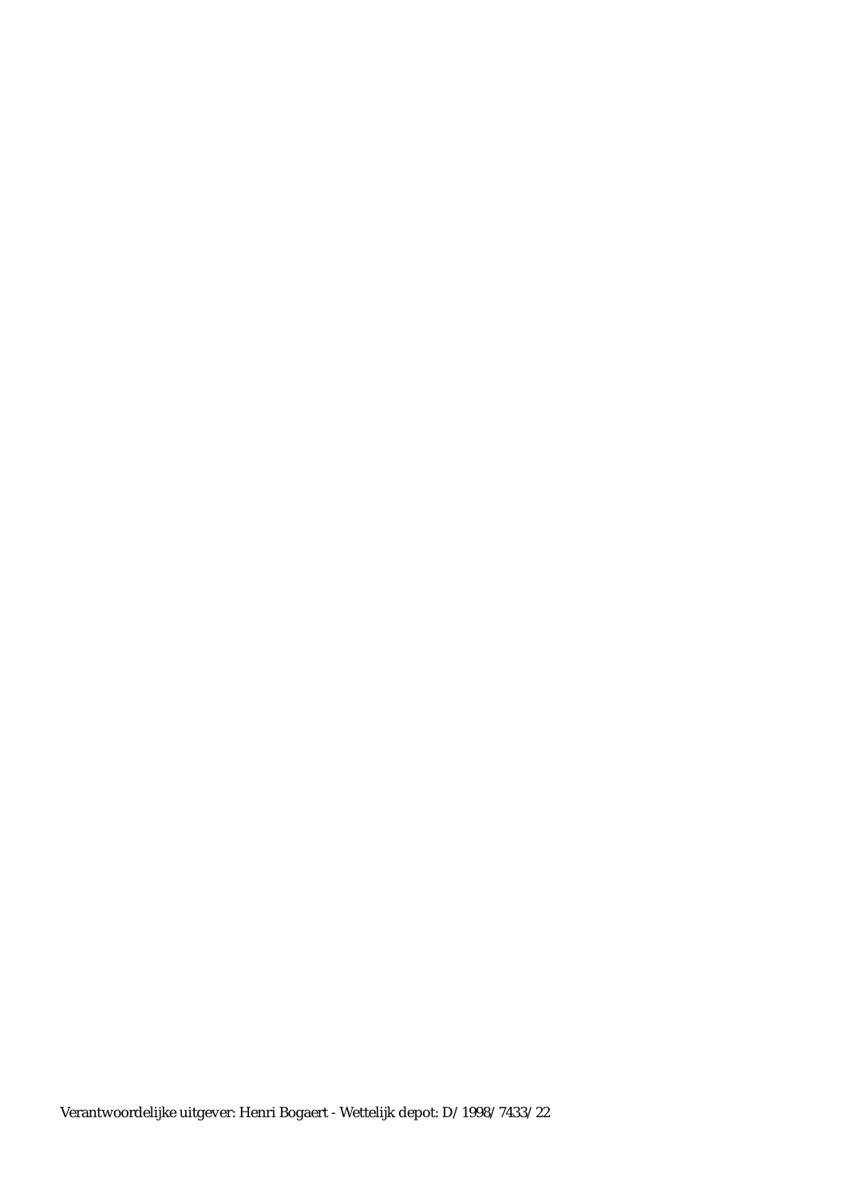Verantwoordelijke uitgever: Henri Bogaert - Wettelijk depot: D/1998/7433/22